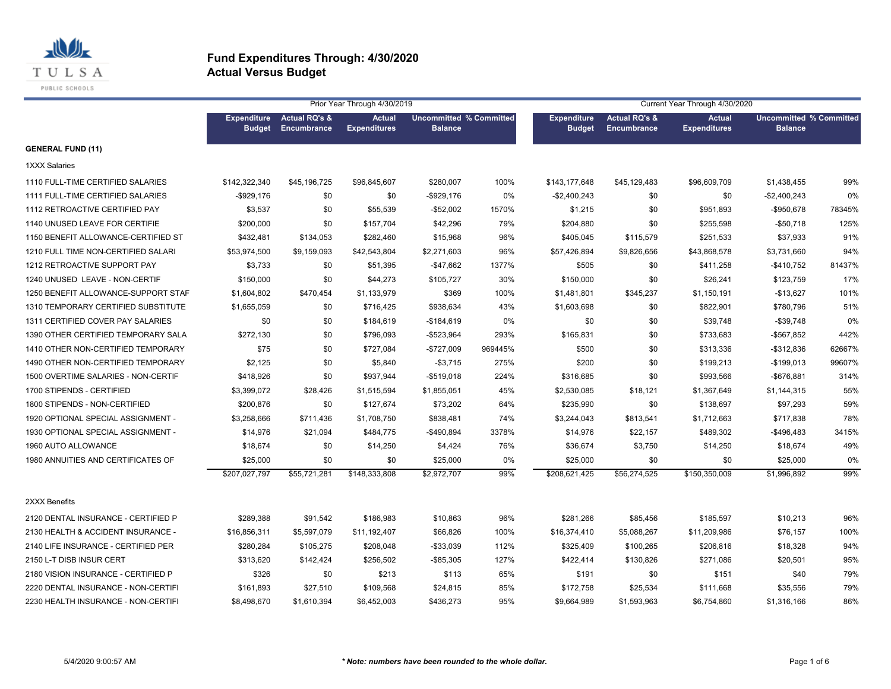# Fund Expenditures Through: 4/30/2020
## Actual Versus Budget

| | Prior Year Through 4/30/2019 | | | | | Current Year Through 4/30/2020 | | | | |
|---|---|---|---|---|---|---|---|---|---|---|
| | Expenditure Budget | Actual RQ's & Encumbrance | Actual Expenditures | Uncommitted Balance | % Committed | Expenditure Budget | Actual RQ's & Encumbrance | Actual Expenditures | Uncommitted Balance | % Committed |
| **GENERAL FUND (11)** | | | | | | | | | | |
| 1XXX Salaries | | | | | | | | | | |
| 1110 FULL-TIME CERTIFIED SALARIES | $142,322,340 | $45,196,725 | $96,845,607 | $280,007 | 100% | $143,177,648 | $45,129,483 | $96,609,709 | $1,438,455 | 99% |
| 1111 FULL-TIME CERTIFIED SALARIES | -$929,176 | $0 | $0 | -$929,176 | 0% | -$2,400,243 | $0 | $0 | -$2,400,243 | 0% |
| 1112 RETROACTIVE CERTIFIED PAY | $3,537 | $0 | $55,539 | -$52,002 | 1570% | $1,215 | $0 | $951,893 | -$950,678 | 78345% |
| 1140 UNUSED LEAVE FOR CERTIFIE | $200,000 | $0 | $157,704 | $42,296 | 79% | $204,880 | $0 | $255,598 | -$50,718 | 125% |
| 1150 BENEFIT ALLOWANCE-CERTIFIED ST | $432,481 | $134,053 | $282,460 | $15,968 | 96% | $405,045 | $115,579 | $251,533 | $37,933 | 91% |
| 1210 FULL TIME NON-CERTIFIED SALARI | $53,974,500 | $9,159,093 | $42,543,804 | $2,271,603 | 96% | $57,426,894 | $9,826,656 | $43,868,578 | $3,731,660 | 94% |
| 1212 RETROACTIVE SUPPORT PAY | $3,733 | $0 | $51,395 | -$47,662 | 1377% | $505 | $0 | $411,258 | -$410,752 | 81437% |
| 1240 UNUSED LEAVE - NON-CERTIF | $150,000 | $0 | $44,273 | $105,727 | 30% | $150,000 | $0 | $26,241 | $123,759 | 17% |
| 1250 BENEFIT ALLOWANCE-SUPPORT STAF | $1,604,802 | $470,454 | $1,133,979 | $369 | 100% | $1,481,801 | $345,237 | $1,150,191 | -$13,627 | 101% |
| 1310 TEMPORARY CERTIFIED SUBSTITUTE | $1,655,059 | $0 | $716,425 | $938,634 | 43% | $1,603,698 | $0 | $822,901 | $780,796 | 51% |
| 1311 CERTIFIED COVER PAY SALARIES | $0 | $0 | $184,619 | -$184,619 | 0% | $0 | $0 | $39,748 | -$39,748 | 0% |
| 1390 OTHER CERTIFIED TEMPORARY SALA | $272,130 | $0 | $796,093 | -$523,964 | 293% | $165,831 | $0 | $733,683 | -$567,852 | 442% |
| 1410 OTHER NON-CERTIFIED TEMPORARY | $75 | $0 | $727,084 | -$727,009 | 969445% | $500 | $0 | $313,336 | -$312,836 | 62667% |
| 1490 OTHER NON-CERTIFIED TEMPORARY | $2,125 | $0 | $5,840 | -$3,715 | 275% | $200 | $0 | $199,213 | -$199,013 | 99607% |
| 1500 OVERTIME SALARIES - NON-CERTIF | $418,926 | $0 | $937,944 | -$519,018 | 224% | $316,685 | $0 | $993,566 | -$676,881 | 314% |
| 1700 STIPENDS - CERTIFIED | $3,399,072 | $28,426 | $1,515,594 | $1,855,051 | 45% | $2,530,085 | $18,121 | $1,367,649 | $1,144,315 | 55% |
| 1800 STIPENDS - NON-CERTIFIED | $200,876 | $0 | $127,674 | $73,202 | 64% | $235,990 | $0 | $138,697 | $97,293 | 59% |
| 1920 OPTIONAL SPECIAL ASSIGNMENT - | $3,258,666 | $711,436 | $1,708,750 | $838,481 | 74% | $3,244,043 | $813,541 | $1,712,663 | $717,838 | 78% |
| 1930 OPTIONAL SPECIAL ASSIGNMENT - | $14,976 | $21,094 | $484,775 | -$490,894 | 3378% | $14,976 | $22,157 | $489,302 | -$496,483 | 3415% |
| 1960 AUTO ALLOWANCE | $18,674 | $0 | $14,250 | $4,424 | 76% | $36,674 | $3,750 | $14,250 | $18,674 | 49% |
| 1980 ANNUITIES AND CERTIFICATES OF | $25,000 | $0 | $0 | $25,000 | 0% | $25,000 | $0 | $0 | $25,000 | 0% |
| | $207,027,797 | $55,721,281 | $148,333,808 | $2,972,707 | 99% | $208,621,425 | $56,274,525 | $150,350,009 | $1,996,892 | 99% |
| 2XXX Benefits | | | | | | | | | | |
| 2120 DENTAL INSURANCE - CERTIFIED P | $289,388 | $91,542 | $186,983 | $10,863 | 96% | $281,266 | $85,456 | $185,597 | $10,213 | 96% |
| 2130 HEALTH & ACCIDENT INSURANCE - | $16,856,311 | $5,597,079 | $11,192,407 | $66,826 | 100% | $16,374,410 | $5,088,267 | $11,209,986 | $76,157 | 100% |
| 2140 LIFE INSURANCE - CERTIFIED PER | $280,284 | $105,275 | $208,048 | -$33,039 | 112% | $325,409 | $100,265 | $206,816 | $18,328 | 94% |
| 2150 L-T DISB INSUR CERT | $313,620 | $142,424 | $256,502 | -$85,305 | 127% | $422,414 | $130,826 | $271,086 | $20,501 | 95% |
| 2180 VISION INSURANCE - CERTIFIED P | $326 | $0 | $213 | $113 | 65% | $191 | $0 | $151 | $40 | 79% |
| 2220 DENTAL INSURANCE - NON-CERTIFI | $161,893 | $27,510 | $109,568 | $24,815 | 85% | $172,758 | $25,534 | $111,668 | $35,556 | 79% |
| 2230 HEALTH INSURANCE - NON-CERTIFI | $8,498,670 | $1,610,394 | $6,452,003 | $436,273 | 95% | $9,664,989 | $1,593,963 | $6,754,860 | $1,316,166 | 86% |

5/4/2020 9:00:57 AM

*** Note: numbers have been rounded to the whole dollar.***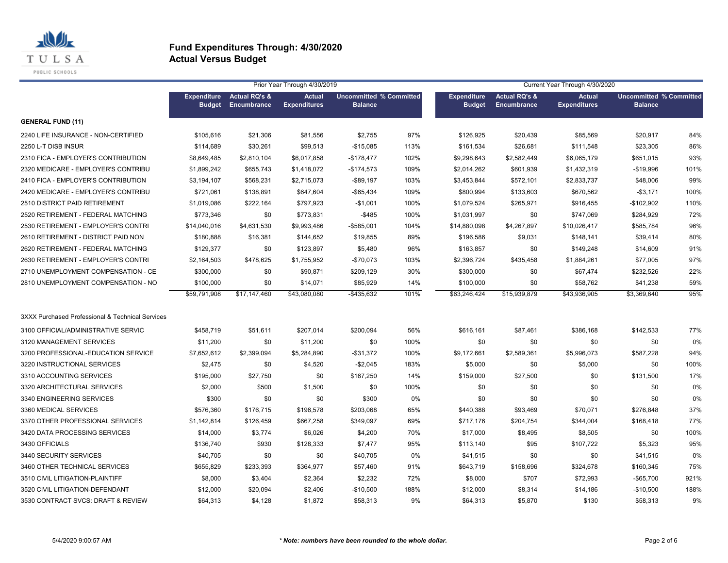# Fund Expenditures Through: 4/30/2020
## Actual Versus Budget

| | Prior Year Through 4/30/2019 | | | | | Current Year Through 4/30/2020 | | | | |
|---|---|---|---|---|---|---|---|---|---|---|
| | Expenditure Budget | Actual RQ's & Encumbrance | Actual Expenditures | Uncommitted Balance | % Committed | Expenditure Budget | Actual RQ's & Encumbrance | Actual Expenditures | Uncommitted Balance | % Committed |
| **GENERAL FUND (11)** | | | | | | | | | | |
| 2240 LIFE INSURANCE - NON-CERTIFIED | $105,616 | $21,306 | $81,556 | $2,755 | 97% | $126,925 | $20,439 | $85,569 | $20,917 | 84% |
| 2250 L-T DISB INSUR | $114,689 | $30,261 | $99,513 | -$15,085 | 113% | $161,534 | $26,681 | $111,548 | $23,305 | 86% |
| 2310 FICA - EMPLOYER'S CONTRIBUTION | $8,649,485 | $2,810,104 | $6,017,858 | -$178,477 | 102% | $9,298,643 | $2,582,449 | $6,065,179 | $651,015 | 93% |
| 2320 MEDICARE - EMPLOYER'S CONTRIBU | $1,899,242 | $655,743 | $1,418,072 | -$174,573 | 109% | $2,014,262 | $601,939 | $1,432,319 | -$19,996 | 101% |
| 2410 FICA - EMPLOYER'S CONTRIBUTION | $3,194,107 | $568,231 | $2,715,073 | -$89,197 | 103% | $3,453,844 | $572,101 | $2,833,737 | $48,006 | 99% |
| 2420 MEDICARE - EMPLOYER'S CONTRIBU | $721,061 | $138,891 | $647,604 | -$65,434 | 109% | $800,994 | $133,603 | $670,562 | -$3,171 | 100% |
| 2510 DISTRICT PAID RETIREMENT | $1,019,086 | $222,164 | $797,923 | -$1,001 | 100% | $1,079,524 | $265,971 | $916,455 | -$102,902 | 110% |
| 2520 RETIREMENT - FEDERAL MATCHING | $773,346 | $0 | $773,831 | -$485 | 100% | $1,031,997 | $0 | $747,069 | $284,929 | 72% |
| 2530 RETIREMENT - EMPLOYER'S CONTRI | $14,040,016 | $4,631,530 | $9,993,486 | -$585,001 | 104% | $14,880,098 | $4,267,897 | $10,026,417 | $585,784 | 96% |
| 2610 RETIREMENT - DISTRICT PAID NON | $180,888 | $16,381 | $144,652 | $19,855 | 89% | $196,586 | $9,031 | $148,141 | $39,414 | 80% |
| 2620 RETIREMENT - FEDERAL MATCHING | $129,377 | $0 | $123,897 | $5,480 | 96% | $163,857 | $0 | $149,248 | $14,609 | 91% |
| 2630 RETIREMENT - EMPLOYER'S CONTRI | $2,164,503 | $478,625 | $1,755,952 | -$70,073 | 103% | $2,396,724 | $435,458 | $1,884,261 | $77,005 | 97% |
| 2710 UNEMPLOYMENT COMPENSATION - CE | $300,000 | $0 | $90,871 | $209,129 | 30% | $300,000 | $0 | $67,474 | $232,526 | 22% |
| 2810 UNEMPLOYMENT COMPENSATION - NO | $100,000 | $0 | $14,071 | $85,929 | 14% | $100,000 | $0 | $58,762 | $41,238 | 59% |
| | $59,791,908 | $17,147,460 | $43,080,080 | -$435,632 | 101% | $63,246,424 | $15,939,879 | $43,936,905 | $3,369,640 | 95% |
| 3XXX Purchased Professional & Technical Services | | | | | | | | | | |
| 3100 OFFICIAL/ADMINISTRATIVE SERVIC | $458,719 | $51,611 | $207,014 | $200,094 | 56% | $616,161 | $87,461 | $386,168 | $142,533 | 77% |
| 3120 MANAGEMENT SERVICES | $11,200 | $0 | $11,200 | $0 | 100% | $0 | $0 | $0 | $0 | 0% |
| 3200 PROFESSIONAL-EDUCATION SERVICE | $7,652,612 | $2,399,094 | $5,284,890 | -$31,372 | 100% | $9,172,661 | $2,589,361 | $5,996,073 | $587,228 | 94% |
| 3220 INSTRUCTIONAL SERVICES | $2,475 | $0 | $4,520 | -$2,045 | 183% | $5,000 | $0 | $5,000 | $0 | 100% |
| 3310 ACCOUNTING SERVICES | $195,000 | $27,750 | $0 | $167,250 | 14% | $159,000 | $27,500 | $0 | $131,500 | 17% |
| 3320 ARCHITECTURAL SERVICES | $2,000 | $500 | $1,500 | $0 | 100% | $0 | $0 | $0 | $0 | 0% |
| 3340 ENGINEERING SERVICES | $300 | $0 | $0 | $300 | 0% | $0 | $0 | $0 | $0 | 0% |
| 3360 MEDICAL SERVICES | $576,360 | $176,715 | $196,578 | $203,068 | 65% | $440,388 | $93,469 | $70,071 | $276,848 | 37% |
| 3370 OTHER PROFESSIONAL SERVICES | $1,142,814 | $126,459 | $667,258 | $349,097 | 69% | $717,176 | $204,754 | $344,004 | $168,418 | 77% |
| 3420 DATA PROCESSING SERVICES | $14,000 | $3,774 | $6,026 | $4,200 | 70% | $17,000 | $8,495 | $8,505 | $0 | 100% |
| 3430 OFFICIALS | $136,740 | $930 | $128,333 | $7,477 | 95% | $113,140 | $95 | $107,722 | $5,323 | 95% |
| 3440 SECURITY SERVICES | $40,705 | $0 | $0 | $40,705 | 0% | $41,515 | $0 | $0 | $41,515 | 0% |
| 3460 OTHER TECHNICAL SERVICES | $655,829 | $233,393 | $364,977 | $57,460 | 91% | $643,719 | $158,696 | $324,678 | $160,345 | 75% |
| 3510 CIVIL LITIGATION-PLAINTIFF | $8,000 | $3,404 | $2,364 | $2,232 | 72% | $8,000 | $707 | $72,993 | -$65,700 | 921% |
| 3520 CIVIL LITIGATION-DEFENDANT | $12,000 | $20,094 | $2,406 | -$10,500 | 188% | $12,000 | $8,314 | $14,186 | -$10,500 | 188% |
| 3530 CONTRACT SVCS: DRAFT & REVIEW | $64,313 | $4,128 | $1,872 | $58,313 | 9% | $64,313 | $5,870 | $130 | $58,313 | 9% |

5/4/2020 9:00:57 AM

*\* Note: numbers have been rounded to the whole dollar.*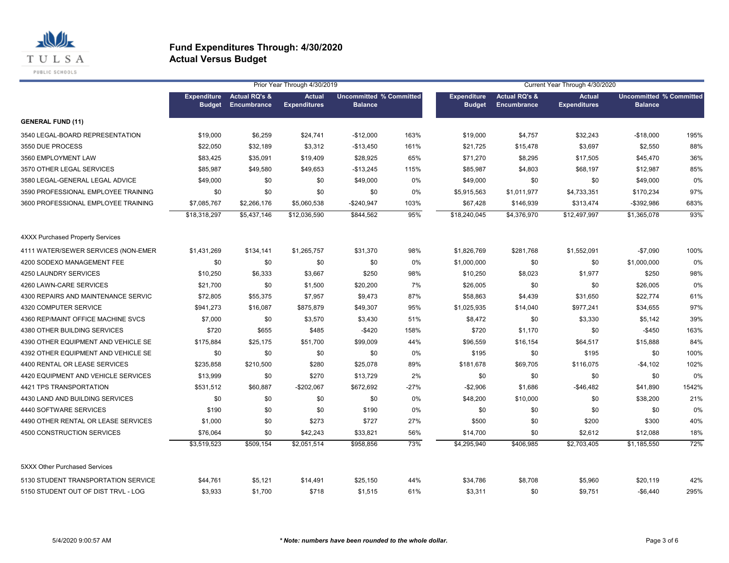# Fund Expenditures Through: 4/30/2020
## Actual Versus Budget

| | Prior Year Through 4/30/2019 | | | | | Current Year Through 4/30/2020 | | | | |
|---|---|---|---|---|---|---|---|---|---|---|
| | Expenditure Budget | Actual RQ's & Encumbrance | Actual Expenditures | Uncommitted Balance | % Committed | Expenditure Budget | Actual RQ's & Encumbrance | Actual Expenditures | Uncommitted Balance | % Committed |
| **GENERAL FUND (11)** | | | | | | | | | | |
| 3540 LEGAL-BOARD REPRESENTATION | $19,000 | $6,259 | $24,741 | -$12,000 | 163% | $19,000 | $4,757 | $32,243 | -$18,000 | 195% |
| 3550 DUE PROCESS | $22,050 | $32,189 | $3,312 | -$13,450 | 161% | $21,725 | $15,478 | $3,697 | $2,550 | 88% |
| 3560 EMPLOYMENT LAW | $83,425 | $35,091 | $19,409 | $28,925 | 65% | $71,270 | $8,295 | $17,505 | $45,470 | 36% |
| 3570 OTHER LEGAL SERVICES | $85,987 | $49,580 | $49,653 | -$13,245 | 115% | $85,987 | $4,803 | $68,197 | $12,987 | 85% |
| 3580 LEGAL-GENERAL LEGAL ADVICE | $49,000 | $0 | $0 | $49,000 | 0% | $49,000 | $0 | $0 | $49,000 | 0% |
| 3590 PROFESSIONAL EMPLOYEE TRAINING | $0 | $0 | $0 | $0 | 0% | $5,915,563 | $1,011,977 | $4,733,351 | $170,234 | 97% |
| 3600 PROFESSIONAL EMPLOYEE TRAINING | $7,085,767 | $2,266,176 | $5,060,538 | -$240,947 | 103% | $67,428 | $146,939 | $313,474 | -$392,986 | 683% |
| | $18,318,297 | $5,437,146 | $12,036,590 | $844,562 | 95% | $18,240,045 | $4,376,970 | $12,497,997 | $1,365,078 | 93% |
| 4XXX Purchased Property Services | | | | | | | | | | |
| 4111 WATER/SEWER SERVICES (NON-EMER | $1,431,269 | $134,141 | $1,265,757 | $31,370 | 98% | $1,826,769 | $281,768 | $1,552,091 | -$7,090 | 100% |
| 4200 SODEXO MANAGEMENT FEE | $0 | $0 | $0 | $0 | 0% | $1,000,000 | $0 | $0 | $1,000,000 | 0% |
| 4250 LAUNDRY SERVICES | $10,250 | $6,333 | $3,667 | $250 | 98% | $10,250 | $8,023 | $1,977 | $250 | 98% |
| 4260 LAWN-CARE SERVICES | $21,700 | $0 | $1,500 | $20,200 | 7% | $26,005 | $0 | $0 | $26,005 | 0% |
| 4300 REPAIRS AND MAINTENANCE SERVIC | $72,805 | $55,375 | $7,957 | $9,473 | 87% | $58,863 | $4,439 | $31,650 | $22,774 | 61% |
| 4320 COMPUTER SERVICE | $941,273 | $16,087 | $875,879 | $49,307 | 95% | $1,025,935 | $14,040 | $977,241 | $34,655 | 97% |
| 4360 REP/MAINT OFFICE MACHINE SVCS | $7,000 | $0 | $3,570 | $3,430 | 51% | $8,472 | $0 | $3,330 | $5,142 | 39% |
| 4380 OTHER BUILDING SERVICES | $720 | $655 | $485 | -$420 | 158% | $720 | $1,170 | $0 | -$450 | 163% |
| 4390 OTHER EQUIPMENT AND VEHICLE SE | $175,884 | $25,175 | $51,700 | $99,009 | 44% | $96,559 | $16,154 | $64,517 | $15,888 | 84% |
| 4392 OTHER EQUIPMENT AND VEHICLE SE | $0 | $0 | $0 | $0 | 0% | $195 | $0 | $195 | $0 | 100% |
| 4400 RENTAL OR LEASE SERVICES | $235,858 | $210,500 | $280 | $25,078 | 89% | $181,678 | $69,705 | $116,075 | -$4,102 | 102% |
| 4420 EQUIPMENT AND VEHICLE SERVICES | $13,999 | $0 | $270 | $13,729 | 2% | $0 | $0 | $0 | $0 | 0% |
| 4421 TPS TRANSPORTATION | $531,512 | $60,887 | -$202,067 | $672,692 | -27% | -$2,906 | $1,686 | -$46,482 | $41,890 | 1542% |
| 4430 LAND AND BUILDING SERVICES | $0 | $0 | $0 | $0 | 0% | $48,200 | $10,000 | $0 | $38,200 | 21% |
| 4440 SOFTWARE SERVICES | $190 | $0 | $0 | $190 | 0% | $0 | $0 | $0 | $0 | 0% |
| 4490 OTHER RENTAL OR LEASE SERVICES | $1,000 | $0 | $273 | $727 | 27% | $500 | $0 | $200 | $300 | 40% |
| 4500 CONSTRUCTION SERVICES | $76,064 | $0 | $42,243 | $33,821 | 56% | $14,700 | $0 | $2,612 | $12,088 | 18% |
| | $3,519,523 | $509,154 | $2,051,514 | $958,856 | 73% | $4,295,940 | $406,985 | $2,703,405 | $1,185,550 | 72% |
| 5XXX Other Purchased Services | | | | | | | | | | |
| 5130 STUDENT TRANSPORTATION SERVICE | $44,761 | $5,121 | $14,491 | $25,150 | 44% | $34,786 | $8,708 | $5,960 | $20,119 | 42% |
| 5150 STUDENT OUT OF DIST TRVL - LOG | $3,933 | $1,700 | $718 | $1,515 | 61% | $3,311 | $0 | $9,751 | -$6,440 | 295% |

5/4/2020 9:00:57 AM

*** Note: numbers have been rounded to the whole dollar.**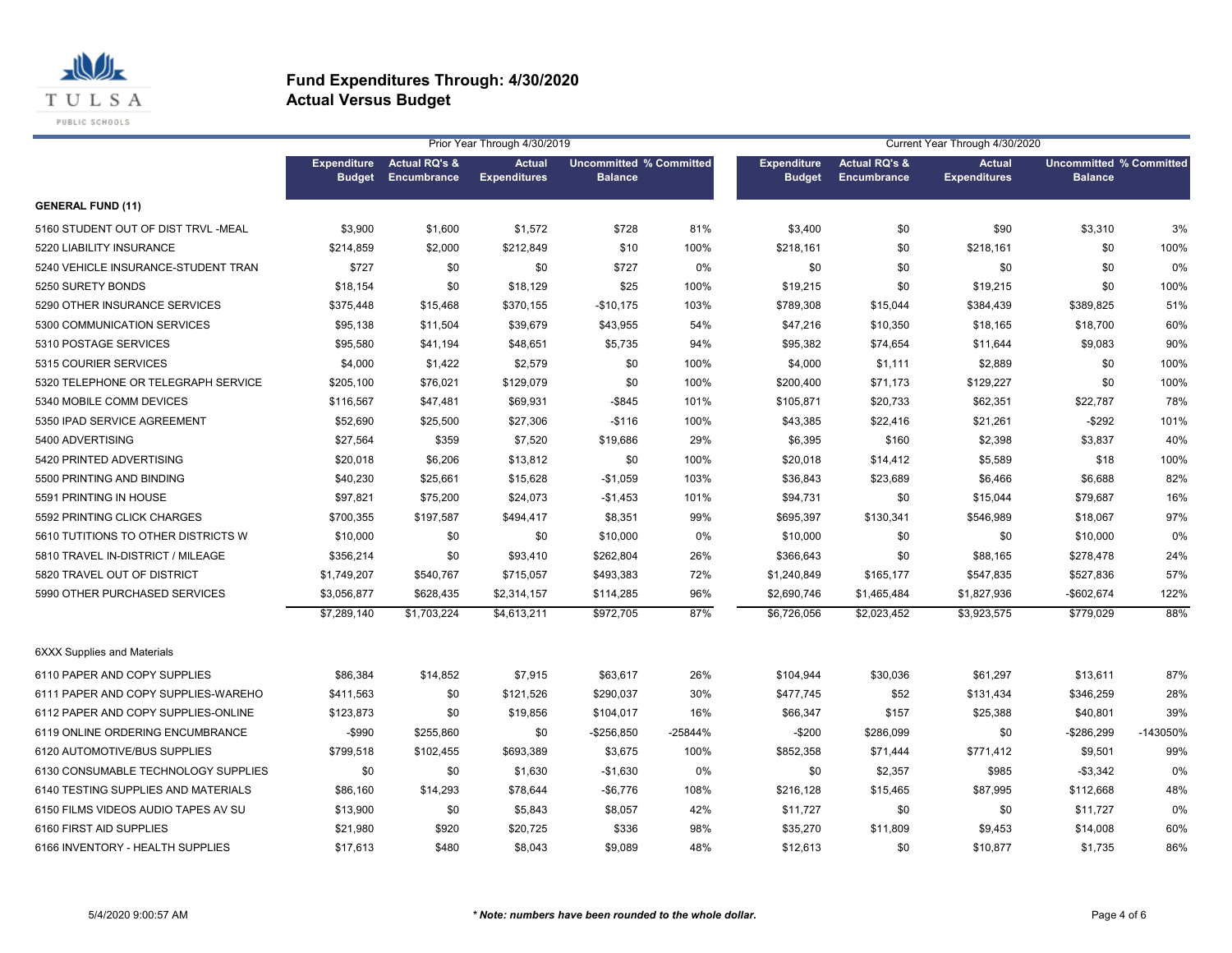# Fund Expenditures Through: 4/30/2020
## Actual Versus Budget

| | Prior Year Through 4/30/2019 | | | | | Current Year Through 4/30/2020 | | | | |
|---|---|---|---|---|---|---|---|---|---|---|
| | Expenditure Budget | Actual RQ's & Encumbrance | Actual Expenditures | Uncommitted Balance | % Committed | Expenditure Budget | Actual RQ's & Encumbrance | Actual Expenditures | Uncommitted Balance | % Committed |
| **GENERAL FUND (11)** | | | | | | | | | | |
| 5160 STUDENT OUT OF DIST TRVL -MEAL | $3,900 | $1,600 | $1,572 | $728 | 81% | $3,400 | $0 | $90 | $3,310 | 3% |
| 5220 LIABILITY INSURANCE | $214,859 | $2,000 | $212,849 | $10 | 100% | $218,161 | $0 | $218,161 | $0 | 100% |
| 5240 VEHICLE INSURANCE-STUDENT TRAN | $727 | $0 | $0 | $727 | 0% | $0 | $0 | $0 | $0 | 0% |
| 5250 SURETY BONDS | $18,154 | $0 | $18,129 | $25 | 100% | $19,215 | $0 | $19,215 | $0 | 100% |
| 5290 OTHER INSURANCE SERVICES | $375,448 | $15,468 | $370,155 | -$10,175 | 103% | $789,308 | $15,044 | $384,439 | $389,825 | 51% |
| 5300 COMMUNICATION SERVICES | $95,138 | $11,504 | $39,679 | $43,955 | 54% | $47,216 | $10,350 | $18,165 | $18,700 | 60% |
| 5310 POSTAGE SERVICES | $95,580 | $41,194 | $48,651 | $5,735 | 94% | $95,382 | $74,654 | $11,644 | $9,083 | 90% |
| 5315 COURIER SERVICES | $4,000 | $1,422 | $2,579 | $0 | 100% | $4,000 | $1,111 | $2,889 | $0 | 100% |
| 5320 TELEPHONE OR TELEGRAPH SERVICE | $205,100 | $76,021 | $129,079 | $0 | 100% | $200,400 | $71,173 | $129,227 | $0 | 100% |
| 5340 MOBILE COMM DEVICES | $116,567 | $47,481 | $69,931 | -$845 | 101% | $105,871 | $20,733 | $62,351 | $22,787 | 78% |
| 5350 IPAD SERVICE AGREEMENT | $52,690 | $25,500 | $27,306 | -$116 | 100% | $43,385 | $22,416 | $21,261 | -$292 | 101% |
| 5400 ADVERTISING | $27,564 | $359 | $7,520 | $19,686 | 29% | $6,395 | $160 | $2,398 | $3,837 | 40% |
| 5420 PRINTED ADVERTISING | $20,018 | $6,206 | $13,812 | $0 | 100% | $20,018 | $14,412 | $5,589 | $18 | 100% |
| 5500 PRINTING AND BINDING | $40,230 | $25,661 | $15,628 | -$1,059 | 103% | $36,843 | $23,689 | $6,466 | $6,688 | 82% |
| 5591 PRINTING IN HOUSE | $97,821 | $75,200 | $24,073 | -$1,453 | 101% | $94,731 | $0 | $15,044 | $79,687 | 16% |
| 5592 PRINTING CLICK CHARGES | $700,355 | $197,587 | $494,417 | $8,351 | 99% | $695,397 | $130,341 | $546,989 | $18,067 | 97% |
| 5610 TUTITIONS TO OTHER DISTRICTS W | $10,000 | $0 | $0 | $10,000 | 0% | $10,000 | $0 | $0 | $10,000 | 0% |
| 5810 TRAVEL IN-DISTRICT / MILEAGE | $356,214 | $0 | $93,410 | $262,804 | 26% | $366,643 | $0 | $88,165 | $278,478 | 24% |
| 5820 TRAVEL OUT OF DISTRICT | $1,749,207 | $540,767 | $715,057 | $493,383 | 72% | $1,240,849 | $165,177 | $547,835 | $527,836 | 57% |
| 5990 OTHER PURCHASED SERVICES | $3,056,877 | $628,435 | $2,314,157 | $114,285 | 96% | $2,690,746 | $1,465,484 | $1,827,936 | -$602,674 | 122% |
| | $7,289,140 | $1,703,224 | $4,613,211 | $972,705 | 87% | $6,726,056 | $2,023,452 | $3,923,575 | $779,029 | 88% |
| 6XXX Supplies and Materials | | | | | | | | | | |
| 6110 PAPER AND COPY SUPPLIES | $86,384 | $14,852 | $7,915 | $63,617 | 26% | $104,944 | $30,036 | $61,297 | $13,611 | 87% |
| 6111 PAPER AND COPY SUPPLIES-WAREHO | $411,563 | $0 | $121,526 | $290,037 | 30% | $477,745 | $52 | $131,434 | $346,259 | 28% |
| 6112 PAPER AND COPY SUPPLIES-ONLINE | $123,873 | $0 | $19,856 | $104,017 | 16% | $66,347 | $157 | $25,388 | $40,801 | 39% |
| 6119 ONLINE ORDERING ENCUMBRANCE | -$990 | $255,860 | $0 | -$256,850 | -25844% | -$200 | $286,099 | $0 | -$286,299 | -143050% |
| 6120 AUTOMOTIVE/BUS SUPPLIES | $799,518 | $102,455 | $693,389 | $3,675 | 100% | $852,358 | $71,444 | $771,412 | $9,501 | 99% |
| 6130 CONSUMABLE TECHNOLOGY SUPPLIES | $0 | $0 | $1,630 | -$1,630 | 0% | $0 | $2,357 | $985 | -$3,342 | 0% |
| 6140 TESTING SUPPLIES AND MATERIALS | $86,160 | $14,293 | $78,644 | -$6,776 | 108% | $216,128 | $15,465 | $87,995 | $112,668 | 48% |
| 6150 FILMS VIDEOS AUDIO TAPES AV SU | $13,900 | $0 | $5,843 | $8,057 | 42% | $11,727 | $0 | $0 | $11,727 | 0% |
| 6160 FIRST AID SUPPLIES | $21,980 | $920 | $20,725 | $336 | 98% | $35,270 | $11,809 | $9,453 | $14,008 | 60% |
| 6166 INVENTORY - HEALTH SUPPLIES | $17,613 | $480 | $8,043 | $9,089 | 48% | $12,613 | $0 | $10,877 | $1,735 | 86% |

5/4/2020 9:00:57 AM

*** Note: numbers have been rounded to the whole dollar.**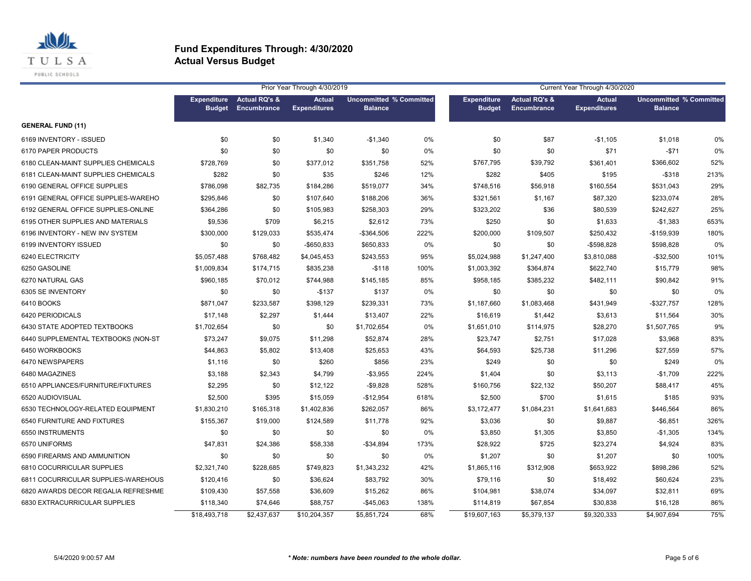# Fund Expenditures Through: 4/30/2020
## Actual Versus Budget

| | Prior Year Through 4/30/2019 | | | | | Current Year Through 4/30/2020 | | | | |
|---|---|---|---|---|---|---|---|---|---|---|
| | Expenditure Budget | Actual RQ's & Encumbrance | Actual Expenditures | Uncommitted Balance | % Committed | Expenditure Budget | Actual RQ's & Encumbrance | Actual Expenditures | Uncommitted Balance | % Committed |
| **GENERAL FUND (11)** | | | | | | | | | | |
| 6169 INVENTORY - ISSUED | $0 | $0 | $1,340 | -$1,340 | 0% | $0 | $87 | -$1,105 | $1,018 | 0% |
| 6170 PAPER PRODUCTS | $0 | $0 | $0 | $0 | 0% | $0 | $0 | $71 | -$71 | 0% |
| 6180 CLEAN-MAINT SUPPLIES CHEMICALS | $728,769 | $0 | $377,012 | $351,758 | 52% | $767,795 | $39,792 | $361,401 | $366,602 | 52% |
| 6181 CLEAN-MAINT SUPPLIES CHEMICALS | $282 | $0 | $35 | $246 | 12% | $282 | $405 | $195 | -$318 | 213% |
| 6190 GENERAL OFFICE SUPPLIES | $786,098 | $82,735 | $184,286 | $519,077 | 34% | $748,516 | $56,918 | $160,554 | $531,043 | 29% |
| 6191 GENERAL OFFICE SUPPLIES-WAREHO | $295,846 | $0 | $107,640 | $188,206 | 36% | $321,561 | $1,167 | $87,320 | $233,074 | 28% |
| 6192 GENERAL OFFICE SUPPLIES-ONLINE | $364,286 | $0 | $105,983 | $258,303 | 29% | $323,202 | $36 | $80,539 | $242,627 | 25% |
| 6195 OTHER SUPPLIES AND MATERIALS | $9,536 | $709 | $6,215 | $2,612 | 73% | $250 | $0 | $1,633 | -$1,383 | 653% |
| 6196 INVENTORY - NEW INV SYSTEM | $300,000 | $129,033 | $535,474 | -$364,506 | 222% | $200,000 | $109,507 | $250,432 | -$159,939 | 180% |
| 6199 INVENTORY ISSUED | $0 | $0 | -$650,833 | $650,833 | 0% | $0 | $0 | -$598,828 | $598,828 | 0% |
| 6240 ELECTRICITY | $5,057,488 | $768,482 | $4,045,453 | $243,553 | 95% | $5,024,988 | $1,247,400 | $3,810,088 | -$32,500 | 101% |
| 6250 GASOLINE | $1,009,834 | $174,715 | $835,238 | -$118 | 100% | $1,003,392 | $364,874 | $622,740 | $15,779 | 98% |
| 6270 NATURAL GAS | $960,185 | $70,012 | $744,988 | $145,185 | 85% | $958,185 | $385,232 | $482,111 | $90,842 | 91% |
| 6305 SE INVENTORY | $0 | $0 | -$137 | $137 | 0% | $0 | $0 | $0 | $0 | 0% |
| 6410 BOOKS | $871,047 | $233,587 | $398,129 | $239,331 | 73% | $1,187,660 | $1,083,468 | $431,949 | -$327,757 | 128% |
| 6420 PERIODICALS | $17,148 | $2,297 | $1,444 | $13,407 | 22% | $16,619 | $1,442 | $3,613 | $11,564 | 30% |
| 6430 STATE ADOPTED TEXTBOOKS | $1,702,654 | $0 | $0 | $1,702,654 | 0% | $1,651,010 | $114,975 | $28,270 | $1,507,765 | 9% |
| 6440 SUPPLEMENTAL TEXTBOOKS (NON-ST | $73,247 | $9,075 | $11,298 | $52,874 | 28% | $23,747 | $2,751 | $17,028 | $3,968 | 83% |
| 6450 WORKBOOKS | $44,863 | $5,802 | $13,408 | $25,653 | 43% | $64,593 | $25,738 | $11,296 | $27,559 | 57% |
| 6470 NEWSPAPERS | $1,116 | $0 | $260 | $856 | 23% | $249 | $0 | $0 | $249 | 0% |
| 6480 MAGAZINES | $3,188 | $2,343 | $4,799 | -$3,955 | 224% | $1,404 | $0 | $3,113 | -$1,709 | 222% |
| 6510 APPLIANCES/FURNITURE/FIXTURES | $2,295 | $0 | $12,122 | -$9,828 | 528% | $160,756 | $22,132 | $50,207 | $88,417 | 45% |
| 6520 AUDIOVISUAL | $2,500 | $395 | $15,059 | -$12,954 | 618% | $2,500 | $700 | $1,615 | $185 | 93% |
| 6530 TECHNOLOGY-RELATED EQUIPMENT | $1,830,210 | $165,318 | $1,402,836 | $262,057 | 86% | $3,172,477 | $1,084,231 | $1,641,683 | $446,564 | 86% |
| 6540 FURNITURE AND FIXTURES | $155,367 | $19,000 | $124,589 | $11,778 | 92% | $3,036 | $0 | $9,887 | -$6,851 | 326% |
| 6550 INSTRUMENTS | $0 | $0 | $0 | $0 | 0% | $3,850 | $1,305 | $3,850 | -$1,305 | 134% |
| 6570 UNIFORMS | $47,831 | $24,386 | $58,338 | -$34,894 | 173% | $28,922 | $725 | $23,274 | $4,924 | 83% |
| 6590 FIREARMS AND AMMUNITION | $0 | $0 | $0 | $0 | 0% | $1,207 | $0 | $1,207 | $0 | 100% |
| 6810 COCURRICULAR SUPPLIES | $2,321,740 | $228,685 | $749,823 | $1,343,232 | 42% | $1,865,116 | $312,908 | $653,922 | $898,286 | 52% |
| 6811 COCURRICULAR SUPPLIES-WAREHOUS | $120,416 | $0 | $36,624 | $83,792 | 30% | $79,116 | $0 | $18,492 | $60,624 | 23% |
| 6820 AWARDS DECOR REGALIA REFRESHME | $109,430 | $57,558 | $36,609 | $15,262 | 86% | $104,981 | $38,074 | $34,097 | $32,811 | 69% |
| 6830 EXTRACURRICULAR SUPPLIES | $118,340 | $74,646 | $88,757 | -$45,063 | 138% | $114,819 | $67,854 | $30,838 | $16,128 | 86% |
| | $18,493,718 | $2,437,637 | $10,204,357 | $5,851,724 | 68% | $19,607,163 | $5,379,137 | $9,320,333 | $4,907,694 | 75% |

5/4/2020 9:00:57 AM

*** Note: numbers have been rounded to the whole dollar.**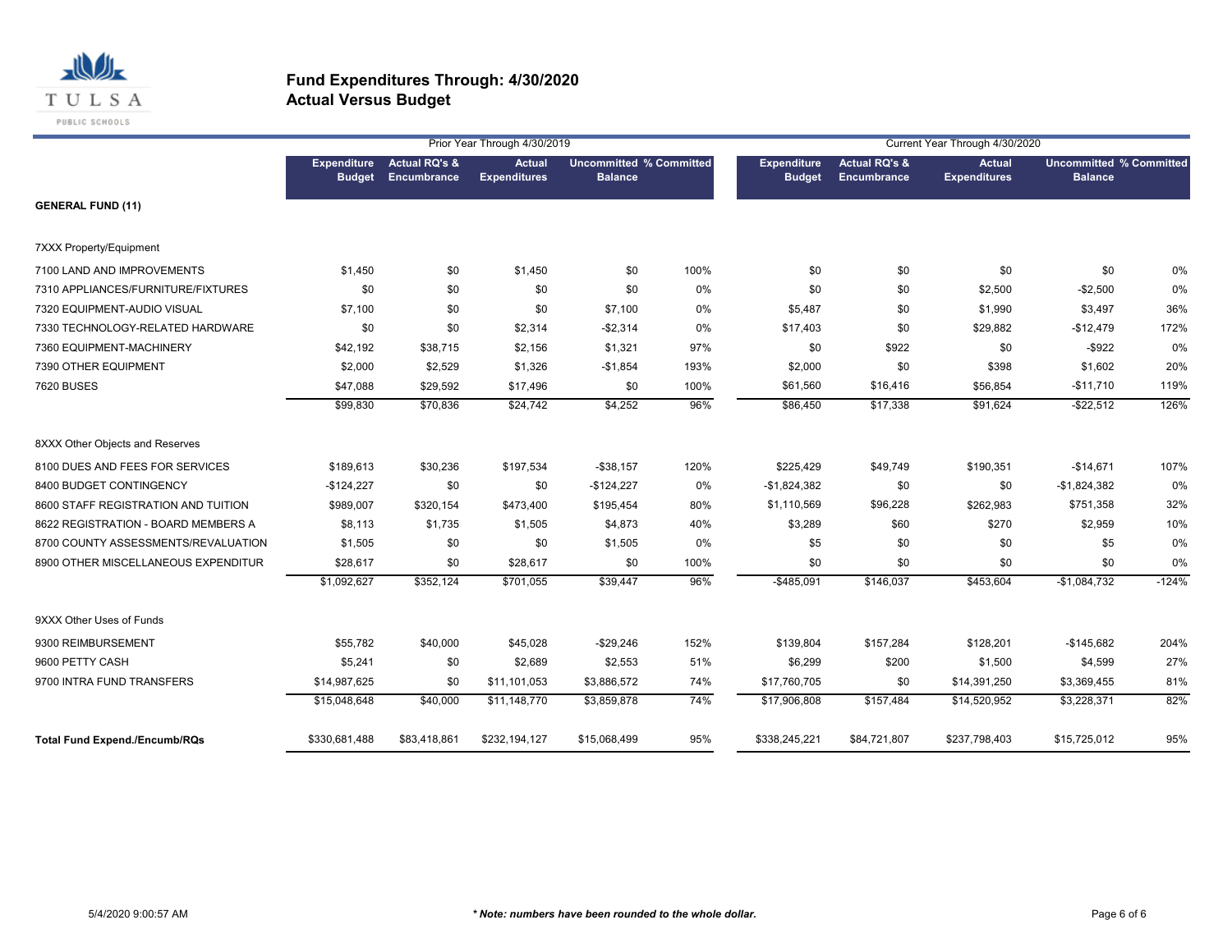# Fund Expenditures Through: 4/30/2020
## Actual Versus Budget

| | Prior Year Through 4/30/2019 | | | | | Current Year Through 4/30/2020 | | | | |
|---|---|---|---|---|---|---|---|---|---|---|
| | Expenditure Budget | Actual RQ's & Encumbrance | Actual Expenditures | Uncommitted Balance | % Committed | Expenditure Budget | Actual RQ's & Encumbrance | Actual Expenditures | Uncommitted Balance | % Committed |
| **GENERAL FUND (11)** | | | | | | | | | | |
| 7XXX Property/Equipment | | | | | | | | | | |
| 7100 LAND AND IMPROVEMENTS | $1,450 | $0 | $1,450 | $0 | 100% | $0 | $0 | $0 | $0 | 0% |
| 7310 APPLIANCES/FURNITURE/FIXTURES | $0 | $0 | $0 | $0 | 0% | $0 | $0 | $2,500 | -$2,500 | 0% |
| 7320 EQUIPMENT-AUDIO VISUAL | $7,100 | $0 | $0 | $7,100 | 0% | $5,487 | $0 | $1,990 | $3,497 | 36% |
| 7330 TECHNOLOGY-RELATED HARDWARE | $0 | $0 | $2,314 | -$2,314 | 0% | $17,403 | $0 | $29,882 | -$12,479 | 172% |
| 7360 EQUIPMENT-MACHINERY | $42,192 | $38,715 | $2,156 | $1,321 | 97% | $0 | $922 | $0 | -$922 | 0% |
| 7390 OTHER EQUIPMENT | $2,000 | $2,529 | $1,326 | -$1,854 | 193% | $2,000 | $0 | $398 | $1,602 | 20% |
| 7620 BUSES | $47,088 | $29,592 | $17,496 | $0 | 100% | $61,560 | $16,416 | $56,854 | -$11,710 | 119% |
| | $99,830 | $70,836 | $24,742 | $4,252 | 96% | $86,450 | $17,338 | $91,624 | -$22,512 | 126% |
| 8XXX Other Objects and Reserves | | | | | | | | | | |
| 8100 DUES AND FEES FOR SERVICES | $189,613 | $30,236 | $197,534 | -$38,157 | 120% | $225,429 | $49,749 | $190,351 | -$14,671 | 107% |
| 8400 BUDGET CONTINGENCY | -$124,227 | $0 | $0 | -$124,227 | 0% | -$1,824,382 | $0 | $0 | -$1,824,382 | 0% |
| 8600 STAFF REGISTRATION AND TUITION | $989,007 | $320,154 | $473,400 | $195,454 | 80% | $1,110,569 | $96,228 | $262,983 | $751,358 | 32% |
| 8622 REGISTRATION - BOARD MEMBERS A | $8,113 | $1,735 | $1,505 | $4,873 | 40% | $3,289 | $60 | $270 | $2,959 | 10% |
| 8700 COUNTY ASSESSMENTS/REVALUATION | $1,505 | $0 | $0 | $1,505 | 0% | $5 | $0 | $0 | $5 | 0% |
| 8900 OTHER MISCELLANEOUS EXPENDITUR | $28,617 | $0 | $28,617 | $0 | 100% | $0 | $0 | $0 | $0 | 0% |
| | $1,092,627 | $352,124 | $701,055 | $39,447 | 96% | -$485,091 | $146,037 | $453,604 | -$1,084,732 | -124% |
| 9XXX Other Uses of Funds | | | | | | | | | | |
| 9300 REIMBURSEMENT | $55,782 | $40,000 | $45,028 | -$29,246 | 152% | $139,804 | $157,284 | $128,201 | -$145,682 | 204% |
| 9600 PETTY CASH | $5,241 | $0 | $2,689 | $2,553 | 51% | $6,299 | $200 | $1,500 | $4,599 | 27% |
| 9700 INTRA FUND TRANSFERS | $14,987,625 | $0 | $11,101,053 | $3,886,572 | 74% | $17,760,705 | $0 | $14,391,250 | $3,369,455 | 81% |
| | $15,048,648 | $40,000 | $11,148,770 | $3,859,878 | 74% | $17,906,808 | $157,484 | $14,520,952 | $3,228,371 | 82% |
| **Total Fund Expend./Encumb/RQs** | $330,681,488 | $83,418,861 | $232,194,127 | $15,068,499 | 95% | $338,245,221 | $84,721,807 | $237,798,403 | $15,725,012 | 95% |

5/4/2020 9:00:57 AM

***Note: numbers have been rounded to the whole dollar.***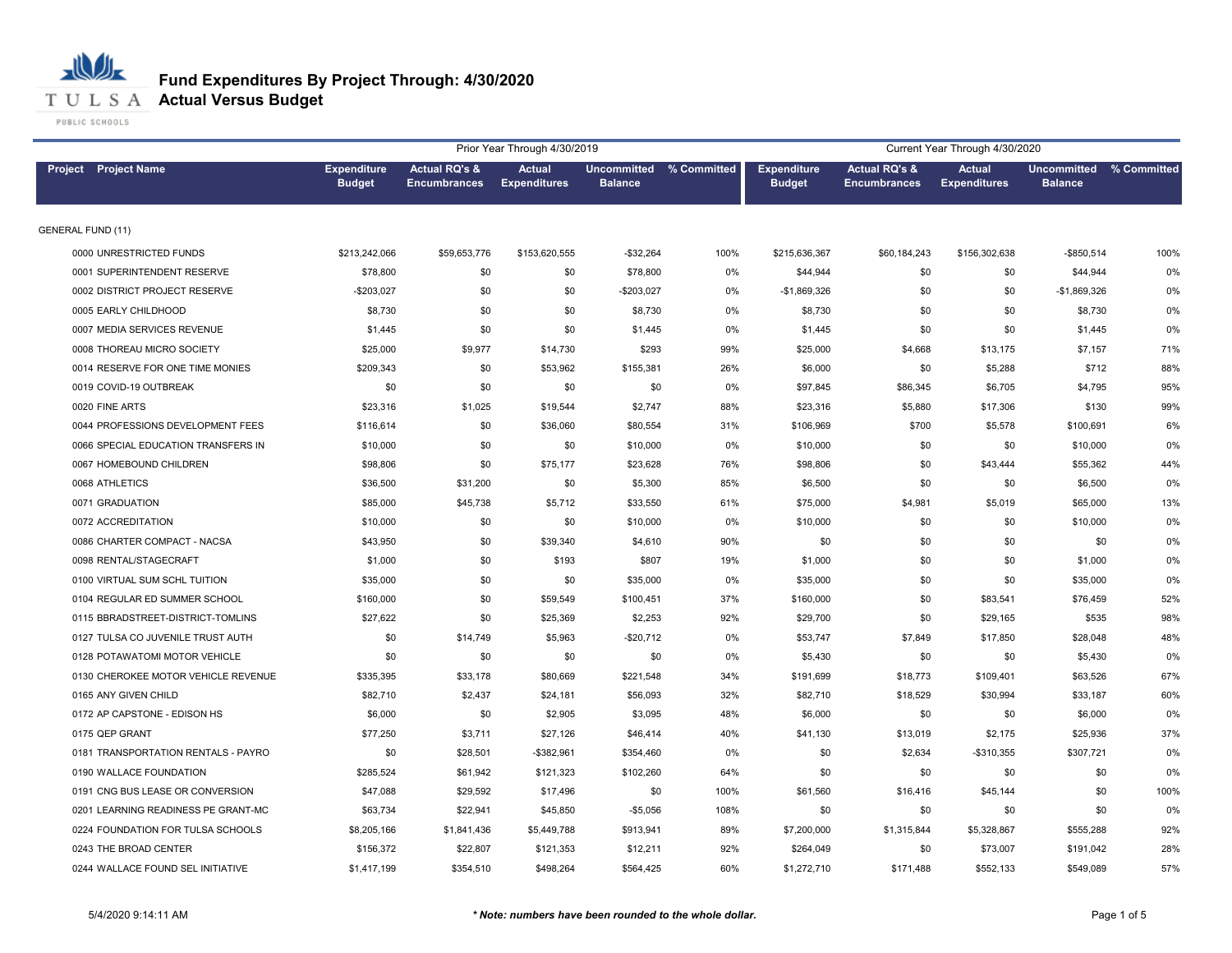# Fund Expenditures By Project Through: 4/30/2020

## Actual Versus Budget

| Project | Project Name | Prior Year Through 4/30/2019 Expenditure Budget | Actual RQ's & Encumbrances | Actual Expenditures | Uncommitted Balance | % Committed | Current Year Through 4/30/2020 Expenditure Budget | Actual RQ's & Encumbrances | Actual Expenditures | Uncommitted Balance | % Committed |
|---|---|---|---|---|---|---|---|---|---|---|---|
| GENERAL FUND (11) | | | | | | | | | | | |
| 0000 | UNRESTRICTED FUNDS | $213,242,066 | $59,653,776 | $153,620,555 | -$32,264 | 100% | $215,636,367 | $60,184,243 | $156,302,638 | -$850,514 | 100% |
| 0001 | SUPERINTENDENT RESERVE | $78,800 | $0 | $0 | $78,800 | 0% | $44,944 | $0 | $0 | $44,944 | 0% |
| 0002 | DISTRICT PROJECT RESERVE | -$203,027 | $0 | $0 | -$203,027 | 0% | -$1,869,326 | $0 | $0 | -$1,869,326 | 0% |
| 0005 | EARLY CHILDHOOD | $8,730 | $0 | $0 | $8,730 | 0% | $8,730 | $0 | $0 | $8,730 | 0% |
| 0007 | MEDIA SERVICES REVENUE | $1,445 | $0 | $0 | $1,445 | 0% | $1,445 | $0 | $0 | $1,445 | 0% |
| 0008 | THOREAU MICRO SOCIETY | $25,000 | $9,977 | $14,730 | $293 | 99% | $25,000 | $4,668 | $13,175 | $7,157 | 71% |
| 0014 | RESERVE FOR ONE TIME MONIES | $209,343 | $0 | $53,962 | $155,381 | 26% | $6,000 | $0 | $5,288 | $712 | 88% |
| 0019 | COVID-19 OUTBREAK | $0 | $0 | $0 | $0 | 0% | $97,845 | $86,345 | $6,705 | $4,795 | 95% |
| 0020 | FINE ARTS | $23,316 | $1,025 | $19,544 | $2,747 | 88% | $23,316 | $5,880 | $17,306 | $130 | 99% |
| 0044 | PROFESSIONS DEVELOPMENT FEES | $116,614 | $0 | $36,060 | $80,554 | 31% | $106,969 | $700 | $5,578 | $100,691 | 6% |
| 0066 | SPECIAL EDUCATION TRANSFERS IN | $10,000 | $0 | $0 | $10,000 | 0% | $10,000 | $0 | $0 | $10,000 | 0% |
| 0067 | HOMEBOUND CHILDREN | $98,806 | $0 | $75,177 | $23,628 | 76% | $98,806 | $0 | $43,444 | $55,362 | 44% |
| 0068 | ATHLETICS | $36,500 | $31,200 | $0 | $5,300 | 85% | $6,500 | $0 | $0 | $6,500 | 0% |
| 0071 | GRADUATION | $85,000 | $45,738 | $5,712 | $33,550 | 61% | $75,000 | $4,981 | $5,019 | $65,000 | 13% |
| 0072 | ACCREDITATION | $10,000 | $0 | $0 | $10,000 | 0% | $10,000 | $0 | $0 | $10,000 | 0% |
| 0086 | CHARTER COMPACT - NACSA | $43,950 | $0 | $39,340 | $4,610 | 90% | $0 | $0 | $0 | $0 | 0% |
| 0098 | RENTAL/STAGECRAFT | $1,000 | $0 | $193 | $807 | 19% | $1,000 | $0 | $0 | $1,000 | 0% |
| 0100 | VIRTUAL SUM SCHL TUITION | $35,000 | $0 | $0 | $35,000 | 0% | $35,000 | $0 | $0 | $35,000 | 0% |
| 0104 | REGULAR ED SUMMER SCHOOL | $160,000 | $0 | $59,549 | $100,451 | 37% | $160,000 | $0 | $83,541 | $76,459 | 52% |
| 0115 | BBRADSTREET-DISTRICT-TOMLINS | $27,622 | $0 | $25,369 | $2,253 | 92% | $29,700 | $0 | $29,165 | $535 | 98% |
| 0127 | TULSA CO JUVENILE TRUST AUTH | $0 | $14,749 | $5,963 | -$20,712 | 0% | $53,747 | $7,849 | $17,850 | $28,048 | 48% |
| 0128 | POTAWATOMI MOTOR VEHICLE | $0 | $0 | $0 | $0 | 0% | $5,430 | $0 | $0 | $5,430 | 0% |
| 0130 | CHEROKEE MOTOR VEHICLE REVENUE | $335,395 | $33,178 | $80,669 | $221,548 | 34% | $191,699 | $18,773 | $109,401 | $63,526 | 67% |
| 0165 | ANY GIVEN CHILD | $82,710 | $2,437 | $24,181 | $56,093 | 32% | $82,710 | $18,529 | $30,994 | $33,187 | 60% |
| 0172 | AP CAPSTONE - EDISON HS | $6,000 | $0 | $2,905 | $3,095 | 48% | $6,000 | $0 | $0 | $6,000 | 0% |
| 0175 | QEP GRANT | $77,250 | $3,711 | $27,126 | $46,414 | 40% | $41,130 | $13,019 | $2,175 | $25,936 | 37% |
| 0181 | TRANSPORTATION RENTALS - PAYRO | $0 | $28,501 | -$382,961 | $354,460 | 0% | $0 | $2,634 | -$310,355 | $307,721 | 0% |
| 0190 | WALLACE FOUNDATION | $285,524 | $61,942 | $121,323 | $102,260 | 64% | $0 | $0 | $0 | $0 | 0% |
| 0191 | CNG BUS LEASE OR CONVERSION | $47,088 | $29,592 | $17,496 | $0 | 100% | $61,560 | $16,416 | $45,144 | $0 | 100% |
| 0201 | LEARNING READINESS PE GRANT-MC | $63,734 | $22,941 | $45,850 | -$5,056 | 108% | $0 | $0 | $0 | $0 | 0% |
| 0224 | FOUNDATION FOR TULSA SCHOOLS | $8,205,166 | $1,841,436 | $5,449,788 | $913,941 | 89% | $7,200,000 | $1,315,844 | $5,328,867 | $555,288 | 92% |
| 0243 | THE BROAD CENTER | $156,372 | $22,807 | $121,353 | $12,211 | 92% | $264,049 | $0 | $73,007 | $191,042 | 28% |
| 0244 | WALLACE FOUND SEL INITIATIVE | $1,417,199 | $354,510 | $498,264 | $564,425 | 60% | $1,272,710 | $171,488 | $552,133 | $549,089 | 57% |

5/4/2020 9:14:11 AM

*** Note: numbers have been rounded to the whole dollar.**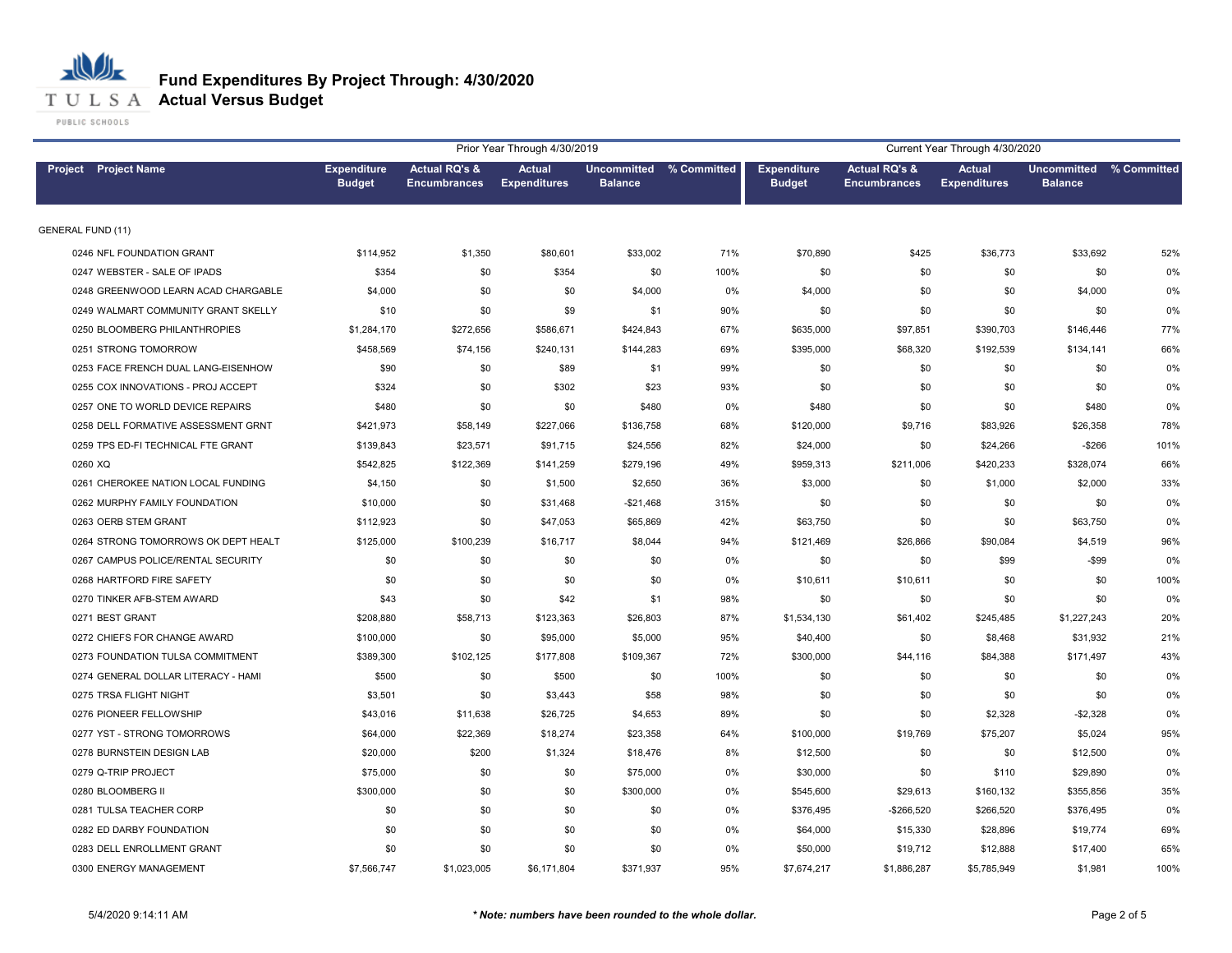# Fund Expenditures By Project Through: 4/30/2020

## Actual Versus Budget

| Project | Project Name | Prior Year Through 4/30/2019 Expenditure Budget | Actual RQ's & Encumbrances | Actual Expenditures | Uncommitted Balance | % Committed | Current Year Through 4/30/2020 Expenditure Budget | Actual RQ's & Encumbrances | Actual Expenditures | Uncommitted Balance | % Committed |
|---|---|---|---|---|---|---|---|---|---|---|---|
| GENERAL FUND (11) | | | | | | | | | | | |
| 0246 | NFL FOUNDATION GRANT | $114,952 | $1,350 | $80,601 | $33,002 | 71% | $70,890 | $425 | $36,773 | $33,692 | 52% |
| 0247 | WEBSTER - SALE OF IPADS | $354 | $0 | $354 | $0 | 100% | $0 | $0 | $0 | $0 | 0% |
| 0248 | GREENWOOD LEARN ACAD CHARGABLE | $4,000 | $0 | $0 | $4,000 | 0% | $4,000 | $0 | $0 | $4,000 | 0% |
| 0249 | WALMART COMMUNITY GRANT SKELLY | $10 | $0 | $9 | $1 | 90% | $0 | $0 | $0 | $0 | 0% |
| 0250 | BLOOMBERG PHILANTHROPIES | $1,284,170 | $272,656 | $586,671 | $424,843 | 67% | $635,000 | $97,851 | $390,703 | $146,446 | 77% |
| 0251 | STRONG TOMORROW | $458,569 | $74,156 | $240,131 | $144,283 | 69% | $395,000 | $68,320 | $192,539 | $134,141 | 66% |
| 0253 | FACE FRENCH DUAL LANG-EISENHOW | $90 | $0 | $89 | $1 | 99% | $0 | $0 | $0 | $0 | 0% |
| 0255 | COX INNOVATIONS - PROJ ACCEPT | $324 | $0 | $302 | $23 | 93% | $0 | $0 | $0 | $0 | 0% |
| 0257 | ONE TO WORLD DEVICE REPAIRS | $480 | $0 | $0 | $480 | 0% | $480 | $0 | $0 | $480 | 0% |
| 0258 | DELL FORMATIVE ASSESSMENT GRNT | $421,973 | $58,149 | $227,066 | $136,758 | 68% | $120,000 | $9,716 | $83,926 | $26,358 | 78% |
| 0259 | TPS ED-FI TECHNICAL FTE GRANT | $139,843 | $23,571 | $91,715 | $24,556 | 82% | $24,000 | $0 | $24,266 | -$266 | 101% |
| 0260 | XQ | $542,825 | $122,369 | $141,259 | $279,196 | 49% | $959,313 | $211,006 | $420,233 | $328,074 | 66% |
| 0261 | CHEROKEE NATION LOCAL FUNDING | $4,150 | $0 | $1,500 | $2,650 | 36% | $3,000 | $0 | $1,000 | $2,000 | 33% |
| 0262 | MURPHY FAMILY FOUNDATION | $10,000 | $0 | $31,468 | -$21,468 | 315% | $0 | $0 | $0 | $0 | 0% |
| 0263 | OERB STEM GRANT | $112,923 | $0 | $47,053 | $65,869 | 42% | $63,750 | $0 | $0 | $63,750 | 0% |
| 0264 | STRONG TOMORROWS OK DEPT HEALT | $125,000 | $100,239 | $16,717 | $8,044 | 94% | $121,469 | $26,866 | $90,084 | $4,519 | 96% |
| 0267 | CAMPUS POLICE/RENTAL SECURITY | $0 | $0 | $0 | $0 | 0% | $0 | $0 | $99 | -$99 | 0% |
| 0268 | HARTFORD FIRE SAFETY | $0 | $0 | $0 | $0 | 0% | $10,611 | $10,611 | $0 | $0 | 100% |
| 0270 | TINKER AFB-STEM AWARD | $43 | $0 | $42 | $1 | 98% | $0 | $0 | $0 | $0 | 0% |
| 0271 | BEST GRANT | $208,880 | $58,713 | $123,363 | $26,803 | 87% | $1,534,130 | $61,402 | $245,485 | $1,227,243 | 20% |
| 0272 | CHIEFS FOR CHANGE AWARD | $100,000 | $0 | $95,000 | $5,000 | 95% | $40,400 | $0 | $8,468 | $31,932 | 21% |
| 0273 | FOUNDATION TULSA COMMITMENT | $389,300 | $102,125 | $177,808 | $109,367 | 72% | $300,000 | $44,116 | $84,388 | $171,497 | 43% |
| 0274 | GENERAL DOLLAR LITERACY - HAMI | $500 | $0 | $500 | $0 | 100% | $0 | $0 | $0 | $0 | 0% |
| 0275 | TRSA FLIGHT NIGHT | $3,501 | $0 | $3,443 | $58 | 98% | $0 | $0 | $0 | $0 | 0% |
| 0276 | PIONEER FELLOWSHIP | $43,016 | $11,638 | $26,725 | $4,653 | 89% | $0 | $0 | $2,328 | -$2,328 | 0% |
| 0277 | YST - STRONG TOMORROWS | $64,000 | $22,369 | $18,274 | $23,358 | 64% | $100,000 | $19,769 | $75,207 | $5,024 | 95% |
| 0278 | BURNSTEIN DESIGN LAB | $20,000 | $200 | $1,324 | $18,476 | 8% | $12,500 | $0 | $0 | $12,500 | 0% |
| 0279 | Q-TRIP PROJECT | $75,000 | $0 | $0 | $75,000 | 0% | $30,000 | $0 | $110 | $29,890 | 0% |
| 0280 | BLOOMBERG II | $300,000 | $0 | $0 | $300,000 | 0% | $545,600 | $29,613 | $160,132 | $355,856 | 35% |
| 0281 | TULSA TEACHER CORP | $0 | $0 | $0 | $0 | 0% | $376,495 | -$266,520 | $266,520 | $376,495 | 0% |
| 0282 | ED DARBY FOUNDATION | $0 | $0 | $0 | $0 | 0% | $64,000 | $15,330 | $28,896 | $19,774 | 69% |
| 0283 | DELL ENROLLMENT GRANT | $0 | $0 | $0 | $0 | 0% | $50,000 | $19,712 | $12,888 | $17,400 | 65% |
| 0300 | ENERGY MANAGEMENT | $7,566,747 | $1,023,005 | $6,171,804 | $371,937 | 95% | $7,674,217 | $1,886,287 | $5,785,949 | $1,981 | 100% |

5/4/2020 9:14:11 AM

*** Note: numbers have been rounded to the whole dollar.**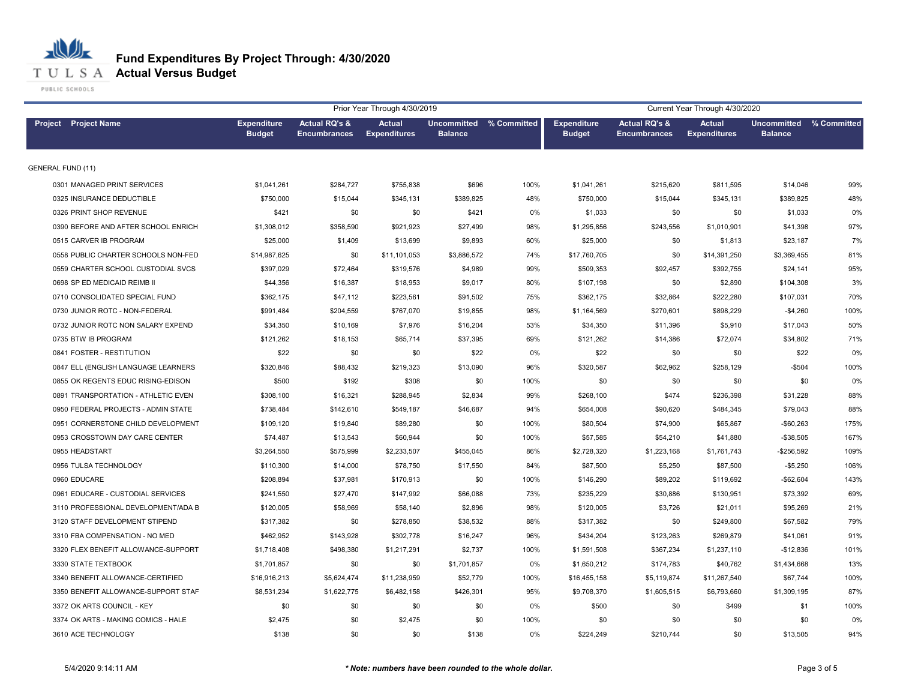# Fund Expenditures By Project Through: 4/30/2020

## Actual Versus Budget

| Project | Project Name | Prior Year Through 4/30/2019 Expenditure Budget | Actual RQ's & Encumbrances | Actual Expenditures | Uncommitted Balance | % Committed | Current Year Through 4/30/2020 Expenditure Budget | Actual RQ's & Encumbrances | Actual Expenditures | Uncommitted Balance | % Committed |
|---|---|---|---|---|---|---|---|---|---|---|---|
| GENERAL FUND (11) | | | | | | | | | | | |
| 0301 | MANAGED PRINT SERVICES | $1,041,261 | $284,727 | $755,838 | $696 | 100% | $1,041,261 | $215,620 | $811,595 | $14,046 | 99% |
| 0325 | INSURANCE DEDUCTIBLE | $750,000 | $15,044 | $345,131 | $389,825 | 48% | $750,000 | $15,044 | $345,131 | $389,825 | 48% |
| 0326 | PRINT SHOP REVENUE | $421 | $0 | $0 | $421 | 0% | $1,033 | $0 | $0 | $1,033 | 0% |
| 0390 | BEFORE AND AFTER SCHOOL ENRICH | $1,308,012 | $358,590 | $921,923 | $27,499 | 98% | $1,295,856 | $243,556 | $1,010,901 | $41,398 | 97% |
| 0515 | CARVER IB PROGRAM | $25,000 | $1,409 | $13,699 | $9,893 | 60% | $25,000 | $0 | $1,813 | $23,187 | 7% |
| 0558 | PUBLIC CHARTER SCHOOLS NON-FED | $14,987,625 | $0 | $11,101,053 | $3,886,572 | 74% | $17,760,705 | $0 | $14,391,250 | $3,369,455 | 81% |
| 0559 | CHARTER SCHOOL CUSTODIAL SVCS | $397,029 | $72,464 | $319,576 | $4,989 | 99% | $509,353 | $92,457 | $392,755 | $24,141 | 95% |
| 0698 | SP ED MEDICAID REIMB II | $44,356 | $16,387 | $18,953 | $9,017 | 80% | $107,198 | $0 | $2,890 | $104,308 | 3% |
| 0710 | CONSOLIDATED SPECIAL FUND | $362,175 | $47,112 | $223,561 | $91,502 | 75% | $362,175 | $32,864 | $222,280 | $107,031 | 70% |
| 0730 | JUNIOR ROTC - NON-FEDERAL | $991,484 | $204,559 | $767,070 | $19,855 | 98% | $1,164,569 | $270,601 | $898,229 | -$4,260 | 100% |
| 0732 | JUNIOR ROTC NON SALARY EXPEND | $34,350 | $10,169 | $7,976 | $16,204 | 53% | $34,350 | $11,396 | $5,910 | $17,043 | 50% |
| 0735 | BTW IB PROGRAM | $121,262 | $18,153 | $65,714 | $37,395 | 69% | $121,262 | $14,386 | $72,074 | $34,802 | 71% |
| 0841 | FOSTER - RESTITUTION | $22 | $0 | $0 | $22 | 0% | $22 | $0 | $0 | $22 | 0% |
| 0847 | ELL (ENGLISH LANGUAGE LEARNERS | $320,846 | $88,432 | $219,323 | $13,090 | 96% | $320,587 | $62,962 | $258,129 | -$504 | 100% |
| 0855 | OK REGENTS EDUC RISING-EDISON | $500 | $192 | $308 | $0 | 100% | $0 | $0 | $0 | $0 | 0% |
| 0891 | TRANSPORTATION - ATHLETIC EVEN | $308,100 | $16,321 | $288,945 | $2,834 | 99% | $268,100 | $474 | $236,398 | $31,228 | 88% |
| 0950 | FEDERAL PROJECTS - ADMIN STATE | $738,484 | $142,610 | $549,187 | $46,687 | 94% | $654,008 | $90,620 | $484,345 | $79,043 | 88% |
| 0951 | CORNERSTONE CHILD DEVELOPMENT | $109,120 | $19,840 | $89,280 | $0 | 100% | $80,504 | $74,900 | $65,867 | -$60,263 | 175% |
| 0953 | CROSSTOWN DAY CARE CENTER | $74,487 | $13,543 | $60,944 | $0 | 100% | $57,585 | $54,210 | $41,880 | -$38,505 | 167% |
| 0955 | HEADSTART | $3,264,550 | $575,999 | $2,233,507 | $455,045 | 86% | $2,728,320 | $1,223,168 | $1,761,743 | -$256,592 | 109% |
| 0956 | TULSA TECHNOLOGY | $110,300 | $14,000 | $78,750 | $17,550 | 84% | $87,500 | $5,250 | $87,500 | -$5,250 | 106% |
| 0960 | EDUCARE | $208,894 | $37,981 | $170,913 | $0 | 100% | $146,290 | $89,202 | $119,692 | -$62,604 | 143% |
| 0961 | EDUCARE - CUSTODIAL SERVICES | $241,550 | $27,470 | $147,992 | $66,088 | 73% | $235,229 | $30,886 | $130,951 | $73,392 | 69% |
| 3110 | PROFESSIONAL DEVELOPMENT/ADA B | $120,005 | $58,969 | $58,140 | $2,896 | 98% | $120,005 | $3,726 | $21,011 | $95,269 | 21% |
| 3120 | STAFF DEVELOPMENT STIPEND | $317,382 | $0 | $278,850 | $38,532 | 88% | $317,382 | $0 | $249,800 | $67,582 | 79% |
| 3310 | FBA COMPENSATION - NO MED | $462,952 | $143,928 | $302,778 | $16,247 | 96% | $434,204 | $123,263 | $269,879 | $41,061 | 91% |
| 3320 | FLEX BENEFIT ALLOWANCE-SUPPORT | $1,718,408 | $498,380 | $1,217,291 | $2,737 | 100% | $1,591,508 | $367,234 | $1,237,110 | -$12,836 | 101% |
| 3330 | STATE TEXTBOOK | $1,701,857 | $0 | $0 | $1,701,857 | 0% | $1,650,212 | $174,783 | $40,762 | $1,434,668 | 13% |
| 3340 | BENEFIT ALLOWANCE-CERTIFIED | $16,916,213 | $5,624,474 | $11,238,959 | $52,779 | 100% | $16,455,158 | $5,119,874 | $11,267,540 | $67,744 | 100% |
| 3350 | BENEFIT ALLOWANCE-SUPPORT STAF | $8,531,234 | $1,622,775 | $6,482,158 | $426,301 | 95% | $9,708,370 | $1,605,515 | $6,793,660 | $1,309,195 | 87% |
| 3372 | OK ARTS COUNCIL - KEY | $0 | $0 | $0 | $0 | 0% | $500 | $0 | $499 | $1 | 100% |
| 3374 | OK ARTS - MAKING COMICS - HALE | $2,475 | $0 | $2,475 | $0 | 100% | $0 | $0 | $0 | $0 | 0% |
| 3610 | ACE TECHNOLOGY | $138 | $0 | $0 | $138 | 0% | $224,249 | $210,744 | $0 | $13,505 | 94% |

5/4/2020 9:14:11 AM

*** Note: numbers have been rounded to the whole dollar.**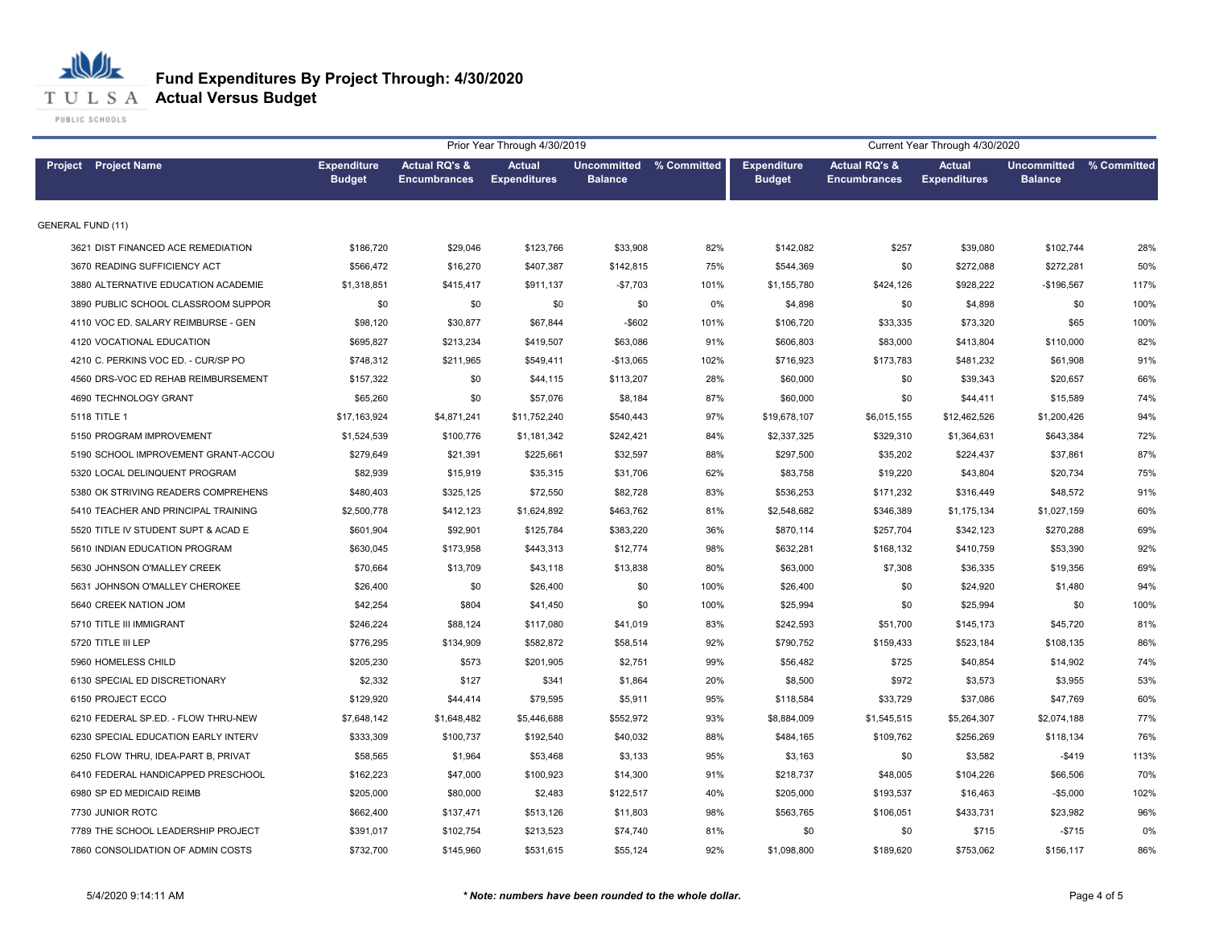# Fund Expenditures By Project Through: 4/30/2020

## Actual Versus Budget

| | Prior Year Through 4/30/2019 | | | | | Current Year Through 4/30/2020 | | | | |
|---|---|---|---|---|---|---|---|---|---|---|
| Project Project Name | Expenditure Budget | Actual RQ's & Encumbrances | Actual Expenditures | Uncommitted Balance | % Committed | Expenditure Budget | Actual RQ's & Encumbrances | Actual Expenditures | Uncommitted Balance | % Committed |
| GENERAL FUND (11) | | | | | | | | | | |
| 3621 DIST FINANCED ACE REMEDIATION | $186,720 | $29,046 | $123,766 | $33,908 | 82% | $142,082 | $257 | $39,080 | $102,744 | 28% |
| 3670 READING SUFFICIENCY ACT | $566,472 | $16,270 | $407,387 | $142,815 | 75% | $544,369 | $0 | $272,088 | $272,281 | 50% |
| 3880 ALTERNATIVE EDUCATION ACADEMIE | $1,318,851 | $415,417 | $911,137 | -$7,703 | 101% | $1,155,780 | $424,126 | $928,222 | -$196,567 | 117% |
| 3890 PUBLIC SCHOOL CLASSROOM SUPPOR | $0 | $0 | $0 | $0 | 0% | $4,898 | $0 | $4,898 | $0 | 100% |
| 4110 VOC ED. SALARY REIMBURSE - GEN | $98,120 | $30,877 | $67,844 | -$602 | 101% | $106,720 | $33,335 | $73,320 | $65 | 100% |
| 4120 VOCATIONAL EDUCATION | $695,827 | $213,234 | $419,507 | $63,086 | 91% | $606,803 | $83,000 | $413,804 | $110,000 | 82% |
| 4210 C. PERKINS VOC ED. - CUR/SP PO | $748,312 | $211,965 | $549,411 | -$13,065 | 102% | $716,923 | $173,783 | $481,232 | $61,908 | 91% |
| 4560 DRS-VOC ED REHAB REIMBURSEMENT | $157,322 | $0 | $44,115 | $113,207 | 28% | $60,000 | $0 | $39,343 | $20,657 | 66% |
| 4690 TECHNOLOGY GRANT | $65,260 | $0 | $57,076 | $8,184 | 87% | $60,000 | $0 | $44,411 | $15,589 | 74% |
| 5118 TITLE 1 | $17,163,924 | $4,871,241 | $11,752,240 | $540,443 | 97% | $19,678,107 | $6,015,155 | $12,462,526 | $1,200,426 | 94% |
| 5150 PROGRAM IMPROVEMENT | $1,524,539 | $100,776 | $1,181,342 | $242,421 | 84% | $2,337,325 | $329,310 | $1,364,631 | $643,384 | 72% |
| 5190 SCHOOL IMPROVEMENT GRANT-ACCOU | $279,649 | $21,391 | $225,661 | $32,597 | 88% | $297,500 | $35,202 | $224,437 | $37,861 | 87% |
| 5320 LOCAL DELINQUENT PROGRAM | $82,939 | $15,919 | $35,315 | $31,706 | 62% | $83,758 | $19,220 | $43,804 | $20,734 | 75% |
| 5380 OK STRIVING READERS COMPREHENS | $480,403 | $325,125 | $72,550 | $82,728 | 83% | $536,253 | $171,232 | $316,449 | $48,572 | 91% |
| 5410 TEACHER AND PRINCIPAL TRAINING | $2,500,778 | $412,123 | $1,624,892 | $463,762 | 81% | $2,548,682 | $346,389 | $1,175,134 | $1,027,159 | 60% |
| 5520 TITLE IV STUDENT SUPT & ACAD E | $601,904 | $92,901 | $125,784 | $383,220 | 36% | $870,114 | $257,704 | $342,123 | $270,288 | 69% |
| 5610 INDIAN EDUCATION PROGRAM | $630,045 | $173,958 | $443,313 | $12,774 | 98% | $632,281 | $168,132 | $410,759 | $53,390 | 92% |
| 5630 JOHNSON O'MALLEY CREEK | $70,664 | $13,709 | $43,118 | $13,838 | 80% | $63,000 | $7,308 | $36,335 | $19,356 | 69% |
| 5631 JOHNSON O'MALLEY CHEROKEE | $26,400 | $0 | $26,400 | $0 | 100% | $26,400 | $0 | $24,920 | $1,480 | 94% |
| 5640 CREEK NATION JOM | $42,254 | $804 | $41,450 | $0 | 100% | $25,994 | $0 | $25,994 | $0 | 100% |
| 5710 TITLE III IMMIGRANT | $246,224 | $88,124 | $117,080 | $41,019 | 83% | $242,593 | $51,700 | $145,173 | $45,720 | 81% |
| 5720 TITLE III LEP | $776,295 | $134,909 | $582,872 | $58,514 | 92% | $790,752 | $159,433 | $523,184 | $108,135 | 86% |
| 5960 HOMELESS CHILD | $205,230 | $573 | $201,905 | $2,751 | 99% | $56,482 | $725 | $40,854 | $14,902 | 74% |
| 6130 SPECIAL ED DISCRETIONARY | $2,332 | $127 | $341 | $1,864 | 20% | $8,500 | $972 | $3,573 | $3,955 | 53% |
| 6150 PROJECT ECCO | $129,920 | $44,414 | $79,595 | $5,911 | 95% | $118,584 | $33,729 | $37,086 | $47,769 | 60% |
| 6210 FEDERAL SP.ED. - FLOW THRU-NEW | $7,648,142 | $1,648,482 | $5,446,688 | $552,972 | 93% | $8,884,009 | $1,545,515 | $5,264,307 | $2,074,188 | 77% |
| 6230 SPECIAL EDUCATION EARLY INTERV | $333,309 | $100,737 | $192,540 | $40,032 | 88% | $484,165 | $109,762 | $256,269 | $118,134 | 76% |
| 6250 FLOW THRU, IDEA-PART B, PRIVAT | $58,565 | $1,964 | $53,468 | $3,133 | 95% | $3,163 | $0 | $3,582 | -$419 | 113% |
| 6410 FEDERAL HANDICAPPED PRESCHOOL | $162,223 | $47,000 | $100,923 | $14,300 | 91% | $218,737 | $48,005 | $104,226 | $66,506 | 70% |
| 6980 SP ED MEDICAID REIMB | $205,000 | $80,000 | $2,483 | $122,517 | 40% | $205,000 | $193,537 | $16,463 | -$5,000 | 102% |
| 7730 JUNIOR ROTC | $662,400 | $137,471 | $513,126 | $11,803 | 98% | $563,765 | $106,051 | $433,731 | $23,982 | 96% |
| 7789 THE SCHOOL LEADERSHIP PROJECT | $391,017 | $102,754 | $213,523 | $74,740 | 81% | $0 | $0 | $715 | -$715 | 0% |
| 7860 CONSOLIDATION OF ADMIN COSTS | $732,700 | $145,960 | $531,615 | $55,124 | 92% | $1,098,800 | $189,620 | $753,062 | $156,117 | 86% |

5/4/2020 9:14:11 AM *** Note: numbers have been rounded to the whole dollar.**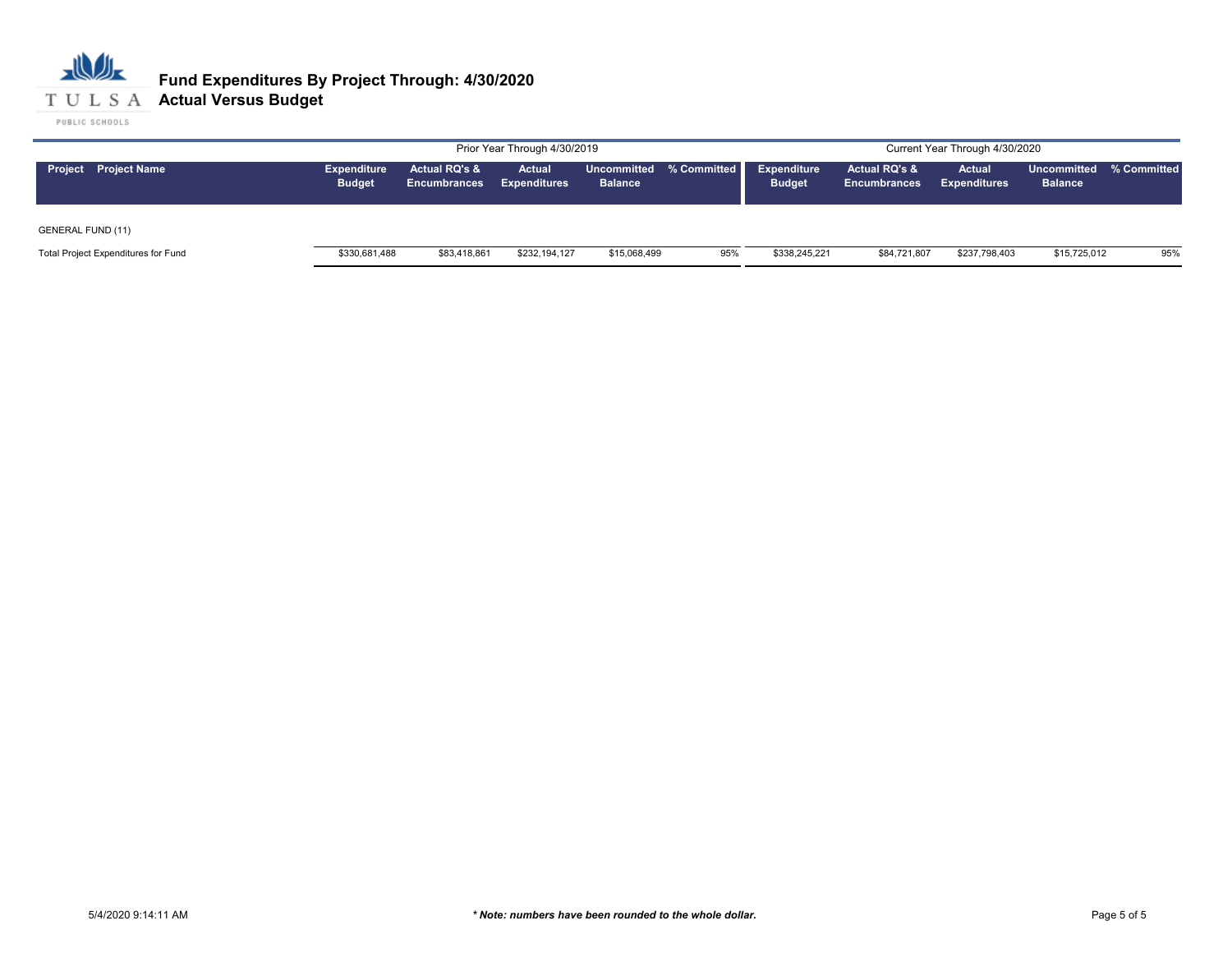# Fund Expenditures By Project Through: 4/30/2020
## Actual Versus Budget

| Project | Project Name | Prior Year Through 4/30/2019 | | | | | Current Year Through 4/30/2020 | | | | |
|---|---|---|---|---|---|---|---|---|---|---|---|
| | | Expenditure Budget | Actual RQ's & Encumbrances | Actual Expenditures | Uncommitted Balance | % Committed | Expenditure Budget | Actual RQ's & Encumbrances | Actual Expenditures | Uncommitted Balance | % Committed |
| GENERAL FUND (11) | | | | | | | | | | | |
| Total Project Expenditures for Fund | | $330,681,488 | $83,418,861 | $232,194,127 | $15,068,499 | 95% | $338,245,221 | $84,721,807 | $237,798,403 | $15,725,012 | 95% |

5/4/2020 9:14:11 AM

*** Note: numbers have been rounded to the whole dollar.***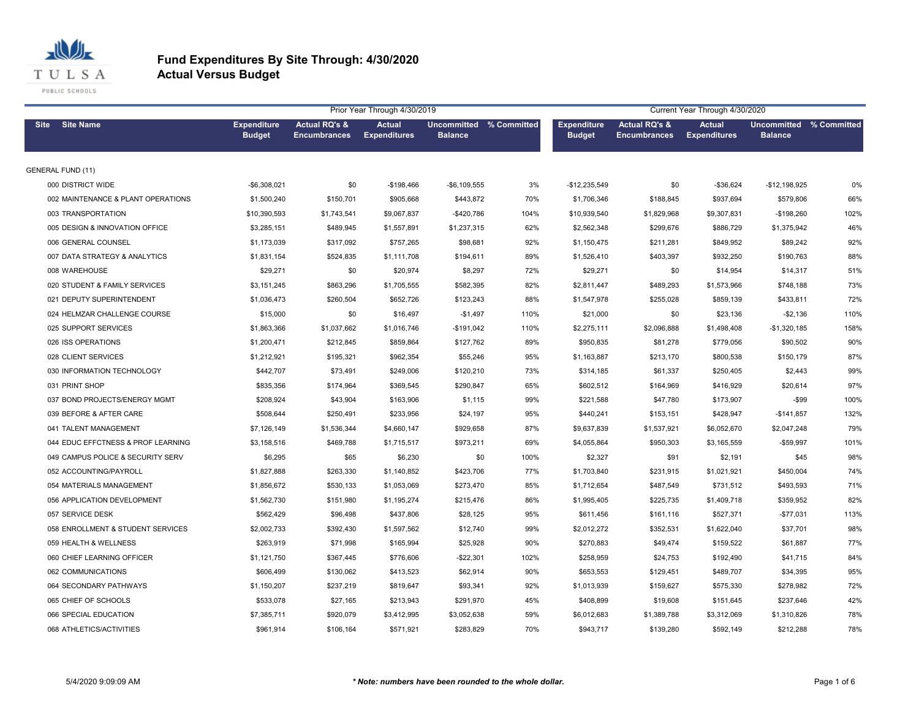# Fund Expenditures By Site Through: 4/30/2020
## Actual Versus Budget

| | | Prior Year Through 4/30/2019 | | | | | Current Year Through 4/30/2020 | | | | |
|---|---|---|---|---|---|---|---|---|---|---|---|
| Site | Site Name | Expenditure Budget | Actual RQ's & Encumbrances | Actual Expenditures | Uncommitted Balance | % Committed | Expenditure Budget | Actual RQ's & Encumbrances | Actual Expenditures | Uncommitted Balance | % Committed |
| GENERAL FUND (11) | | | | | | | | | | | |
| 000 | DISTRICT WIDE | -$6,308,021 | $0 | -$198,466 | -$6,109,555 | 3% | -$12,235,549 | $0 | -$36,624 | -$12,198,925 | 0% |
| 002 | MAINTENANCE & PLANT OPERATIONS | $1,500,240 | $150,701 | $905,668 | $443,872 | 70% | $1,706,346 | $188,845 | $937,694 | $579,806 | 66% |
| 003 | TRANSPORTATION | $10,390,593 | $1,743,541 | $9,067,837 | -$420,786 | 104% | $10,939,540 | $1,829,968 | $9,307,831 | -$198,260 | 102% |
| 005 | DESIGN & INNOVATION OFFICE | $3,285,151 | $489,945 | $1,557,891 | $1,237,315 | 62% | $2,562,348 | $299,676 | $886,729 | $1,375,942 | 46% |
| 006 | GENERAL COUNSEL | $1,173,039 | $317,092 | $757,265 | $98,681 | 92% | $1,150,475 | $211,281 | $849,952 | $89,242 | 92% |
| 007 | DATA STRATEGY & ANALYTICS | $1,831,154 | $524,835 | $1,111,708 | $194,611 | 89% | $1,526,410 | $403,397 | $932,250 | $190,763 | 88% |
| 008 | WAREHOUSE | $29,271 | $0 | $20,974 | $8,297 | 72% | $29,271 | $0 | $14,954 | $14,317 | 51% |
| 020 | STUDENT & FAMILY SERVICES | $3,151,245 | $863,296 | $1,705,555 | $582,395 | 82% | $2,811,447 | $489,293 | $1,573,966 | $748,188 | 73% |
| 021 | DEPUTY SUPERINTENDENT | $1,036,473 | $260,504 | $652,726 | $123,243 | 88% | $1,547,978 | $255,028 | $859,139 | $433,811 | 72% |
| 024 | HELMZAR CHALLENGE COURSE | $15,000 | $0 | $16,497 | -$1,497 | 110% | $21,000 | $0 | $23,136 | -$2,136 | 110% |
| 025 | SUPPORT SERVICES | $1,863,366 | $1,037,662 | $1,016,746 | -$191,042 | 110% | $2,275,111 | $2,096,888 | $1,498,408 | -$1,320,185 | 158% |
| 026 | ISS OPERATIONS | $1,200,471 | $212,845 | $859,864 | $127,762 | 89% | $950,835 | $81,278 | $779,056 | $90,502 | 90% |
| 028 | CLIENT SERVICES | $1,212,921 | $195,321 | $962,354 | $55,246 | 95% | $1,163,887 | $213,170 | $800,538 | $150,179 | 87% |
| 030 | INFORMATION TECHNOLOGY | $442,707 | $73,491 | $249,006 | $120,210 | 73% | $314,185 | $61,337 | $250,405 | $2,443 | 99% |
| 031 | PRINT SHOP | $835,356 | $174,964 | $369,545 | $290,847 | 65% | $602,512 | $164,969 | $416,929 | $20,614 | 97% |
| 037 | BOND PROJECTS/ENERGY MGMT | $208,924 | $43,904 | $163,906 | $1,115 | 99% | $221,588 | $47,780 | $173,907 | -$99 | 100% |
| 039 | BEFORE & AFTER CARE | $508,644 | $250,491 | $233,956 | $24,197 | 95% | $440,241 | $153,151 | $428,947 | -$141,857 | 132% |
| 041 | TALENT MANAGEMENT | $7,126,149 | $1,536,344 | $4,660,147 | $929,658 | 87% | $9,637,839 | $1,537,921 | $6,052,670 | $2,047,248 | 79% |
| 044 | EDUC EFFCTNESS & PROF LEARNING | $3,158,516 | $469,788 | $1,715,517 | $973,211 | 69% | $4,055,864 | $950,303 | $3,165,559 | -$59,997 | 101% |
| 049 | CAMPUS POLICE & SECURITY SERV | $6,295 | $65 | $6,230 | $0 | 100% | $2,327 | $91 | $2,191 | $45 | 98% |
| 052 | ACCOUNTING/PAYROLL | $1,827,888 | $263,330 | $1,140,852 | $423,706 | 77% | $1,703,840 | $231,915 | $1,021,921 | $450,004 | 74% |
| 054 | MATERIALS MANAGEMENT | $1,856,672 | $530,133 | $1,053,069 | $273,470 | 85% | $1,712,654 | $487,549 | $731,512 | $493,593 | 71% |
| 056 | APPLICATION DEVELOPMENT | $1,562,730 | $151,980 | $1,195,274 | $215,476 | 86% | $1,995,405 | $225,735 | $1,409,718 | $359,952 | 82% |
| 057 | SERVICE DESK | $562,429 | $96,498 | $437,806 | $28,125 | 95% | $611,456 | $161,116 | $527,371 | -$77,031 | 113% |
| 058 | ENROLLMENT & STUDENT SERVICES | $2,002,733 | $392,430 | $1,597,562 | $12,740 | 99% | $2,012,272 | $352,531 | $1,622,040 | $37,701 | 98% |
| 059 | HEALTH & WELLNESS | $263,919 | $71,998 | $165,994 | $25,928 | 90% | $270,883 | $49,474 | $159,522 | $61,887 | 77% |
| 060 | CHIEF LEARNING OFFICER | $1,121,750 | $367,445 | $776,606 | -$22,301 | 102% | $258,959 | $24,753 | $192,490 | $41,715 | 84% |
| 062 | COMMUNICATIONS | $606,499 | $130,062 | $413,523 | $62,914 | 90% | $653,553 | $129,451 | $489,707 | $34,395 | 95% |
| 064 | SECONDARY PATHWAYS | $1,150,207 | $237,219 | $819,647 | $93,341 | 92% | $1,013,939 | $159,627 | $575,330 | $278,982 | 72% |
| 065 | CHIEF OF SCHOOLS | $533,078 | $27,165 | $213,943 | $291,970 | 45% | $408,899 | $19,608 | $151,645 | $237,646 | 42% |
| 066 | SPECIAL EDUCATION | $7,385,711 | $920,079 | $3,412,995 | $3,052,638 | 59% | $6,012,683 | $1,389,788 | $3,312,069 | $1,310,826 | 78% |
| 068 | ATHLETICS/ACTIVITIES | $961,914 | $106,164 | $571,921 | $283,829 | 70% | $943,717 | $139,280 | $592,149 | $212,288 | 78% |

5/4/2020 9:09:09 AM

*** Note: numbers have been rounded to the whole dollar.**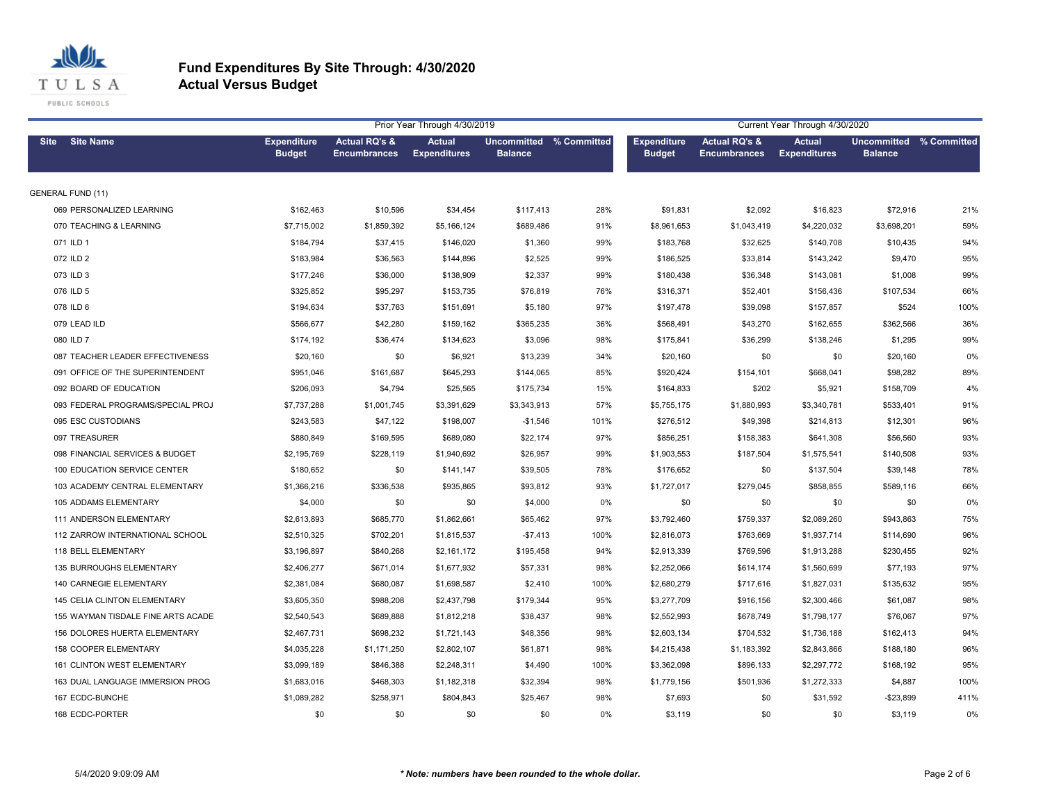# Fund Expenditures By Site Through: 4/30/2020
## Actual Versus Budget

| | | Prior Year Through 4/30/2019 | | | | | Current Year Through 4/30/2020 | | | | |
|---|---|---|---|---|---|---|---|---|---|---|---|
| **Site** | **Site Name** | **Expenditure Budget** | **Actual RQ's & Encumbrances** | **Actual Expenditures** | **Uncommitted Balance** | **% Committed** | **Expenditure Budget** | **Actual RQ's & Encumbrances** | **Actual Expenditures** | **Uncommitted Balance** | **% Committed** |
| GENERAL FUND (11) | | | | | | | | | | | |
| 069 | PERSONALIZED LEARNING | $162,463 | $10,596 | $34,454 | $117,413 | 28% | $91,831 | $2,092 | $16,823 | $72,916 | 21% |
| 070 | TEACHING & LEARNING | $7,715,002 | $1,859,392 | $5,166,124 | $689,486 | 91% | $8,961,653 | $1,043,419 | $4,220,032 | $3,698,201 | 59% |
| 071 | ILD 1 | $184,794 | $37,415 | $146,020 | $1,360 | 99% | $183,768 | $32,625 | $140,708 | $10,435 | 94% |
| 072 | ILD 2 | $183,984 | $36,563 | $144,896 | $2,525 | 99% | $186,525 | $33,814 | $143,242 | $9,470 | 95% |
| 073 | ILD 3 | $177,246 | $36,000 | $138,909 | $2,337 | 99% | $180,438 | $36,348 | $143,081 | $1,008 | 99% |
| 076 | ILD 5 | $325,852 | $95,297 | $153,735 | $76,819 | 76% | $316,371 | $52,401 | $156,436 | $107,534 | 66% |
| 078 | ILD 6 | $194,634 | $37,763 | $151,691 | $5,180 | 97% | $197,478 | $39,098 | $157,857 | $524 | 100% |
| 079 | LEAD ILD | $566,677 | $42,280 | $159,162 | $365,235 | 36% | $568,491 | $43,270 | $162,655 | $362,566 | 36% |
| 080 | ILD 7 | $174,192 | $36,474 | $134,623 | $3,096 | 98% | $175,841 | $36,299 | $138,246 | $1,295 | 99% |
| 087 | TEACHER LEADER EFFECTIVENESS | $20,160 | $0 | $6,921 | $13,239 | 34% | $20,160 | $0 | $0 | $20,160 | 0% |
| 091 | OFFICE OF THE SUPERINTENDENT | $951,046 | $161,687 | $645,293 | $144,065 | 85% | $920,424 | $154,101 | $668,041 | $98,282 | 89% |
| 092 | BOARD OF EDUCATION | $206,093 | $4,794 | $25,565 | $175,734 | 15% | $164,833 | $202 | $5,921 | $158,709 | 4% |
| 093 | FEDERAL PROGRAMS/SPECIAL PROJ | $7,737,288 | $1,001,745 | $3,391,629 | $3,343,913 | 57% | $5,755,175 | $1,880,993 | $3,340,781 | $533,401 | 91% |
| 095 | ESC CUSTODIANS | $243,583 | $47,122 | $198,007 | -$1,546 | 101% | $276,512 | $49,398 | $214,813 | $12,301 | 96% |
| 097 | TREASURER | $880,849 | $169,595 | $689,080 | $22,174 | 97% | $856,251 | $158,383 | $641,308 | $56,560 | 93% |
| 098 | FINANCIAL SERVICES & BUDGET | $2,195,769 | $228,119 | $1,940,692 | $26,957 | 99% | $1,903,553 | $187,504 | $1,575,541 | $140,508 | 93% |
| 100 | EDUCATION SERVICE CENTER | $180,652 | $0 | $141,147 | $39,505 | 78% | $176,652 | $0 | $137,504 | $39,148 | 78% |
| 103 | ACADEMY CENTRAL ELEMENTARY | $1,366,216 | $336,538 | $935,865 | $93,812 | 93% | $1,727,017 | $279,045 | $858,855 | $589,116 | 66% |
| 105 | ADDAMS ELEMENTARY | $4,000 | $0 | $0 | $4,000 | 0% | $0 | $0 | $0 | $0 | 0% |
| 111 | ANDERSON ELEMENTARY | $2,613,893 | $685,770 | $1,862,661 | $65,462 | 97% | $3,792,460 | $759,337 | $2,089,260 | $943,863 | 75% |
| 112 | ZARROW INTERNATIONAL SCHOOL | $2,510,325 | $702,201 | $1,815,537 | -$7,413 | 100% | $2,816,073 | $763,669 | $1,937,714 | $114,690 | 96% |
| 118 | BELL ELEMENTARY | $3,196,897 | $840,268 | $2,161,172 | $195,458 | 94% | $2,913,339 | $769,596 | $1,913,288 | $230,455 | 92% |
| 135 | BURROUGHS ELEMENTARY | $2,406,277 | $671,014 | $1,677,932 | $57,331 | 98% | $2,252,066 | $614,174 | $1,560,699 | $77,193 | 97% |
| 140 | CARNEGIE ELEMENTARY | $2,381,084 | $680,087 | $1,698,587 | $2,410 | 100% | $2,680,279 | $717,616 | $1,827,031 | $135,632 | 95% |
| 145 | CELIA CLINTON ELEMENTARY | $3,605,350 | $988,208 | $2,437,798 | $179,344 | 95% | $3,277,709 | $916,156 | $2,300,466 | $61,087 | 98% |
| 155 | WAYMAN TISDALE FINE ARTS ACADE | $2,540,543 | $689,888 | $1,812,218 | $38,437 | 98% | $2,552,993 | $678,749 | $1,798,177 | $76,067 | 97% |
| 156 | DOLORES HUERTA ELEMENTARY | $2,467,731 | $698,232 | $1,721,143 | $48,356 | 98% | $2,603,134 | $704,532 | $1,736,188 | $162,413 | 94% |
| 158 | COOPER ELEMENTARY | $4,035,228 | $1,171,250 | $2,802,107 | $61,871 | 98% | $4,215,438 | $1,183,392 | $2,843,866 | $188,180 | 96% |
| 161 | CLINTON WEST ELEMENTARY | $3,099,189 | $846,388 | $2,248,311 | $4,490 | 100% | $3,362,098 | $896,133 | $2,297,772 | $168,192 | 95% |
| 163 | DUAL LANGUAGE IMMERSION PROG | $1,683,016 | $468,303 | $1,182,318 | $32,394 | 98% | $1,779,156 | $501,936 | $1,272,333 | $4,887 | 100% |
| 167 | ECDC-BUNCHE | $1,089,282 | $258,971 | $804,843 | $25,467 | 98% | $7,693 | $0 | $31,592 | -$23,899 | 411% |
| 168 | ECDC-PORTER | $0 | $0 | $0 | $0 | 0% | $3,119 | $0 | $0 | $3,119 | 0% |

5/4/2020 9:09:09 AM

*** Note: numbers have been rounded to the whole dollar.**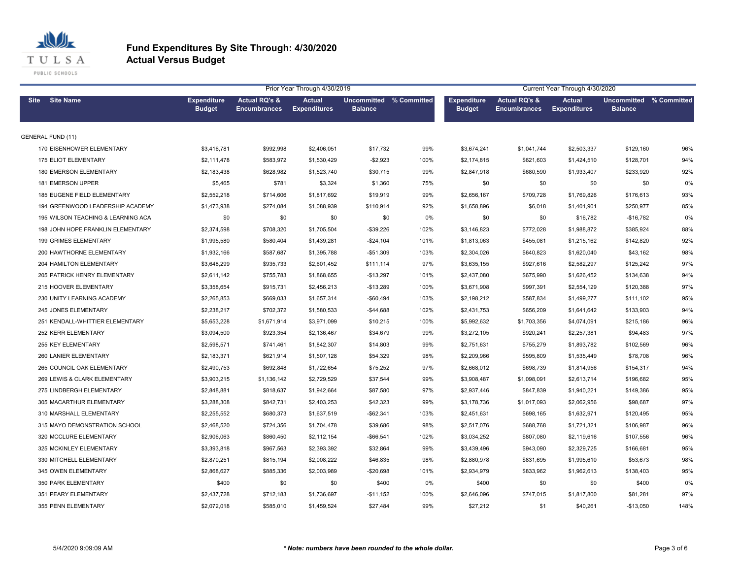# Fund Expenditures By Site Through: 4/30/2020
## Actual Versus Budget

| Site | Site Name | Prior Year Through 4/30/2019 | | | | | Current Year Through 4/30/2020 | | | | |
|---|---|---|---|---|---|---|---|---|---|---|---|
| | | Expenditure Budget | Actual RQ's & Encumbrances | Actual Expenditures | Uncommitted Balance | % Committed | Expenditure Budget | Actual RQ's & Encumbrances | Actual Expenditures | Uncommitted Balance | % Committed |
| GENERAL FUND (11) | | | | | | | | | | | |
| 170 | EISENHOWER ELEMENTARY | $3,416,781 | $992,998 | $2,406,051 | $17,732 | 99% | $3,674,241 | $1,041,744 | $2,503,337 | $129,160 | 96% |
| 175 | ELIOT ELEMENTARY | $2,111,478 | $583,972 | $1,530,429 | -$2,923 | 100% | $2,174,815 | $621,603 | $1,424,510 | $128,701 | 94% |
| 180 | EMERSON ELEMENTARY | $2,183,438 | $628,982 | $1,523,740 | $30,715 | 99% | $2,847,918 | $680,590 | $1,933,407 | $233,920 | 92% |
| 181 | EMERSON UPPER | $5,465 | $781 | $3,324 | $1,360 | 75% | $0 | $0 | $0 | $0 | 0% |
| 185 | EUGENE FIELD ELEMENTARY | $2,552,218 | $714,606 | $1,817,692 | $19,919 | 99% | $2,656,167 | $709,728 | $1,769,826 | $176,613 | 93% |
| 194 | GREENWOOD LEADERSHIP ACADEMY | $1,473,938 | $274,084 | $1,088,939 | $110,914 | 92% | $1,658,896 | $6,018 | $1,401,901 | $250,977 | 85% |
| 195 | WILSON TEACHING & LEARNING ACA | $0 | $0 | $0 | $0 | 0% | $0 | $0 | $16,782 | -$16,782 | 0% |
| 198 | JOHN HOPE FRANKLIN ELEMENTARY | $2,374,598 | $708,320 | $1,705,504 | -$39,226 | 102% | $3,146,823 | $772,028 | $1,988,872 | $385,924 | 88% |
| 199 | GRIMES ELEMENTARY | $1,995,580 | $580,404 | $1,439,281 | -$24,104 | 101% | $1,813,063 | $455,081 | $1,215,162 | $142,820 | 92% |
| 200 | HAWTHORNE ELEMENTARY | $1,932,166 | $587,687 | $1,395,788 | -$51,309 | 103% | $2,304,026 | $640,823 | $1,620,040 | $43,162 | 98% |
| 204 | HAMILTON ELEMENTARY | $3,648,299 | $935,733 | $2,601,452 | $111,114 | 97% | $3,635,155 | $927,616 | $2,582,297 | $125,242 | 97% |
| 205 | PATRICK HENRY ELEMENTARY | $2,611,142 | $755,783 | $1,868,655 | -$13,297 | 101% | $2,437,080 | $675,990 | $1,626,452 | $134,638 | 94% |
| 215 | HOOVER ELEMENTARY | $3,358,654 | $915,731 | $2,456,213 | -$13,289 | 100% | $3,671,908 | $997,391 | $2,554,129 | $120,388 | 97% |
| 230 | UNITY LEARNING ACADEMY | $2,265,853 | $669,033 | $1,657,314 | -$60,494 | 103% | $2,198,212 | $587,834 | $1,499,277 | $111,102 | 95% |
| 245 | JONES ELEMENTARY | $2,238,217 | $702,372 | $1,580,533 | -$44,688 | 102% | $2,431,753 | $656,209 | $1,641,642 | $133,903 | 94% |
| 251 | KENDALL-WHITTIER ELEMENTARY | $5,653,228 | $1,671,914 | $3,971,099 | $10,215 | 100% | $5,992,632 | $1,703,356 | $4,074,091 | $215,186 | 96% |
| 252 | KERR ELEMENTARY | $3,094,500 | $923,354 | $2,136,467 | $34,679 | 99% | $3,272,105 | $920,241 | $2,257,381 | $94,483 | 97% |
| 255 | KEY ELEMENTARY | $2,598,571 | $741,461 | $1,842,307 | $14,803 | 99% | $2,751,631 | $755,279 | $1,893,782 | $102,569 | 96% |
| 260 | LANIER ELEMENTARY | $2,183,371 | $621,914 | $1,507,128 | $54,329 | 98% | $2,209,966 | $595,809 | $1,535,449 | $78,708 | 96% |
| 265 | COUNCIL OAK ELEMENTARY | $2,490,753 | $692,848 | $1,722,654 | $75,252 | 97% | $2,668,012 | $698,739 | $1,814,956 | $154,317 | 94% |
| 269 | LEWIS & CLARK ELEMENTARY | $3,903,215 | $1,136,142 | $2,729,529 | $37,544 | 99% | $3,908,487 | $1,098,091 | $2,613,714 | $196,682 | 95% |
| 275 | LINDBERGH ELEMENTARY | $2,848,881 | $818,637 | $1,942,664 | $87,580 | 97% | $2,937,446 | $847,839 | $1,940,221 | $149,386 | 95% |
| 305 | MACARTHUR ELEMENTARY | $3,288,308 | $842,731 | $2,403,253 | $42,323 | 99% | $3,178,736 | $1,017,093 | $2,062,956 | $98,687 | 97% |
| 310 | MARSHALL ELEMENTARY | $2,255,552 | $680,373 | $1,637,519 | -$62,341 | 103% | $2,451,631 | $698,165 | $1,632,971 | $120,495 | 95% |
| 315 | MAYO DEMONSTRATION SCHOOL | $2,468,520 | $724,356 | $1,704,478 | $39,686 | 98% | $2,517,076 | $688,768 | $1,721,321 | $106,987 | 96% |
| 320 | MCCLURE ELEMENTARY | $2,906,063 | $860,450 | $2,112,154 | -$66,541 | 102% | $3,034,252 | $807,080 | $2,119,616 | $107,556 | 96% |
| 325 | MCKINLEY ELEMENTARY | $3,393,818 | $967,563 | $2,393,392 | $32,864 | 99% | $3,439,496 | $943,090 | $2,329,725 | $166,681 | 95% |
| 330 | MITCHELL ELEMENTARY | $2,870,251 | $815,194 | $2,008,222 | $46,835 | 98% | $2,880,978 | $831,695 | $1,995,610 | $53,673 | 98% |
| 345 | OWEN ELEMENTARY | $2,868,627 | $885,336 | $2,003,989 | -$20,698 | 101% | $2,934,979 | $833,962 | $1,962,613 | $138,403 | 95% |
| 350 | PARK ELEMENTARY | $400 | $0 | $0 | $400 | 0% | $400 | $0 | $0 | $400 | 0% |
| 351 | PEARY ELEMENTARY | $2,437,728 | $712,183 | $1,736,697 | -$11,152 | 100% | $2,646,096 | $747,015 | $1,817,800 | $81,281 | 97% |
| 355 | PENN ELEMENTARY | $2,072,018 | $585,010 | $1,459,524 | $27,484 | 99% | $27,212 | $1 | $40,261 | -$13,050 | 148% |

5/4/2020 9:09:09 AM

*** Note: numbers have been rounded to the whole dollar.***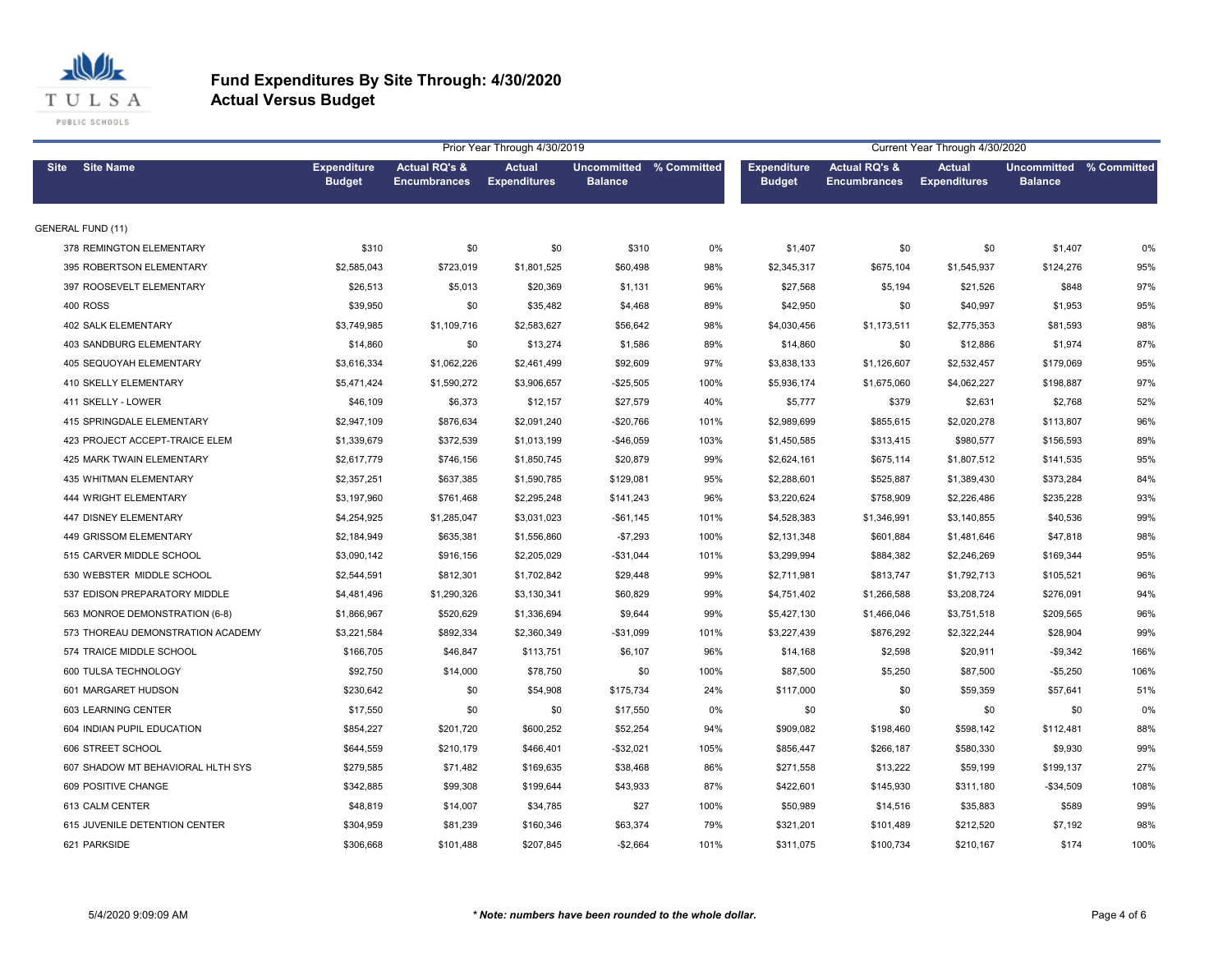# Fund Expenditures By Site Through: 4/30/2020
## Actual Versus Budget

| | | Prior Year Through 4/30/2019 | | | | | Current Year Through 4/30/2020 | | | | |
|---|---|---|---|---|---|---|---|---|---|---|---|
| Site | Site Name | Expenditure Budget | Actual RQ's & Encumbrances | Actual Expenditures | Uncommitted Balance | % Committed | Expenditure Budget | Actual RQ's & Encumbrances | Actual Expenditures | Uncommitted Balance | % Committed |
| GENERAL FUND (11) | | | | | | | | | | | |
| 378 | REMINGTON ELEMENTARY | $310 | $0 | $0 | $310 | 0% | $1,407 | $0 | $0 | $1,407 | 0% |
| 395 | ROBERTSON ELEMENTARY | $2,585,043 | $723,019 | $1,801,525 | $60,498 | 98% | $2,345,317 | $675,104 | $1,545,937 | $124,276 | 95% |
| 397 | ROOSEVELT ELEMENTARY | $26,513 | $5,013 | $20,369 | $1,131 | 96% | $27,568 | $5,194 | $21,526 | $848 | 97% |
| 400 | ROSS | $39,950 | $0 | $35,482 | $4,468 | 89% | $42,950 | $0 | $40,997 | $1,953 | 95% |
| 402 | SALK ELEMENTARY | $3,749,985 | $1,109,716 | $2,583,627 | $56,642 | 98% | $4,030,456 | $1,173,511 | $2,775,353 | $81,593 | 98% |
| 403 | SANDBURG ELEMENTARY | $14,860 | $0 | $13,274 | $1,586 | 89% | $14,860 | $0 | $12,886 | $1,974 | 87% |
| 405 | SEQUOYAH ELEMENTARY | $3,616,334 | $1,062,226 | $2,461,499 | $92,609 | 97% | $3,838,133 | $1,126,607 | $2,532,457 | $179,069 | 95% |
| 410 | SKELLY ELEMENTARY | $5,471,424 | $1,590,272 | $3,906,657 | -$25,505 | 100% | $5,936,174 | $1,675,060 | $4,062,227 | $198,887 | 97% |
| 411 | SKELLY - LOWER | $46,109 | $6,373 | $12,157 | $27,579 | 40% | $5,777 | $379 | $2,631 | $2,768 | 52% |
| 415 | SPRINGDALE ELEMENTARY | $2,947,109 | $876,634 | $2,091,240 | -$20,766 | 101% | $2,989,699 | $855,615 | $2,020,278 | $113,807 | 96% |
| 423 | PROJECT ACCEPT-TRAICE ELEM | $1,339,679 | $372,539 | $1,013,199 | -$46,059 | 103% | $1,450,585 | $313,415 | $980,577 | $156,593 | 89% |
| 425 | MARK TWAIN ELEMENTARY | $2,617,779 | $746,156 | $1,850,745 | $20,879 | 99% | $2,624,161 | $675,114 | $1,807,512 | $141,535 | 95% |
| 435 | WHITMAN ELEMENTARY | $2,357,251 | $637,385 | $1,590,785 | $129,081 | 95% | $2,288,601 | $525,887 | $1,389,430 | $373,284 | 84% |
| 444 | WRIGHT ELEMENTARY | $3,197,960 | $761,468 | $2,295,248 | $141,243 | 96% | $3,220,624 | $758,909 | $2,226,486 | $235,228 | 93% |
| 447 | DISNEY ELEMENTARY | $4,254,925 | $1,285,047 | $3,031,023 | -$61,145 | 101% | $4,528,383 | $1,346,991 | $3,140,855 | $40,536 | 99% |
| 449 | GRISSOM ELEMENTARY | $2,184,949 | $635,381 | $1,556,860 | -$7,293 | 100% | $2,131,348 | $601,884 | $1,481,646 | $47,818 | 98% |
| 515 | CARVER MIDDLE SCHOOL | $3,090,142 | $916,156 | $2,205,029 | -$31,044 | 101% | $3,299,994 | $884,382 | $2,246,269 | $169,344 | 95% |
| 530 | WEBSTER MIDDLE SCHOOL | $2,544,591 | $812,301 | $1,702,842 | $29,448 | 99% | $2,711,981 | $813,747 | $1,792,713 | $105,521 | 96% |
| 537 | EDISON PREPARATORY MIDDLE | $4,481,496 | $1,290,326 | $3,130,341 | $60,829 | 99% | $4,751,402 | $1,266,588 | $3,208,724 | $276,091 | 94% |
| 563 | MONROE DEMONSTRATION (6-8) | $1,866,967 | $520,629 | $1,336,694 | $9,644 | 99% | $5,427,130 | $1,466,046 | $3,751,518 | $209,565 | 96% |
| 573 | THOREAU DEMONSTRATION ACADEMY | $3,221,584 | $892,334 | $2,360,349 | -$31,099 | 101% | $3,227,439 | $876,292 | $2,322,244 | $28,904 | 99% |
| 574 | TRAICE MIDDLE SCHOOL | $166,705 | $46,847 | $113,751 | $6,107 | 96% | $14,168 | $2,598 | $20,911 | -$9,342 | 166% |
| 600 | TULSA TECHNOLOGY | $92,750 | $14,000 | $78,750 | $0 | 100% | $87,500 | $5,250 | $87,500 | -$5,250 | 106% |
| 601 | MARGARET HUDSON | $230,642 | $0 | $54,908 | $175,734 | 24% | $117,000 | $0 | $59,359 | $57,641 | 51% |
| 603 | LEARNING CENTER | $17,550 | $0 | $0 | $17,550 | 0% | $0 | $0 | $0 | $0 | 0% |
| 604 | INDIAN PUPIL EDUCATION | $854,227 | $201,720 | $600,252 | $52,254 | 94% | $909,082 | $198,460 | $598,142 | $112,481 | 88% |
| 606 | STREET SCHOOL | $644,559 | $210,179 | $466,401 | -$32,021 | 105% | $856,447 | $266,187 | $580,330 | $9,930 | 99% |
| 607 | SHADOW MT BEHAVIORAL HLTH SYS | $279,585 | $71,482 | $169,635 | $38,468 | 86% | $271,558 | $13,222 | $59,199 | $199,137 | 27% |
| 609 | POSITIVE CHANGE | $342,885 | $99,308 | $199,644 | $43,933 | 87% | $422,601 | $145,930 | $311,180 | -$34,509 | 108% |
| 613 | CALM CENTER | $48,819 | $14,007 | $34,785 | $27 | 100% | $50,989 | $14,516 | $35,883 | $589 | 99% |
| 615 | JUVENILE DETENTION CENTER | $304,959 | $81,239 | $160,346 | $63,374 | 79% | $321,201 | $101,489 | $212,520 | $7,192 | 98% |
| 621 | PARKSIDE | $306,668 | $101,488 | $207,845 | -$2,664 | 101% | $311,075 | $100,734 | $210,167 | $174 | 100% |

5/4/2020 9:09:09 AM

*** Note: numbers have been rounded to the whole dollar.**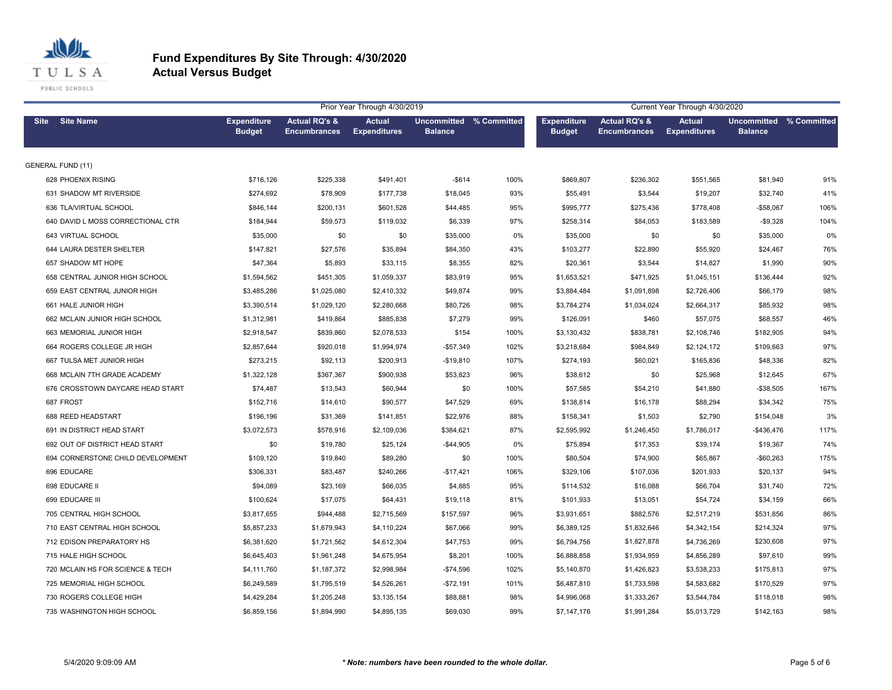# Fund Expenditures By Site Through: 4/30/2020
## Actual Versus Budget

| Site | Site Name | Prior Year Through 4/30/2019 Expenditure Budget | Actual RQ's & Encumbrances | Actual Expenditures | Uncommitted Balance | % Committed | Current Year Through 4/30/2020 Expenditure Budget | Actual RQ's & Encumbrances | Actual Expenditures | Uncommitted Balance | % Committed |
|---|---|---|---|---|---|---|---|---|---|---|---|
| GENERAL FUND (11) | | | | | | | | | | | |
| 628 | PHOENIX RISING | $716,126 | $225,338 | $491,401 | -$614 | 100% | $869,807 | $236,302 | $551,565 | $81,940 | 91% |
| 631 | SHADOW MT RIVERSIDE | $274,692 | $78,909 | $177,738 | $18,045 | 93% | $55,491 | $3,544 | $19,207 | $32,740 | 41% |
| 636 | TLA/VIRTUAL SCHOOL | $846,144 | $200,131 | $601,528 | $44,485 | 95% | $995,777 | $275,436 | $778,408 | -$58,067 | 106% |
| 640 | DAVID L MOSS CORRECTIONAL CTR | $184,944 | $59,573 | $119,032 | $6,339 | 97% | $258,314 | $84,053 | $183,589 | -$9,328 | 104% |
| 643 | VIRTUAL SCHOOL | $35,000 | $0 | $0 | $35,000 | 0% | $35,000 | $0 | $0 | $35,000 | 0% |
| 644 | LAURA DESTER SHELTER | $147,821 | $27,576 | $35,894 | $84,350 | 43% | $103,277 | $22,890 | $55,920 | $24,467 | 76% |
| 657 | SHADOW MT HOPE | $47,364 | $5,893 | $33,115 | $8,355 | 82% | $20,361 | $3,544 | $14,827 | $1,990 | 90% |
| 658 | CENTRAL JUNIOR HIGH SCHOOL | $1,594,562 | $451,305 | $1,059,337 | $83,919 | 95% | $1,653,521 | $471,925 | $1,045,151 | $136,444 | 92% |
| 659 | EAST CENTRAL JUNIOR HIGH | $3,485,286 | $1,025,080 | $2,410,332 | $49,874 | 99% | $3,884,484 | $1,091,898 | $2,726,406 | $66,179 | 98% |
| 661 | HALE JUNIOR HIGH | $3,390,514 | $1,029,120 | $2,280,668 | $80,726 | 98% | $3,784,274 | $1,034,024 | $2,664,317 | $85,932 | 98% |
| 662 | MCLAIN JUNIOR HIGH SCHOOL | $1,312,981 | $419,864 | $885,838 | $7,279 | 99% | $126,091 | $460 | $57,075 | $68,557 | 46% |
| 663 | MEMORIAL JUNIOR HIGH | $2,918,547 | $839,860 | $2,078,533 | $154 | 100% | $3,130,432 | $838,781 | $2,108,746 | $182,905 | 94% |
| 664 | ROGERS COLLEGE JR HIGH | $2,857,644 | $920,018 | $1,994,974 | -$57,349 | 102% | $3,218,684 | $984,849 | $2,124,172 | $109,663 | 97% |
| 667 | TULSA MET JUNIOR HIGH | $273,215 | $92,113 | $200,913 | -$19,810 | 107% | $274,193 | $60,021 | $165,836 | $48,336 | 82% |
| 668 | MCLAIN 7TH GRADE ACADEMY | $1,322,128 | $367,367 | $900,938 | $53,823 | 96% | $38,612 | $0 | $25,968 | $12,645 | 67% |
| 676 | CROSSTOWN DAYCARE HEAD START | $74,487 | $13,543 | $60,944 | $0 | 100% | $57,585 | $54,210 | $41,880 | -$38,505 | 167% |
| 687 | FROST | $152,716 | $14,610 | $90,577 | $47,529 | 69% | $138,814 | $16,178 | $88,294 | $34,342 | 75% |
| 688 | REED HEADSTART | $196,196 | $31,369 | $141,851 | $22,976 | 88% | $158,341 | $1,503 | $2,790 | $154,048 | 3% |
| 691 | IN DISTRICT HEAD START | $3,072,573 | $578,916 | $2,109,036 | $384,621 | 87% | $2,595,992 | $1,246,450 | $1,786,017 | -$436,476 | 117% |
| 692 | OUT OF DISTRICT HEAD START | $0 | $19,780 | $25,124 | -$44,905 | 0% | $75,894 | $17,353 | $39,174 | $19,367 | 74% |
| 694 | CORNERSTONE CHILD DEVELOPMENT | $109,120 | $19,840 | $89,280 | $0 | 100% | $80,504 | $74,900 | $65,867 | -$60,263 | 175% |
| 696 | EDUCARE | $306,331 | $83,487 | $240,266 | -$17,421 | 106% | $329,106 | $107,036 | $201,933 | $20,137 | 94% |
| 698 | EDUCARE II | $94,089 | $23,169 | $66,035 | $4,885 | 95% | $114,532 | $16,088 | $66,704 | $31,740 | 72% |
| 699 | EDUCARE III | $100,624 | $17,075 | $64,431 | $19,118 | 81% | $101,933 | $13,051 | $54,724 | $34,159 | 66% |
| 705 | CENTRAL HIGH SCHOOL | $3,817,655 | $944,488 | $2,715,569 | $157,597 | 96% | $3,931,651 | $882,576 | $2,517,219 | $531,856 | 86% |
| 710 | EAST CENTRAL HIGH SCHOOL | $5,857,233 | $1,679,943 | $4,110,224 | $67,066 | 99% | $6,389,125 | $1,832,646 | $4,342,154 | $214,324 | 97% |
| 712 | EDISON PREPARATORY HS | $6,381,620 | $1,721,562 | $4,612,304 | $47,753 | 99% | $6,794,756 | $1,827,878 | $4,736,269 | $230,608 | 97% |
| 715 | HALE HIGH SCHOOL | $6,645,403 | $1,961,248 | $4,675,954 | $8,201 | 100% | $6,888,858 | $1,934,959 | $4,856,289 | $97,610 | 99% |
| 720 | MCLAIN HS FOR SCIENCE & TECH | $4,111,760 | $1,187,372 | $2,998,984 | -$74,596 | 102% | $5,140,870 | $1,426,823 | $3,538,233 | $175,813 | 97% |
| 725 | MEMORIAL HIGH SCHOOL | $6,249,589 | $1,795,519 | $4,526,261 | -$72,191 | 101% | $6,487,810 | $1,733,598 | $4,583,682 | $170,529 | 97% |
| 730 | ROGERS COLLEGE HIGH | $4,429,284 | $1,205,248 | $3,135,154 | $88,881 | 98% | $4,996,068 | $1,333,267 | $3,544,784 | $118,018 | 98% |
| 735 | WASHINGTON HIGH SCHOOL | $6,859,156 | $1,894,990 | $4,895,135 | $69,030 | 99% | $7,147,176 | $1,991,284 | $5,013,729 | $142,163 | 98% |

5/4/2020 9:09:09 AM

*** Note: numbers have been rounded to the whole dollar.**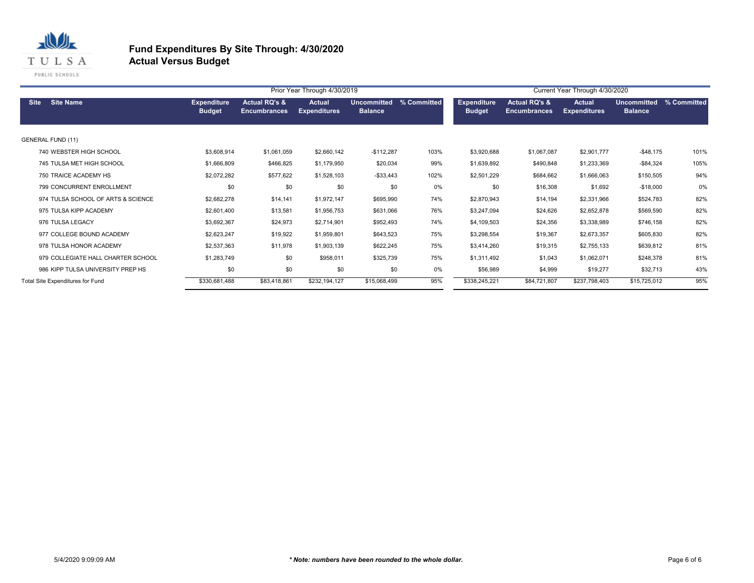# Fund Expenditures By Site Through: 4/30/2020
## Actual Versus Budget

| Site | Site Name | Prior Year Through 4/30/2019 | | | | | Current Year Through 4/30/2020 | | | | |
|---|---|---|---|---|---|---|---|---|---|---|---|
| | | Expenditure Budget | Actual RQ's & Encumbrances | Actual Expenditures | Uncommitted Balance | % Committed | Expenditure Budget | Actual RQ's & Encumbrances | Actual Expenditures | Uncommitted Balance | % Committed |
| GENERAL FUND (11) | | | | | | | | | | | |
| 740 | WEBSTER HIGH SCHOOL | $3,608,914 | $1,061,059 | $2,660,142 | -$112,287 | 103% | $3,920,688 | $1,067,087 | $2,901,777 | -$48,175 | 101% |
| 745 | TULSA MET HIGH SCHOOL | $1,666,809 | $466,825 | $1,179,950 | $20,034 | 99% | $1,639,892 | $490,848 | $1,233,369 | -$84,324 | 105% |
| 750 | TRAICE ACADEMY HS | $2,072,282 | $577,622 | $1,528,103 | -$33,443 | 102% | $2,501,229 | $684,662 | $1,666,063 | $150,505 | 94% |
| 799 | CONCURRENT ENROLLMENT | $0 | $0 | $0 | $0 | 0% | $0 | $16,308 | $1,692 | -$18,000 | 0% |
| 974 | TULSA SCHOOL OF ARTS & SCIENCE | $2,682,278 | $14,141 | $1,972,147 | $695,990 | 74% | $2,870,943 | $14,194 | $2,331,966 | $524,783 | 82% |
| 975 | TULSA KIPP ACADEMY | $2,601,400 | $13,581 | $1,956,753 | $631,066 | 76% | $3,247,094 | $24,626 | $2,652,878 | $569,590 | 82% |
| 976 | TULSA LEGACY | $3,692,367 | $24,973 | $2,714,901 | $952,493 | 74% | $4,109,503 | $24,356 | $3,338,989 | $746,158 | 82% |
| 977 | COLLEGE BOUND ACADEMY | $2,623,247 | $19,922 | $1,959,801 | $643,523 | 75% | $3,298,554 | $19,367 | $2,673,357 | $605,830 | 82% |
| 978 | TULSA HONOR ACADEMY | $2,537,363 | $11,978 | $1,903,139 | $622,245 | 75% | $3,414,260 | $19,315 | $2,755,133 | $639,812 | 81% |
| 979 | COLLEGIATE HALL CHARTER SCHOOL | $1,283,749 | $0 | $958,011 | $325,739 | 75% | $1,311,492 | $1,043 | $1,062,071 | $248,378 | 81% |
| 986 | KIPP TULSA UNIVERSITY PREP HS | $0 | $0 | $0 | $0 | 0% | $56,989 | $4,999 | $19,277 | $32,713 | 43% |
| Total Site Expenditures for Fund | | $330,681,488 | $83,418,861 | $232,194,127 | $15,068,499 | 95% | $338,245,221 | $84,721,807 | $237,798,403 | $15,725,012 | 95% |

5/4/2020 9:09:09 AM

*** Note: numbers have been rounded to the whole dollar.***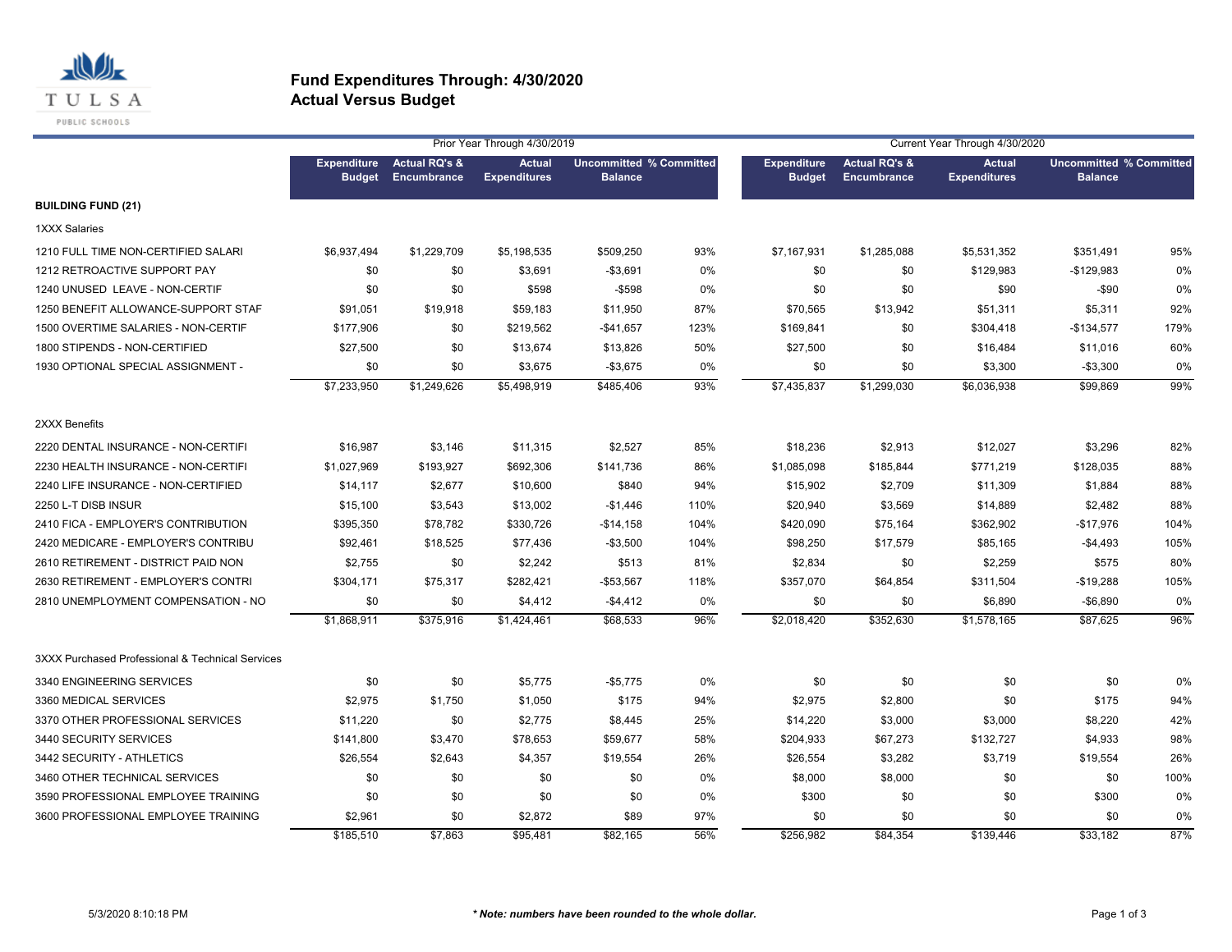# Fund Expenditures Through: 4/30/2020
## Actual Versus Budget

TULSA PUBLIC SCHOOLS

| | Prior Year Through 4/30/2019 | | | | | Current Year Through 4/30/2020 | | | | |
|---|---|---|---|---|---|---|---|---|---|---|
| | Expenditure Budget | Actual RQ's & Encumbrance | Actual Expenditures | Uncommitted Balance | % Committed | Expenditure Budget | Actual RQ's & Encumbrance | Actual Expenditures | Uncommitted Balance | % Committed |
| **BUILDING FUND (21)** | | | | | | | | | | |
| 1XXX Salaries | | | | | | | | | | |
| 1210 FULL TIME NON-CERTIFIED SALARI | $6,937,494 | $1,229,709 | $5,198,535 | $509,250 | 93% | $7,167,931 | $1,285,088 | $5,531,352 | $351,491 | 95% |
| 1212 RETROACTIVE SUPPORT PAY | $0 | $0 | $3,691 | -$3,691 | 0% | $0 | $0 | $129,983 | -$129,983 | 0% |
| 1240 UNUSED LEAVE - NON-CERTIF | $0 | $0 | $598 | -$598 | 0% | $0 | $0 | $90 | -$90 | 0% |
| 1250 BENEFIT ALLOWANCE-SUPPORT STAF | $91,051 | $19,918 | $59,183 | $11,950 | 87% | $70,565 | $13,942 | $51,311 | $5,311 | 92% |
| 1500 OVERTIME SALARIES - NON-CERTIF | $177,906 | $0 | $219,562 | -$41,657 | 123% | $169,841 | $0 | $304,418 | -$134,577 | 179% |
| 1800 STIPENDS - NON-CERTIFIED | $27,500 | $0 | $13,674 | $13,826 | 50% | $27,500 | $0 | $16,484 | $11,016 | 60% |
| 1930 OPTIONAL SPECIAL ASSIGNMENT - | $0 | $0 | $3,675 | -$3,675 | 0% | $0 | $0 | $3,300 | -$3,300 | 0% |
| | $7,233,950 | $1,249,626 | $5,498,919 | $485,406 | 93% | $7,435,837 | $1,299,030 | $6,036,938 | $99,869 | 99% |
| 2XXX Benefits | | | | | | | | | | |
| 2220 DENTAL INSURANCE - NON-CERTIFI | $16,987 | $3,146 | $11,315 | $2,527 | 85% | $18,236 | $2,913 | $12,027 | $3,296 | 82% |
| 2230 HEALTH INSURANCE - NON-CERTIFI | $1,027,969 | $193,927 | $692,306 | $141,736 | 86% | $1,085,098 | $185,844 | $771,219 | $128,035 | 88% |
| 2240 LIFE INSURANCE - NON-CERTIFIED | $14,117 | $2,677 | $10,600 | $840 | 94% | $15,902 | $2,709 | $11,309 | $1,884 | 88% |
| 2250 L-T DISB INSUR | $15,100 | $3,543 | $13,002 | -$1,446 | 110% | $20,940 | $3,569 | $14,889 | $2,482 | 88% |
| 2410 FICA - EMPLOYER'S CONTRIBUTION | $395,350 | $78,782 | $330,726 | -$14,158 | 104% | $420,090 | $75,164 | $362,902 | -$17,976 | 104% |
| 2420 MEDICARE - EMPLOYER'S CONTRIBU | $92,461 | $18,525 | $77,436 | -$3,500 | 104% | $98,250 | $17,579 | $85,165 | -$4,493 | 105% |
| 2610 RETIREMENT - DISTRICT PAID NON | $2,755 | $0 | $2,242 | $513 | 81% | $2,834 | $0 | $2,259 | $575 | 80% |
| 2630 RETIREMENT - EMPLOYER'S CONTRI | $304,171 | $75,317 | $282,421 | -$53,567 | 118% | $357,070 | $64,854 | $311,504 | -$19,288 | 105% |
| 2810 UNEMPLOYMENT COMPENSATION - NO | $0 | $0 | $4,412 | -$4,412 | 0% | $0 | $0 | $6,890 | -$6,890 | 0% |
| | $1,868,911 | $375,916 | $1,424,461 | $68,533 | 96% | $2,018,420 | $352,630 | $1,578,165 | $87,625 | 96% |
| 3XXX Purchased Professional & Technical Services | | | | | | | | | | |
| 3340 ENGINEERING SERVICES | $0 | $0 | $5,775 | -$5,775 | 0% | $0 | $0 | $0 | $0 | 0% |
| 3360 MEDICAL SERVICES | $2,975 | $1,750 | $1,050 | $175 | 94% | $2,975 | $2,800 | $0 | $175 | 94% |
| 3370 OTHER PROFESSIONAL SERVICES | $11,220 | $0 | $2,775 | $8,445 | 25% | $14,220 | $3,000 | $3,000 | $8,220 | 42% |
| 3440 SECURITY SERVICES | $141,800 | $3,470 | $78,653 | $59,677 | 58% | $204,933 | $67,273 | $132,727 | $4,933 | 98% |
| 3442 SECURITY - ATHLETICS | $26,554 | $2,643 | $4,357 | $19,554 | 26% | $26,554 | $3,282 | $3,719 | $19,554 | 26% |
| 3460 OTHER TECHNICAL SERVICES | $0 | $0 | $0 | $0 | 0% | $8,000 | $8,000 | $0 | $0 | 100% |
| 3590 PROFESSIONAL EMPLOYEE TRAINING | $0 | $0 | $0 | $0 | 0% | $300 | $0 | $0 | $300 | 0% |
| 3600 PROFESSIONAL EMPLOYEE TRAINING | $2,961 | $0 | $2,872 | $89 | 97% | $0 | $0 | $0 | $0 | 0% |
| | $185,510 | $7,863 | $95,481 | $82,165 | 56% | $256,982 | $84,354 | $139,446 | $33,182 | 87% |

5/3/2020 8:10:18 PM

*** Note: numbers have been rounded to the whole dollar.**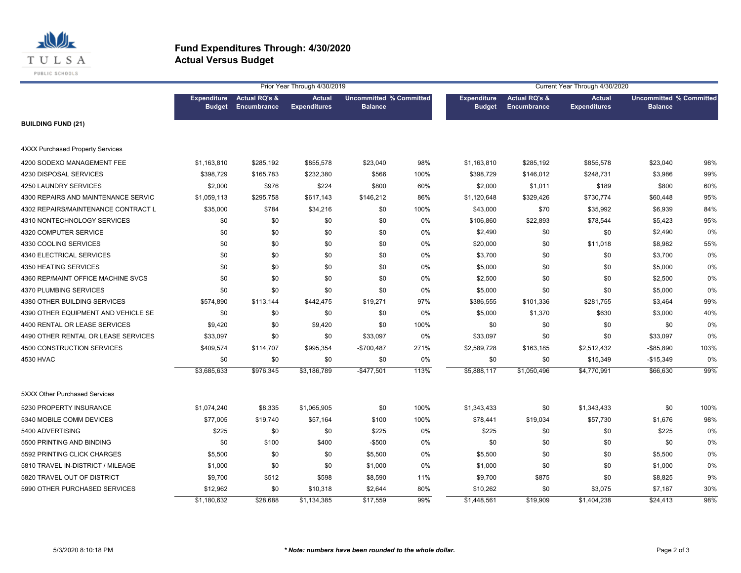# Fund Expenditures Through: 4/30/2020
## Actual Versus Budget

| | Prior Year Through 4/30/2019 | | | | | Current Year Through 4/30/2020 | | | | |
|---|---|---|---|---|---|---|---|---|---|---|
| | Expenditure Budget | Actual RQ's & Encumbrance | Actual Expenditures | Uncommitted Balance | % Committed | Expenditure Budget | Actual RQ's & Encumbrance | Actual Expenditures | Uncommitted Balance | % Committed |
| **BUILDING FUND (21)** | | | | | | | | | | |
| 4XXX Purchased Property Services | | | | | | | | | | |
| 4200 SODEXO MANAGEMENT FEE | $1,163,810 | $285,192 | $855,578 | $23,040 | 98% | $1,163,810 | $285,192 | $855,578 | $23,040 | 98% |
| 4230 DISPOSAL SERVICES | $398,729 | $165,783 | $232,380 | $566 | 100% | $398,729 | $146,012 | $248,731 | $3,986 | 99% |
| 4250 LAUNDRY SERVICES | $2,000 | $976 | $224 | $800 | 60% | $2,000 | $1,011 | $189 | $800 | 60% |
| 4300 REPAIRS AND MAINTENANCE SERVIC | $1,059,113 | $295,758 | $617,143 | $146,212 | 86% | $1,120,648 | $329,426 | $730,774 | $60,448 | 95% |
| 4302 REPAIRS/MAINTENANCE CONTRACT L | $35,000 | $784 | $34,216 | $0 | 100% | $43,000 | $70 | $35,992 | $6,939 | 84% |
| 4310 NONTECHNOLOGY SERVICES | $0 | $0 | $0 | $0 | 0% | $106,860 | $22,893 | $78,544 | $5,423 | 95% |
| 4320 COMPUTER SERVICE | $0 | $0 | $0 | $0 | 0% | $2,490 | $0 | $0 | $2,490 | 0% |
| 4330 COOLING SERVICES | $0 | $0 | $0 | $0 | 0% | $20,000 | $0 | $11,018 | $8,982 | 55% |
| 4340 ELECTRICAL SERVICES | $0 | $0 | $0 | $0 | 0% | $3,700 | $0 | $0 | $3,700 | 0% |
| 4350 HEATING SERVICES | $0 | $0 | $0 | $0 | 0% | $5,000 | $0 | $0 | $5,000 | 0% |
| 4360 REP/MAINT OFFICE MACHINE SVCS | $0 | $0 | $0 | $0 | 0% | $2,500 | $0 | $0 | $2,500 | 0% |
| 4370 PLUMBING SERVICES | $0 | $0 | $0 | $0 | 0% | $5,000 | $0 | $0 | $5,000 | 0% |
| 4380 OTHER BUILDING SERVICES | $574,890 | $113,144 | $442,475 | $19,271 | 97% | $386,555 | $101,336 | $281,755 | $3,464 | 99% |
| 4390 OTHER EQUIPMENT AND VEHICLE SE | $0 | $0 | $0 | $0 | 0% | $5,000 | $1,370 | $630 | $3,000 | 40% |
| 4400 RENTAL OR LEASE SERVICES | $9,420 | $0 | $9,420 | $0 | 100% | $0 | $0 | $0 | $0 | 0% |
| 4490 OTHER RENTAL OR LEASE SERVICES | $33,097 | $0 | $0 | $33,097 | 0% | $33,097 | $0 | $0 | $33,097 | 0% |
| 4500 CONSTRUCTION SERVICES | $409,574 | $114,707 | $995,354 | -$700,487 | 271% | $2,589,728 | $163,185 | $2,512,432 | -$85,890 | 103% |
| 4530 HVAC | $0 | $0 | $0 | $0 | 0% | $0 | $0 | $15,349 | -$15,349 | 0% |
| | $3,685,633 | $976,345 | $3,186,789 | -$477,501 | 113% | $5,888,117 | $1,050,496 | $4,770,991 | $66,630 | 99% |
| 5XXX Other Purchased Services | | | | | | | | | | |
| 5230 PROPERTY INSURANCE | $1,074,240 | $8,335 | $1,065,905 | $0 | 100% | $1,343,433 | $0 | $1,343,433 | $0 | 100% |
| 5340 MOBILE COMM DEVICES | $77,005 | $19,740 | $57,164 | $100 | 100% | $78,441 | $19,034 | $57,730 | $1,676 | 98% |
| 5400 ADVERTISING | $225 | $0 | $0 | $225 | 0% | $225 | $0 | $0 | $225 | 0% |
| 5500 PRINTING AND BINDING | $0 | $100 | $400 | -$500 | 0% | $0 | $0 | $0 | $0 | 0% |
| 5592 PRINTING CLICK CHARGES | $5,500 | $0 | $0 | $5,500 | 0% | $5,500 | $0 | $0 | $5,500 | 0% |
| 5810 TRAVEL IN-DISTRICT / MILEAGE | $1,000 | $0 | $0 | $1,000 | 0% | $1,000 | $0 | $0 | $1,000 | 0% |
| 5820 TRAVEL OUT OF DISTRICT | $9,700 | $512 | $598 | $8,590 | 11% | $9,700 | $875 | $0 | $8,825 | 9% |
| 5990 OTHER PURCHASED SERVICES | $12,962 | $0 | $10,318 | $2,644 | 80% | $10,262 | $0 | $3,075 | $7,187 | 30% |
| | $1,180,632 | $28,688 | $1,134,385 | $17,559 | 99% | $1,448,561 | $19,909 | $1,404,238 | $24,413 | 98% |

5/3/2020 8:10:18 PM

*\* Note: numbers have been rounded to the whole dollar.*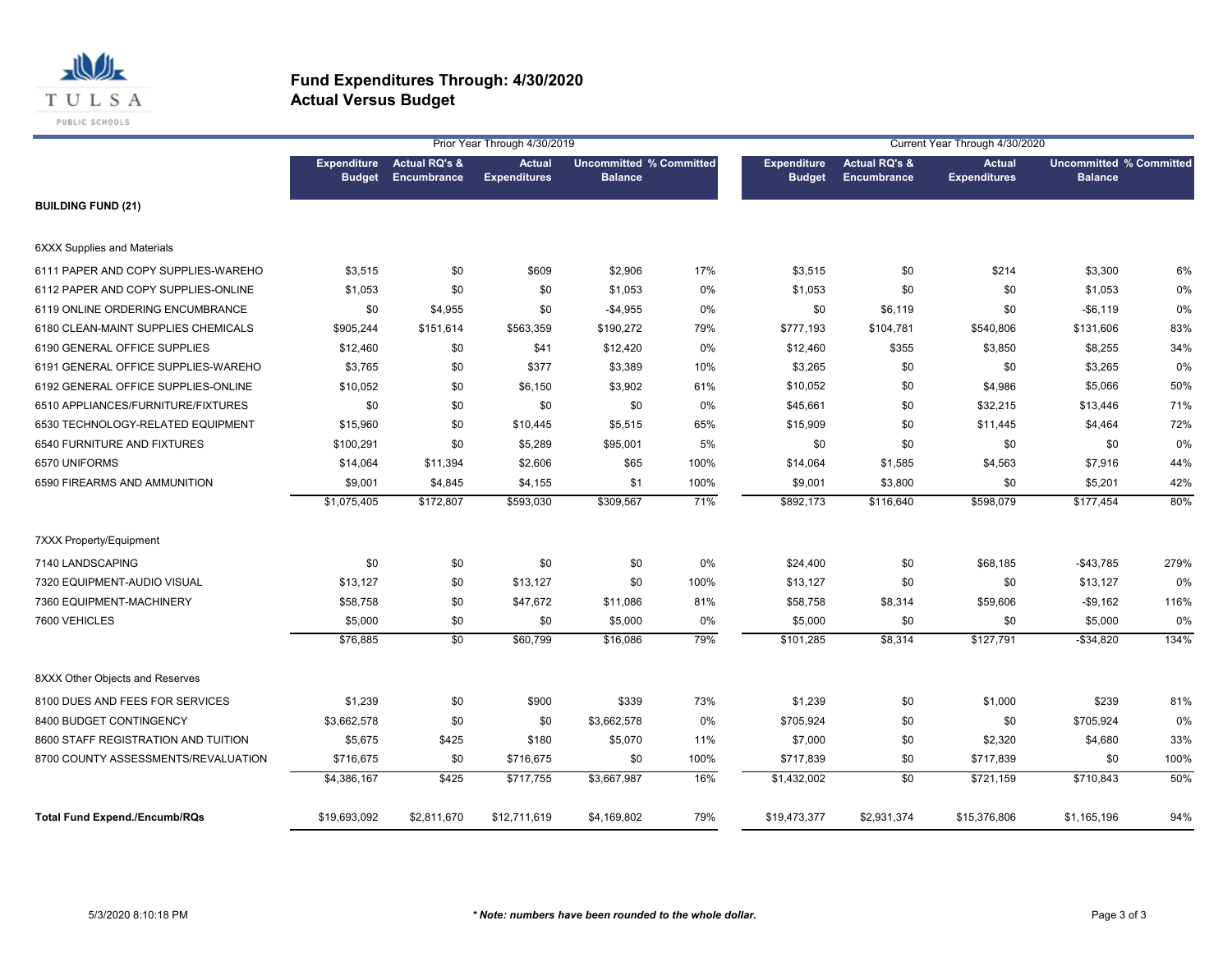# Fund Expenditures Through: 4/30/2020
## Actual Versus Budget

| | Prior Year Through 4/30/2019 | | | | | Current Year Through 4/30/2020 | | | | |
|---|---|---|---|---|---|---|---|---|---|---|
| | Expenditure Budget | Actual RQ's & Encumbrance | Actual Expenditures | Uncommitted Balance | % Committed | Expenditure Budget | Actual RQ's & Encumbrance | Actual Expenditures | Uncommitted Balance | % Committed |
| **BUILDING FUND (21)** | | | | | | | | | | |
| 6XXX Supplies and Materials | | | | | | | | | | |
| 6111 PAPER AND COPY SUPPLIES-WAREHO | $3,515 | $0 | $609 | $2,906 | 17% | $3,515 | $0 | $214 | $3,300 | 6% |
| 6112 PAPER AND COPY SUPPLIES-ONLINE | $1,053 | $0 | $0 | $1,053 | 0% | $1,053 | $0 | $0 | $1,053 | 0% |
| 6119 ONLINE ORDERING ENCUMBRANCE | $0 | $4,955 | $0 | -$4,955 | 0% | $0 | $6,119 | $0 | -$6,119 | 0% |
| 6180 CLEAN-MAINT SUPPLIES CHEMICALS | $905,244 | $151,614 | $563,359 | $190,272 | 79% | $777,193 | $104,781 | $540,806 | $131,606 | 83% |
| 6190 GENERAL OFFICE SUPPLIES | $12,460 | $0 | $41 | $12,420 | 0% | $12,460 | $355 | $3,850 | $8,255 | 34% |
| 6191 GENERAL OFFICE SUPPLIES-WAREHO | $3,765 | $0 | $377 | $3,389 | 10% | $3,265 | $0 | $0 | $3,265 | 0% |
| 6192 GENERAL OFFICE SUPPLIES-ONLINE | $10,052 | $0 | $6,150 | $3,902 | 61% | $10,052 | $0 | $4,986 | $5,066 | 50% |
| 6510 APPLIANCES/FURNITURE/FIXTURES | $0 | $0 | $0 | $0 | 0% | $45,661 | $0 | $32,215 | $13,446 | 71% |
| 6530 TECHNOLOGY-RELATED EQUIPMENT | $15,960 | $0 | $10,445 | $5,515 | 65% | $15,909 | $0 | $11,445 | $4,464 | 72% |
| 6540 FURNITURE AND FIXTURES | $100,291 | $0 | $5,289 | $95,001 | 5% | $0 | $0 | $0 | $0 | 0% |
| 6570 UNIFORMS | $14,064 | $11,394 | $2,606 | $65 | 100% | $14,064 | $1,585 | $4,563 | $7,916 | 44% |
| 6590 FIREARMS AND AMMUNITION | $9,001 | $4,845 | $4,155 | $1 | 100% | $9,001 | $3,800 | $0 | $5,201 | 42% |
| | $1,075,405 | $172,807 | $593,030 | $309,567 | 71% | $892,173 | $116,640 | $598,079 | $177,454 | 80% |
| 7XXX Property/Equipment | | | | | | | | | | |
| 7140 LANDSCAPING | $0 | $0 | $0 | $0 | 0% | $24,400 | $0 | $68,185 | -$43,785 | 279% |
| 7320 EQUIPMENT-AUDIO VISUAL | $13,127 | $0 | $13,127 | $0 | 100% | $13,127 | $0 | $0 | $13,127 | 0% |
| 7360 EQUIPMENT-MACHINERY | $58,758 | $0 | $47,672 | $11,086 | 81% | $58,758 | $8,314 | $59,606 | -$9,162 | 116% |
| 7600 VEHICLES | $5,000 | $0 | $0 | $5,000 | 0% | $5,000 | $0 | $0 | $5,000 | 0% |
| | $76,885 | $0 | $60,799 | $16,086 | 79% | $101,285 | $8,314 | $127,791 | -$34,820 | 134% |
| 8XXX Other Objects and Reserves | | | | | | | | | | |
| 8100 DUES AND FEES FOR SERVICES | $1,239 | $0 | $900 | $339 | 73% | $1,239 | $0 | $1,000 | $239 | 81% |
| 8400 BUDGET CONTINGENCY | $3,662,578 | $0 | $0 | $3,662,578 | 0% | $705,924 | $0 | $0 | $705,924 | 0% |
| 8600 STAFF REGISTRATION AND TUITION | $5,675 | $425 | $180 | $5,070 | 11% | $7,000 | $0 | $2,320 | $4,680 | 33% |
| 8700 COUNTY ASSESSMENTS/REVALUATION | $716,675 | $0 | $716,675 | $0 | 100% | $717,839 | $0 | $717,839 | $0 | 100% |
| | $4,386,167 | $425 | $717,755 | $3,667,987 | 16% | $1,432,002 | $0 | $721,159 | $710,843 | 50% |
| **Total Fund Expend./Encumb/RQs** | $19,693,092 | $2,811,670 | $12,711,619 | $4,169,802 | 79% | $19,473,377 | $2,931,374 | $15,376,806 | $1,165,196 | 94% |

5/3/2020 8:10:18 PM

*** Note: numbers have been rounded to the whole dollar.***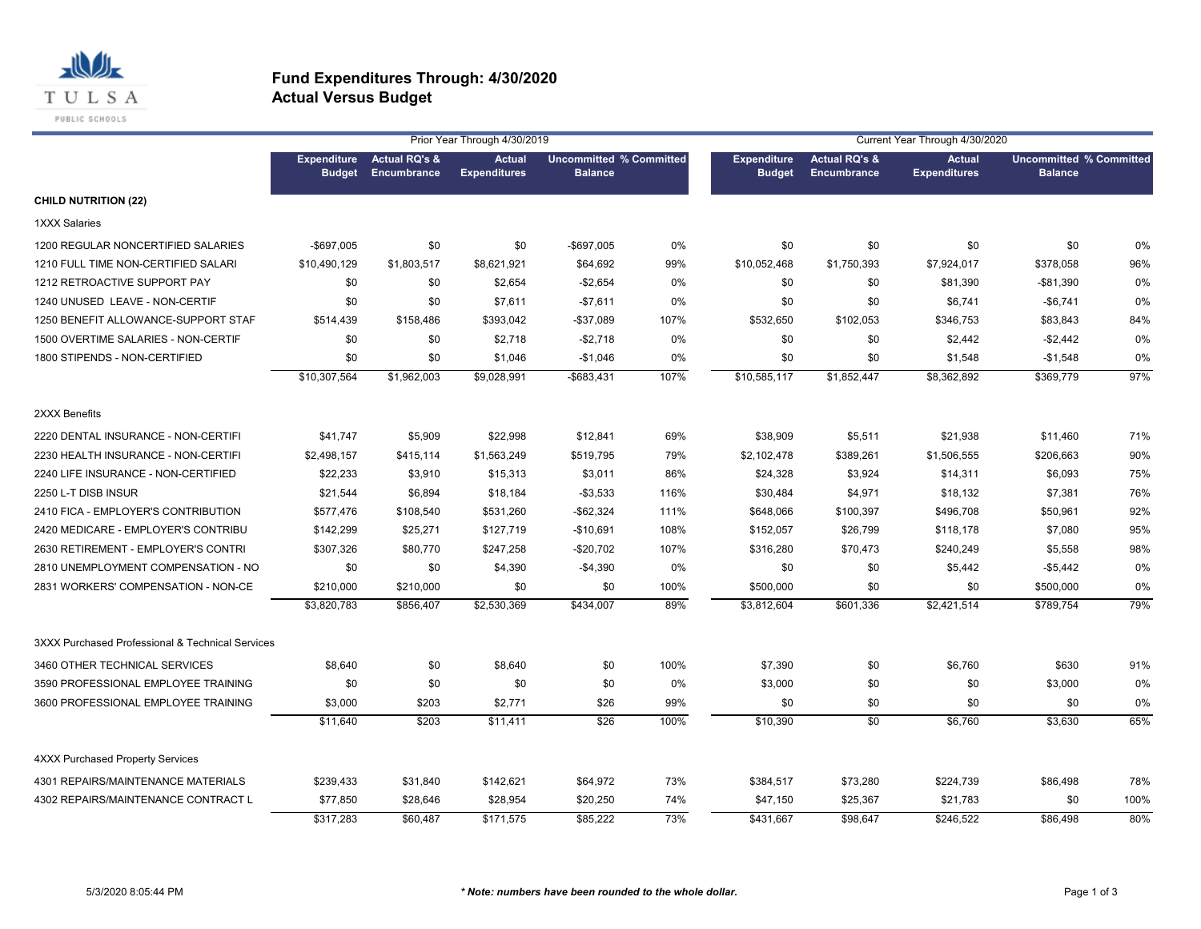# Fund Expenditures Through: 4/30/2020
## Actual Versus Budget

| | Prior Year Through 4/30/2019 | | | | | Current Year Through 4/30/2020 | | | | |
|---|---|---|---|---|---|---|---|---|---|---|
| | Expenditure Budget | Actual RQ's & Encumbrance | Actual Expenditures | Uncommitted Balance | % Committed | Expenditure Budget | Actual RQ's & Encumbrance | Actual Expenditures | Uncommitted Balance | % Committed |
| **CHILD NUTRITION (22)** | | | | | | | | | | |
| 1XXX Salaries | | | | | | | | | | |
| 1200 REGULAR NONCERTIFIED SALARIES | -$697,005 | $0 | $0 | -$697,005 | 0% | $0 | $0 | $0 | $0 | 0% |
| 1210 FULL TIME NON-CERTIFIED SALARI | $10,490,129 | $1,803,517 | $8,621,921 | $64,692 | 99% | $10,052,468 | $1,750,393 | $7,924,017 | $378,058 | 96% |
| 1212 RETROACTIVE SUPPORT PAY | $0 | $0 | $2,654 | -$2,654 | 0% | $0 | $0 | $81,390 | -$81,390 | 0% |
| 1240 UNUSED LEAVE - NON-CERTIF | $0 | $0 | $7,611 | -$7,611 | 0% | $0 | $0 | $6,741 | -$6,741 | 0% |
| 1250 BENEFIT ALLOWANCE-SUPPORT STAF | $514,439 | $158,486 | $393,042 | -$37,089 | 107% | $532,650 | $102,053 | $346,753 | $83,843 | 84% |
| 1500 OVERTIME SALARIES - NON-CERTIF | $0 | $0 | $2,718 | -$2,718 | 0% | $0 | $0 | $2,442 | -$2,442 | 0% |
| 1800 STIPENDS - NON-CERTIFIED | $0 | $0 | $1,046 | -$1,046 | 0% | $0 | $0 | $1,548 | -$1,548 | 0% |
| | $10,307,564 | $1,962,003 | $9,028,991 | -$683,431 | 107% | $10,585,117 | $1,852,447 | $8,362,892 | $369,779 | 97% |
| 2XXX Benefits | | | | | | | | | | |
| 2220 DENTAL INSURANCE - NON-CERTIFI | $41,747 | $5,909 | $22,998 | $12,841 | 69% | $38,909 | $5,511 | $21,938 | $11,460 | 71% |
| 2230 HEALTH INSURANCE - NON-CERTIFI | $2,498,157 | $415,114 | $1,563,249 | $519,795 | 79% | $2,102,478 | $389,261 | $1,506,555 | $206,663 | 90% |
| 2240 LIFE INSURANCE - NON-CERTIFIED | $22,233 | $3,910 | $15,313 | $3,011 | 86% | $24,328 | $3,924 | $14,311 | $6,093 | 75% |
| 2250 L-T DISB INSUR | $21,544 | $6,894 | $18,184 | -$3,533 | 116% | $30,484 | $4,971 | $18,132 | $7,381 | 76% |
| 2410 FICA - EMPLOYER'S CONTRIBUTION | $577,476 | $108,540 | $531,260 | -$62,324 | 111% | $648,066 | $100,397 | $496,708 | $50,961 | 92% |
| 2420 MEDICARE - EMPLOYER'S CONTRIBU | $142,299 | $25,271 | $127,719 | -$10,691 | 108% | $152,057 | $26,799 | $118,178 | $7,080 | 95% |
| 2630 RETIREMENT - EMPLOYER'S CONTRI | $307,326 | $80,770 | $247,258 | -$20,702 | 107% | $316,280 | $70,473 | $240,249 | $5,558 | 98% |
| 2810 UNEMPLOYMENT COMPENSATION - NO | $0 | $0 | $4,390 | -$4,390 | 0% | $0 | $0 | $5,442 | -$5,442 | 0% |
| 2831 WORKERS' COMPENSATION - NON-CE | $210,000 | $210,000 | $0 | $0 | 100% | $500,000 | $0 | $0 | $500,000 | 0% |
| | $3,820,783 | $856,407 | $2,530,369 | $434,007 | 89% | $3,812,604 | $601,336 | $2,421,514 | $789,754 | 79% |
| 3XXX Purchased Professional & Technical Services | | | | | | | | | | |
| 3460 OTHER TECHNICAL SERVICES | $8,640 | $0 | $8,640 | $0 | 100% | $7,390 | $0 | $6,760 | $630 | 91% |
| 3590 PROFESSIONAL EMPLOYEE TRAINING | $0 | $0 | $0 | $0 | 0% | $3,000 | $0 | $0 | $3,000 | 0% |
| 3600 PROFESSIONAL EMPLOYEE TRAINING | $3,000 | $203 | $2,771 | $26 | 99% | $0 | $0 | $0 | $0 | 0% |
| | $11,640 | $203 | $11,411 | $26 | 100% | $10,390 | $0 | $6,760 | $3,630 | 65% |
| 4XXX Purchased Property Services | | | | | | | | | | |
| 4301 REPAIRS/MAINTENANCE MATERIALS | $239,433 | $31,840 | $142,621 | $64,972 | 73% | $384,517 | $73,280 | $224,739 | $86,498 | 78% |
| 4302 REPAIRS/MAINTENANCE CONTRACT L | $77,850 | $28,646 | $28,954 | $20,250 | 74% | $47,150 | $25,367 | $21,783 | $0 | 100% |
| | $317,283 | $60,487 | $171,575 | $85,222 | 73% | $431,667 | $98,647 | $246,522 | $86,498 | 80% |

5/3/2020 8:05:44 PM

*** Note: numbers have been rounded to the whole dollar.**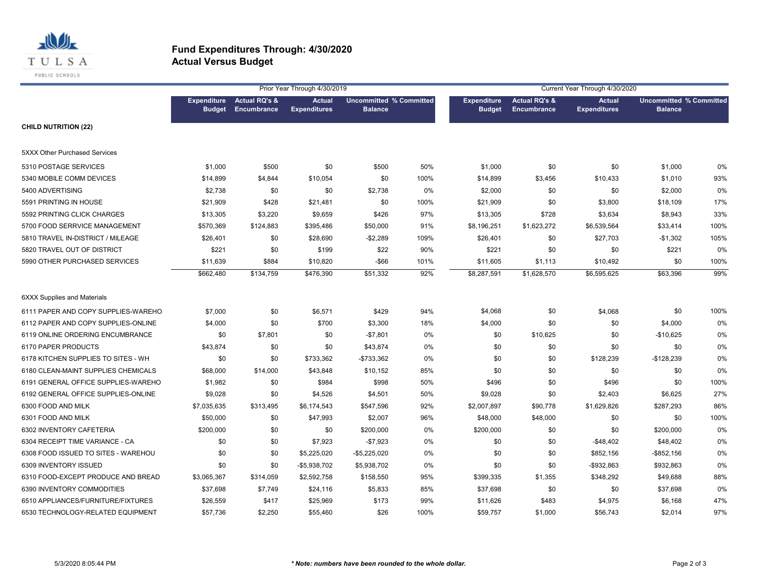# Fund Expenditures Through: 4/30/2020
## Actual Versus Budget

| | Prior Year Through 4/30/2019 | | | | | Current Year Through 4/30/2020 | | | | |
|---|---|---|---|---|---|---|---|---|---|---|
| | Expenditure Budget | Actual RQ's & Encumbrance | Actual Expenditures | Uncommitted Balance | % Committed | Expenditure Budget | Actual RQ's & Encumbrance | Actual Expenditures | Uncommitted Balance | % Committed |
| **CHILD NUTRITION (22)** | | | | | | | | | | |
| 5XXX Other Purchased Services | | | | | | | | | | |
| 5310 POSTAGE SERVICES | $1,000 | $500 | $0 | $500 | 50% | $1,000 | $0 | $0 | $1,000 | 0% |
| 5340 MOBILE COMM DEVICES | $14,899 | $4,844 | $10,054 | $0 | 100% | $14,899 | $3,456 | $10,433 | $1,010 | 93% |
| 5400 ADVERTISING | $2,738 | $0 | $0 | $2,738 | 0% | $2,000 | $0 | $0 | $2,000 | 0% |
| 5591 PRINTING IN HOUSE | $21,909 | $428 | $21,481 | $0 | 100% | $21,909 | $0 | $3,800 | $18,109 | 17% |
| 5592 PRINTING CLICK CHARGES | $13,305 | $3,220 | $9,659 | $426 | 97% | $13,305 | $728 | $3,634 | $8,943 | 33% |
| 5700 FOOD SERRVICE MANAGEMENT | $570,369 | $124,883 | $395,486 | $50,000 | 91% | $8,196,251 | $1,623,272 | $6,539,564 | $33,414 | 100% |
| 5810 TRAVEL IN-DISTRICT / MILEAGE | $26,401 | $0 | $28,690 | -$2,289 | 109% | $26,401 | $0 | $27,703 | -$1,302 | 105% |
| 5820 TRAVEL OUT OF DISTRICT | $221 | $0 | $199 | $22 | 90% | $221 | $0 | $0 | $221 | 0% |
| 5990 OTHER PURCHASED SERVICES | $11,639 | $884 | $10,820 | -$66 | 101% | $11,605 | $1,113 | $10,492 | $0 | 100% |
| | $662,480 | $134,759 | $476,390 | $51,332 | 92% | $8,287,591 | $1,628,570 | $6,595,625 | $63,396 | 99% |
| 6XXX Supplies and Materials | | | | | | | | | | |
| 6111 PAPER AND COPY SUPPLIES-WAREHO | $7,000 | $0 | $6,571 | $429 | 94% | $4,068 | $0 | $4,068 | $0 | 100% |
| 6112 PAPER AND COPY SUPPLIES-ONLINE | $4,000 | $0 | $700 | $3,300 | 18% | $4,000 | $0 | $0 | $4,000 | 0% |
| 6119 ONLINE ORDERING ENCUMBRANCE | $0 | $7,801 | $0 | -$7,801 | 0% | $0 | $10,625 | $0 | -$10,625 | 0% |
| 6170 PAPER PRODUCTS | $43,874 | $0 | $0 | $43,874 | 0% | $0 | $0 | $0 | $0 | 0% |
| 6178 KITCHEN SUPPLIES TO SITES - WH | $0 | $0 | $733,362 | -$733,362 | 0% | $0 | $0 | $128,239 | -$128,239 | 0% |
| 6180 CLEAN-MAINT SUPPLIES CHEMICALS | $68,000 | $14,000 | $43,848 | $10,152 | 85% | $0 | $0 | $0 | $0 | 0% |
| 6191 GENERAL OFFICE SUPPLIES-WAREHO | $1,982 | $0 | $984 | $998 | 50% | $496 | $0 | $496 | $0 | 100% |
| 6192 GENERAL OFFICE SUPPLIES-ONLINE | $9,028 | $0 | $4,526 | $4,501 | 50% | $9,028 | $0 | $2,403 | $6,625 | 27% |
| 6300 FOOD AND MILK | $7,035,635 | $313,495 | $6,174,543 | $547,596 | 92% | $2,007,897 | $90,778 | $1,629,826 | $287,293 | 86% |
| 6301 FOOD AND MILK | $50,000 | $0 | $47,993 | $2,007 | 96% | $48,000 | $48,000 | $0 | $0 | 100% |
| 6302 INVENTORY CAFETERIA | $200,000 | $0 | $0 | $200,000 | 0% | $200,000 | $0 | $0 | $200,000 | 0% |
| 6304 RECEIPT TIME VARIANCE - CA | $0 | $0 | $7,923 | -$7,923 | 0% | $0 | $0 | -$48,402 | $48,402 | 0% |
| 6308 FOOD ISSUED TO SITES - WAREHOU | $0 | $0 | $5,225,020 | -$5,225,020 | 0% | $0 | $0 | $852,156 | -$852,156 | 0% |
| 6309 INVENTORY ISSUED | $0 | $0 | -$5,938,702 | $5,938,702 | 0% | $0 | $0 | -$932,863 | $932,863 | 0% |
| 6310 FOOD-EXCEPT PRODUCE AND BREAD | $3,065,367 | $314,059 | $2,592,758 | $158,550 | 95% | $399,335 | $1,355 | $348,292 | $49,688 | 88% |
| 6390 INVENTORY COMMODITIES | $37,698 | $7,749 | $24,116 | $5,833 | 85% | $37,698 | $0 | $0 | $37,698 | 0% |
| 6510 APPLIANCES/FURNITURE/FIXTURES | $26,559 | $417 | $25,969 | $173 | 99% | $11,626 | $483 | $4,975 | $6,168 | 47% |
| 6530 TECHNOLOGY-RELATED EQUIPMENT | $57,736 | $2,250 | $55,460 | $26 | 100% | $59,757 | $1,000 | $56,743 | $2,014 | 97% |

5/3/2020 8:05:44 PM

*\* Note: numbers have been rounded to the whole dollar.*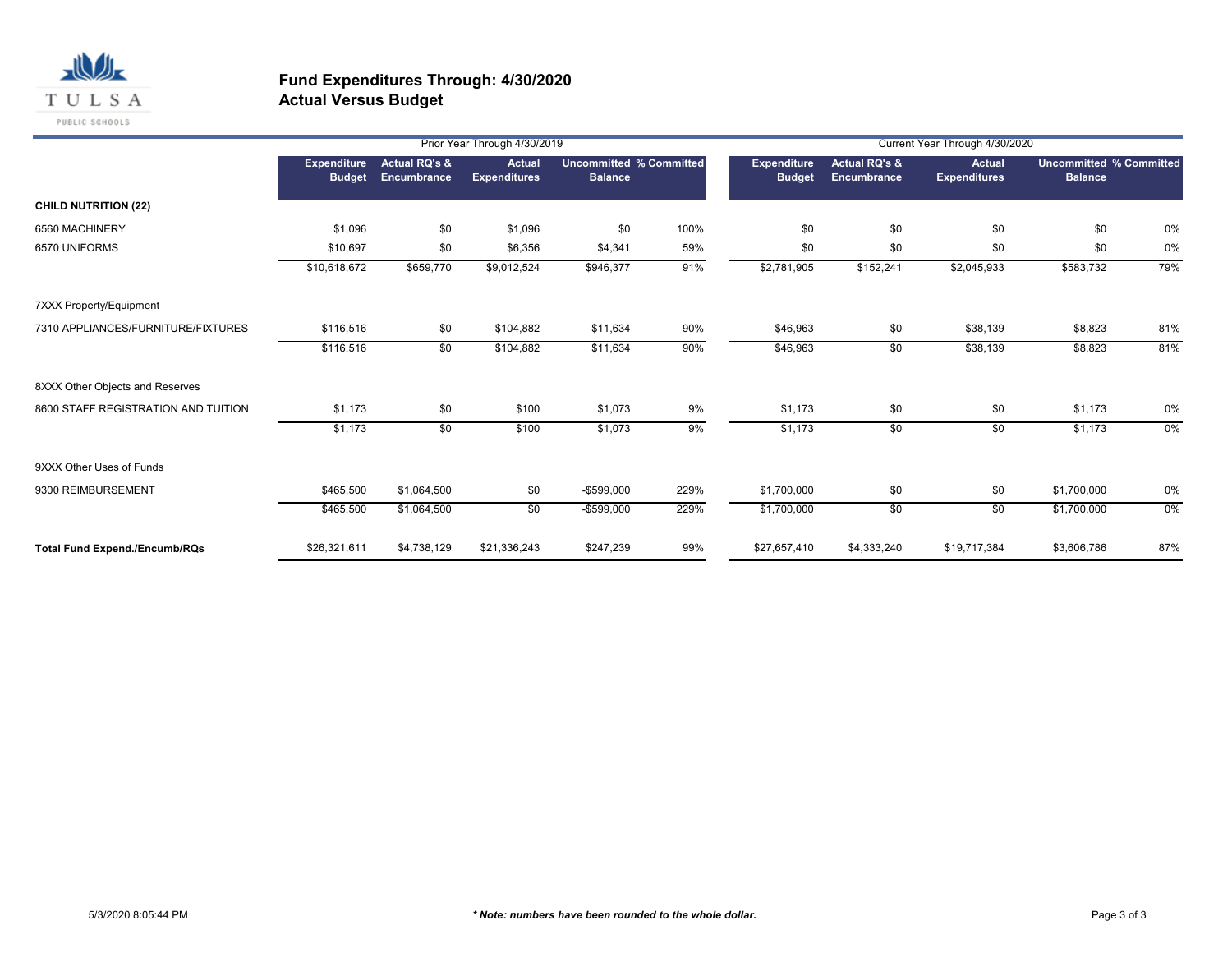## Fund Expenditures Through: 4/30/2020
## Actual Versus Budget

| | Prior Year Through 4/30/2019 | | | | | Current Year Through 4/30/2020 | | | | |
|---|---|---|---|---|---|---|---|---|---|---|
| | Expenditure Budget | Actual RQ's & Encumbrance | Actual Expenditures | Uncommitted Balance | % Committed | Expenditure Budget | Actual RQ's & Encumbrance | Actual Expenditures | Uncommitted Balance | % Committed |
| **CHILD NUTRITION (22)** | | | | | | | | | | |
| 6560 MACHINERY | $1,096 | $0 | $1,096 | $0 | 100% | $0 | $0 | $0 | $0 | 0% |
| 6570 UNIFORMS | $10,697 | $0 | $6,356 | $4,341 | 59% | $0 | $0 | $0 | $0 | 0% |
| | $10,618,672 | $659,770 | $9,012,524 | $946,377 | 91% | $2,781,905 | $152,241 | $2,045,933 | $583,732 | 79% |
| 7XXX Property/Equipment | | | | | | | | | | |
| 7310 APPLIANCES/FURNITURE/FIXTURES | $116,516 | $0 | $104,882 | $11,634 | 90% | $46,963 | $0 | $38,139 | $8,823 | 81% |
| | $116,516 | $0 | $104,882 | $11,634 | 90% | $46,963 | $0 | $38,139 | $8,823 | 81% |
| 8XXX Other Objects and Reserves | | | | | | | | | | |
| 8600 STAFF REGISTRATION AND TUITION | $1,173 | $0 | $100 | $1,073 | 9% | $1,173 | $0 | $0 | $1,173 | 0% |
| | $1,173 | $0 | $100 | $1,073 | 9% | $1,173 | $0 | $0 | $1,173 | 0% |
| 9XXX Other Uses of Funds | | | | | | | | | | |
| 9300 REIMBURSEMENT | $465,500 | $1,064,500 | $0 | -$599,000 | 229% | $1,700,000 | $0 | $0 | $1,700,000 | 0% |
| | $465,500 | $1,064,500 | $0 | -$599,000 | 229% | $1,700,000 | $0 | $0 | $1,700,000 | 0% |
| **Total Fund Expend./Encumb/RQs** | $26,321,611 | $4,738,129 | $21,336,243 | $247,239 | 99% | $27,657,410 | $4,333,240 | $19,717,384 | $3,606,786 | 87% |

5/3/2020 8:05:44 PM

***\* Note: numbers have been rounded to the whole dollar.***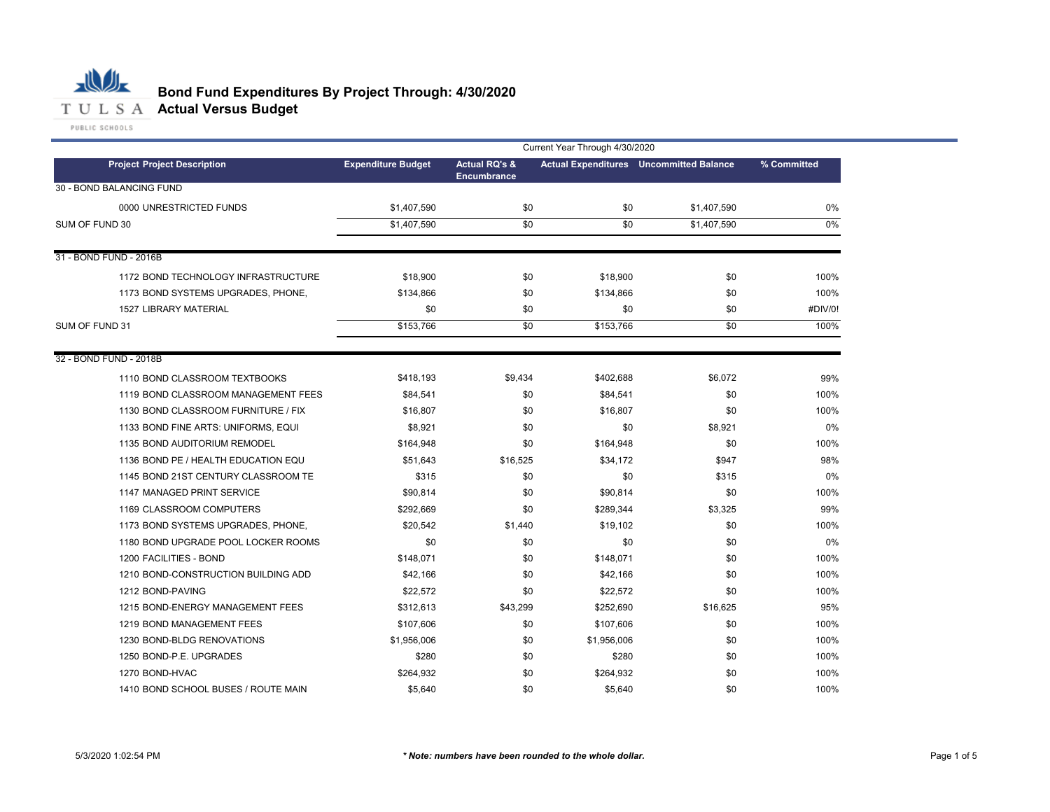# Bond Fund Expenditures By Project Through: 4/30/2020

## Actual Versus Budget

Current Year Through 4/30/2020

| Project Project Description | Expenditure Budget | Actual RQ's & Encumbrance | Actual Expenditures | Uncommitted Balance | % Committed |
|---|---|---|---|---|---|
| **30 - BOND BALANCING FUND** | | | | | |
| 0000 UNRESTRICTED FUNDS | $1,407,590 | $0 | $0 | $1,407,590 | 0% |
| SUM OF FUND 30 | $1,407,590 | $0 | $0 | $1,407,590 | 0% |
| **31 - BOND FUND - 2016B** | | | | | |
| 1172 BOND TECHNOLOGY INFRASTRUCTURE | $18,900 | $0 | $18,900 | $0 | 100% |
| 1173 BOND SYSTEMS UPGRADES, PHONE, | $134,866 | $0 | $134,866 | $0 | 100% |
| 1527 LIBRARY MATERIAL | $0 | $0 | $0 | $0 | #DIV/0! |
| SUM OF FUND 31 | $153,766 | $0 | $153,766 | $0 | 100% |
| **32 - BOND FUND - 2018B** | | | | | |
| 1110 BOND CLASSROOM TEXTBOOKS | $418,193 | $9,434 | $402,688 | $6,072 | 99% |
| 1119 BOND CLASSROOM MANAGEMENT FEES | $84,541 | $0 | $84,541 | $0 | 100% |
| 1130 BOND CLASSROOM FURNITURE / FIX | $16,807 | $0 | $16,807 | $0 | 100% |
| 1133 BOND FINE ARTS: UNIFORMS, EQUI | $8,921 | $0 | $0 | $8,921 | 0% |
| 1135 BOND AUDITORIUM REMODEL | $164,948 | $0 | $164,948 | $0 | 100% |
| 1136 BOND PE / HEALTH EDUCATION EQU | $51,643 | $16,525 | $34,172 | $947 | 98% |
| 1145 BOND 21ST CENTURY CLASSROOM TE | $315 | $0 | $0 | $315 | 0% |
| 1147 MANAGED PRINT SERVICE | $90,814 | $0 | $90,814 | $0 | 100% |
| 1169 CLASSROOM COMPUTERS | $292,669 | $0 | $289,344 | $3,325 | 99% |
| 1173 BOND SYSTEMS UPGRADES, PHONE, | $20,542 | $1,440 | $19,102 | $0 | 100% |
| 1180 BOND UPGRADE POOL LOCKER ROOMS | $0 | $0 | $0 | $0 | 0% |
| 1200 FACILITIES - BOND | $148,071 | $0 | $148,071 | $0 | 100% |
| 1210 BOND-CONSTRUCTION BUILDING ADD | $42,166 | $0 | $42,166 | $0 | 100% |
| 1212 BOND-PAVING | $22,572 | $0 | $22,572 | $0 | 100% |
| 1215 BOND-ENERGY MANAGEMENT FEES | $312,613 | $43,299 | $252,690 | $16,625 | 95% |
| 1219 BOND MANAGEMENT FEES | $107,606 | $0 | $107,606 | $0 | 100% |
| 1230 BOND-BLDG RENOVATIONS | $1,956,006 | $0 | $1,956,006 | $0 | 100% |
| 1250 BOND-P.E. UPGRADES | $280 | $0 | $280 | $0 | 100% |
| 1270 BOND-HVAC | $264,932 | $0 | $264,932 | $0 | 100% |
| 1410 BOND SCHOOL BUSES / ROUTE MAIN | $5,640 | $0 | $5,640 | $0 | 100% |

5/3/2020 1:02:54 PM

*** Note: numbers have been rounded to the whole dollar.***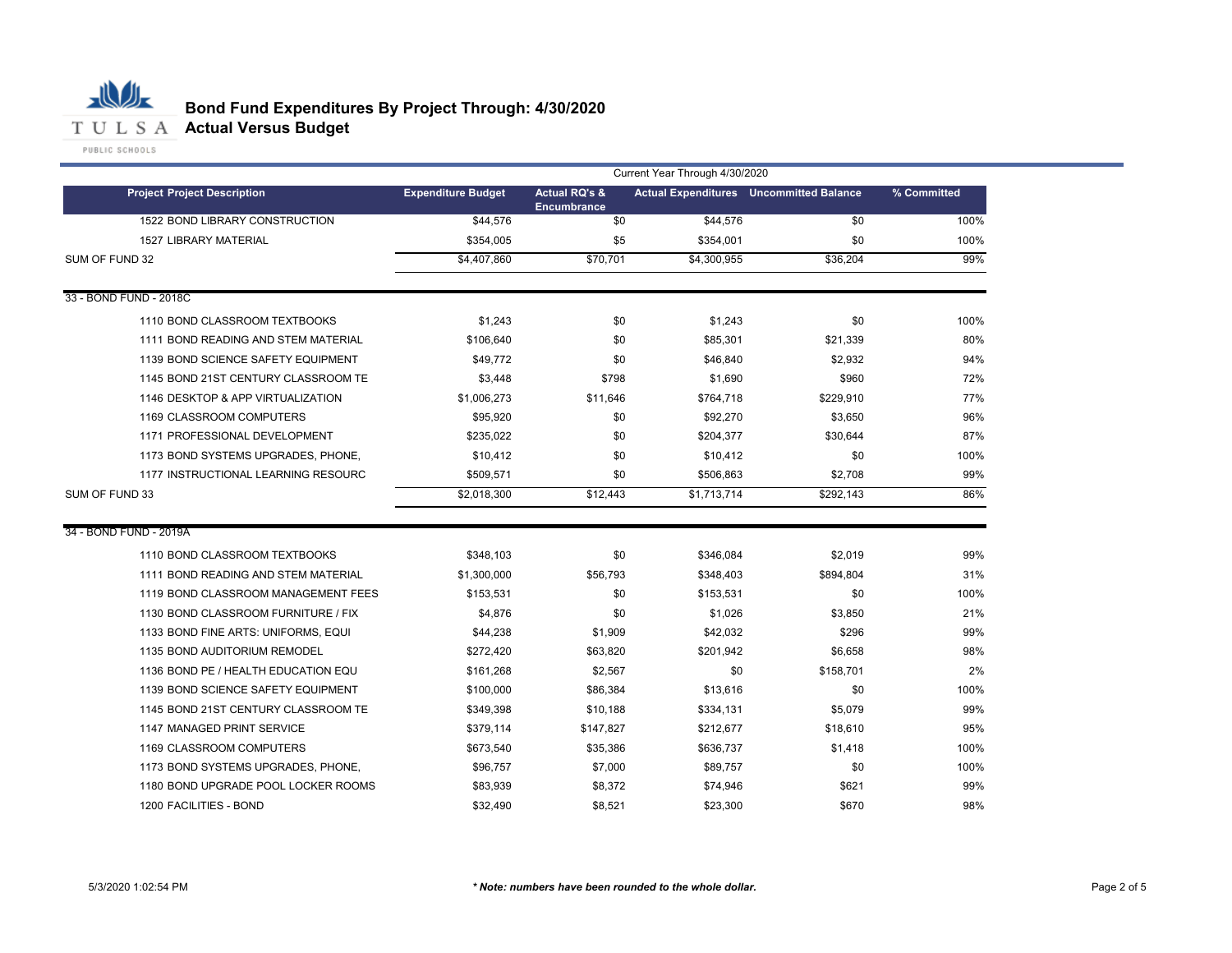# Bond Fund Expenditures By Project Through: 4/30/2020
## Actual Versus Budget

| | Current Year Through 4/30/2020 | | | | |
|---|---|---|---|---|---|
| **Project Project Description** | **Expenditure Budget** | **Actual RQ's & Encumbrance** | **Actual Expenditures** | **Uncommitted Balance** | **% Committed** |
| 1522 BOND LIBRARY CONSTRUCTION | $44,576 | $0 | $44,576 | $0 | 100% |
| 1527 LIBRARY MATERIAL | $354,005 | $5 | $354,001 | $0 | 100% |
| SUM OF FUND 32 | $4,407,860 | $70,701 | $4,300,955 | $36,204 | 99% |
| **33 - BOND FUND - 2018C** | | | | | |
| 1110 BOND CLASSROOM TEXTBOOKS | $1,243 | $0 | $1,243 | $0 | 100% |
| 1111 BOND READING AND STEM MATERIAL | $106,640 | $0 | $85,301 | $21,339 | 80% |
| 1139 BOND SCIENCE SAFETY EQUIPMENT | $49,772 | $0 | $46,840 | $2,932 | 94% |
| 1145 BOND 21ST CENTURY CLASSROOM TE | $3,448 | $798 | $1,690 | $960 | 72% |
| 1146 DESKTOP & APP VIRTUALIZATION | $1,006,273 | $11,646 | $764,718 | $229,910 | 77% |
| 1169 CLASSROOM COMPUTERS | $95,920 | $0 | $92,270 | $3,650 | 96% |
| 1171 PROFESSIONAL DEVELOPMENT | $235,022 | $0 | $204,377 | $30,644 | 87% |
| 1173 BOND SYSTEMS UPGRADES, PHONE, | $10,412 | $0 | $10,412 | $0 | 100% |
| 1177 INSTRUCTIONAL LEARNING RESOURC | $509,571 | $0 | $506,863 | $2,708 | 99% |
| SUM OF FUND 33 | $2,018,300 | $12,443 | $1,713,714 | $292,143 | 86% |
| **34 - BOND FUND - 2019A** | | | | | |
| 1110 BOND CLASSROOM TEXTBOOKS | $348,103 | $0 | $346,084 | $2,019 | 99% |
| 1111 BOND READING AND STEM MATERIAL | $1,300,000 | $56,793 | $348,403 | $894,804 | 31% |
| 1119 BOND CLASSROOM MANAGEMENT FEES | $153,531 | $0 | $153,531 | $0 | 100% |
| 1130 BOND CLASSROOM FURNITURE / FIX | $4,876 | $0 | $1,026 | $3,850 | 21% |
| 1133 BOND FINE ARTS: UNIFORMS, EQUI | $44,238 | $1,909 | $42,032 | $296 | 99% |
| 1135 BOND AUDITORIUM REMODEL | $272,420 | $63,820 | $201,942 | $6,658 | 98% |
| 1136 BOND PE / HEALTH EDUCATION EQU | $161,268 | $2,567 | $0 | $158,701 | 2% |
| 1139 BOND SCIENCE SAFETY EQUIPMENT | $100,000 | $86,384 | $13,616 | $0 | 100% |
| 1145 BOND 21ST CENTURY CLASSROOM TE | $349,398 | $10,188 | $334,131 | $5,079 | 99% |
| 1147 MANAGED PRINT SERVICE | $379,114 | $147,827 | $212,677 | $18,610 | 95% |
| 1169 CLASSROOM COMPUTERS | $673,540 | $35,386 | $636,737 | $1,418 | 100% |
| 1173 BOND SYSTEMS UPGRADES, PHONE, | $96,757 | $7,000 | $89,757 | $0 | 100% |
| 1180 BOND UPGRADE POOL LOCKER ROOMS | $83,939 | $8,372 | $74,946 | $621 | 99% |
| 1200 FACILITIES - BOND | $32,490 | $8,521 | $23,300 | $670 | 98% |

*** Note: numbers have been rounded to the whole dollar.**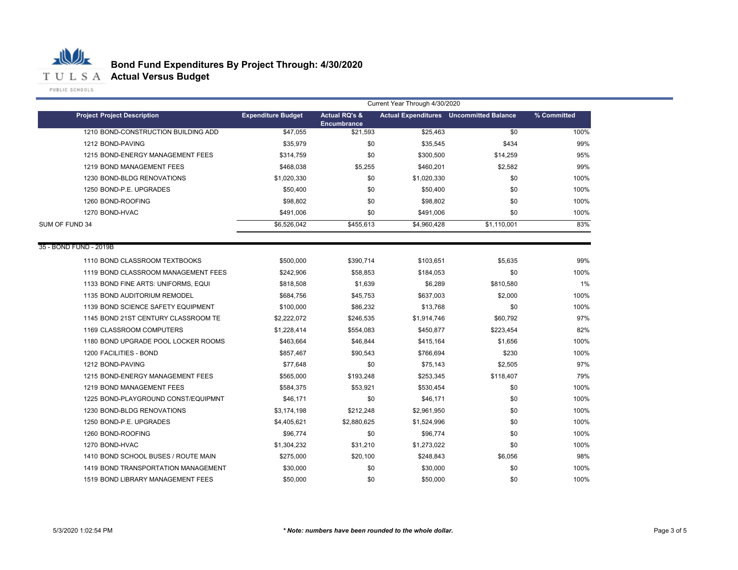# Bond Fund Expenditures By Project Through: 4/30/2020
## Actual Versus Budget

| Project Project Description | Expenditure Budget | Actual RQ's & Encumbrance | Actual Expenditures | Uncommitted Balance | % Committed |
|---|---|---|---|---|---|
| | Current Year Through 4/30/2020 | | | | |
| 1210 BOND-CONSTRUCTION BUILDING ADD | $47,055 | $21,593 | $25,463 | $0 | 100% |
| 1212 BOND-PAVING | $35,979 | $0 | $35,545 | $434 | 99% |
| 1215 BOND-ENERGY MANAGEMENT FEES | $314,759 | $0 | $300,500 | $14,259 | 95% |
| 1219 BOND MANAGEMENT FEES | $468,038 | $5,255 | $460,201 | $2,582 | 99% |
| 1230 BOND-BLDG RENOVATIONS | $1,020,330 | $0 | $1,020,330 | $0 | 100% |
| 1250 BOND-P.E. UPGRADES | $50,400 | $0 | $50,400 | $0 | 100% |
| 1260 BOND-ROOFING | $98,802 | $0 | $98,802 | $0 | 100% |
| 1270 BOND-HVAC | $491,006 | $0 | $491,006 | $0 | 100% |
| SUM OF FUND 34 | $6,526,042 | $455,613 | $4,960,428 | $1,110,001 | 83% |
| 35 - BOND FUND - 2019B | | | | | |
| 1110 BOND CLASSROOM TEXTBOOKS | $500,000 | $390,714 | $103,651 | $5,635 | 99% |
| 1119 BOND CLASSROOM MANAGEMENT FEES | $242,906 | $58,853 | $184,053 | $0 | 100% |
| 1133 BOND FINE ARTS: UNIFORMS, EQUI | $818,508 | $1,639 | $6,289 | $810,580 | 1% |
| 1135 BOND AUDITORIUM REMODEL | $684,756 | $45,753 | $637,003 | $2,000 | 100% |
| 1139 BOND SCIENCE SAFETY EQUIPMENT | $100,000 | $86,232 | $13,768 | $0 | 100% |
| 1145 BOND 21ST CENTURY CLASSROOM TE | $2,222,072 | $246,535 | $1,914,746 | $60,792 | 97% |
| 1169 CLASSROOM COMPUTERS | $1,228,414 | $554,083 | $450,877 | $223,454 | 82% |
| 1180 BOND UPGRADE POOL LOCKER ROOMS | $463,664 | $46,844 | $415,164 | $1,656 | 100% |
| 1200 FACILITIES - BOND | $857,467 | $90,543 | $766,694 | $230 | 100% |
| 1212 BOND-PAVING | $77,648 | $0 | $75,143 | $2,505 | 97% |
| 1215 BOND-ENERGY MANAGEMENT FEES | $565,000 | $193,248 | $253,345 | $118,407 | 79% |
| 1219 BOND MANAGEMENT FEES | $584,375 | $53,921 | $530,454 | $0 | 100% |
| 1225 BOND-PLAYGROUND CONST/EQUIPMNT | $46,171 | $0 | $46,171 | $0 | 100% |
| 1230 BOND-BLDG RENOVATIONS | $3,174,198 | $212,248 | $2,961,950 | $0 | 100% |
| 1250 BOND-P.E. UPGRADES | $4,405,621 | $2,880,625 | $1,524,996 | $0 | 100% |
| 1260 BOND-ROOFING | $96,774 | $0 | $96,774 | $0 | 100% |
| 1270 BOND-HVAC | $1,304,232 | $31,210 | $1,273,022 | $0 | 100% |
| 1410 BOND SCHOOL BUSES / ROUTE MAIN | $275,000 | $20,100 | $248,843 | $6,056 | 98% |
| 1419 BOND TRANSPORTATION MANAGEMENT | $30,000 | $0 | $30,000 | $0 | 100% |
| 1519 BOND LIBRARY MANAGEMENT FEES | $50,000 | $0 | $50,000 | $0 | 100% |

5/3/2020 1:02:54 PM

*\* Note: numbers have been rounded to the whole dollar.*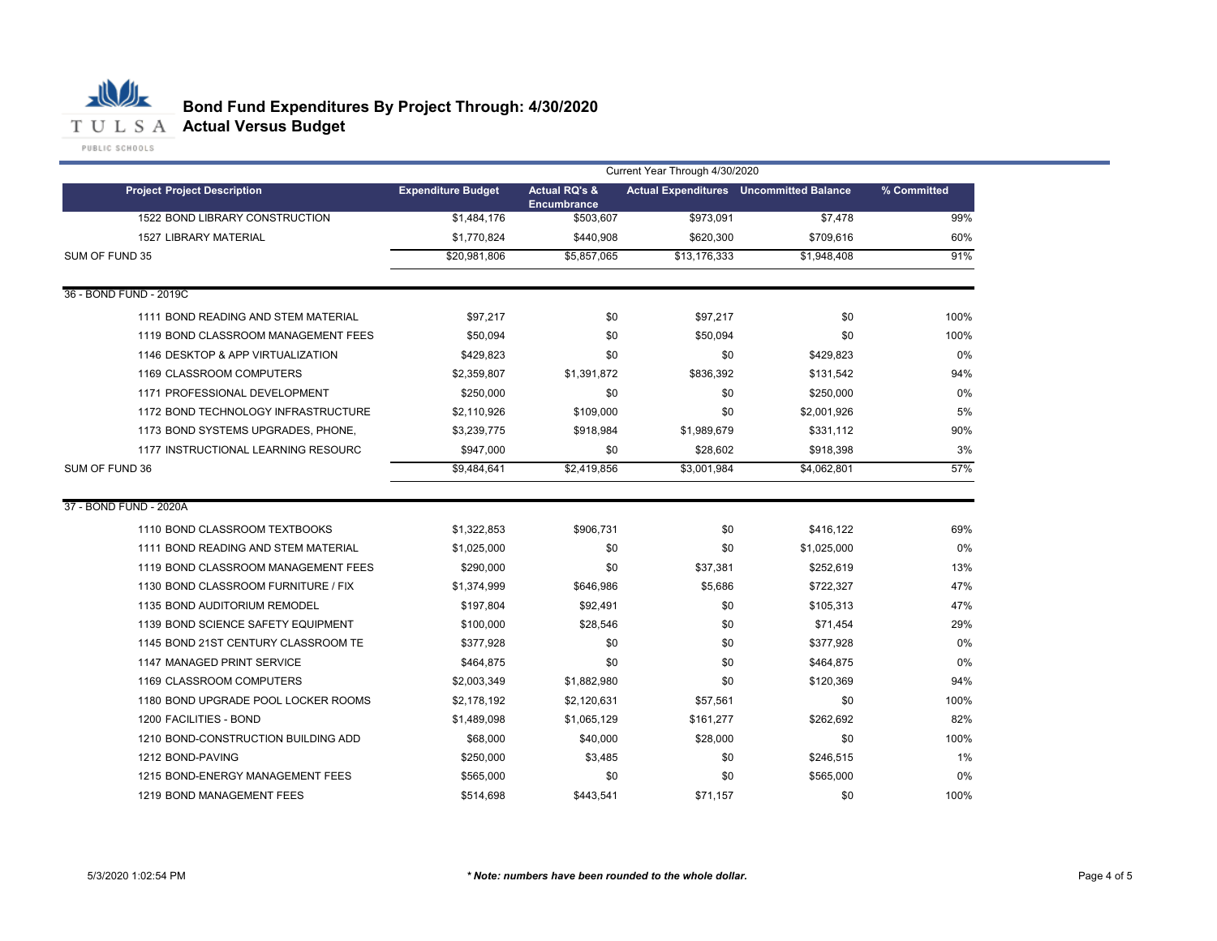# Bond Fund Expenditures By Project Through: 4/30/2020
## Actual Versus Budget

| | Current Year Through 4/30/2020 | | | | |
|---|---|---|---|---|---|
| **Project Project Description** | **Expenditure Budget** | **Actual RQ's & Encumbrance** | **Actual Expenditures** | **Uncommitted Balance** | **% Committed** |
| 1522 BOND LIBRARY CONSTRUCTION | $1,484,176 | $503,607 | $973,091 | $7,478 | 99% |
| 1527 LIBRARY MATERIAL | $1,770,824 | $440,908 | $620,300 | $709,616 | 60% |
| SUM OF FUND 35 | $20,981,806 | $5,857,065 | $13,176,333 | $1,948,408 | 91% |
| 36 - BOND FUND - 2019C | | | | | |
| 1111 BOND READING AND STEM MATERIAL | $97,217 | $0 | $97,217 | $0 | 100% |
| 1119 BOND CLASSROOM MANAGEMENT FEES | $50,094 | $0 | $50,094 | $0 | 100% |
| 1146 DESKTOP & APP VIRTUALIZATION | $429,823 | $0 | $0 | $429,823 | 0% |
| 1169 CLASSROOM COMPUTERS | $2,359,807 | $1,391,872 | $836,392 | $131,542 | 94% |
| 1171 PROFESSIONAL DEVELOPMENT | $250,000 | $0 | $0 | $250,000 | 0% |
| 1172 BOND TECHNOLOGY INFRASTRUCTURE | $2,110,926 | $109,000 | $0 | $2,001,926 | 5% |
| 1173 BOND SYSTEMS UPGRADES, PHONE, | $3,239,775 | $918,984 | $1,989,679 | $331,112 | 90% |
| 1177 INSTRUCTIONAL LEARNING RESOURC | $947,000 | $0 | $28,602 | $918,398 | 3% |
| SUM OF FUND 36 | $9,484,641 | $2,419,856 | $3,001,984 | $4,062,801 | 57% |
| 37 - BOND FUND - 2020A | | | | | |
| 1110 BOND CLASSROOM TEXTBOOKS | $1,322,853 | $906,731 | $0 | $416,122 | 69% |
| 1111 BOND READING AND STEM MATERIAL | $1,025,000 | $0 | $0 | $1,025,000 | 0% |
| 1119 BOND CLASSROOM MANAGEMENT FEES | $290,000 | $0 | $37,381 | $252,619 | 13% |
| 1130 BOND CLASSROOM FURNITURE / FIX | $1,374,999 | $646,986 | $5,686 | $722,327 | 47% |
| 1135 BOND AUDITORIUM REMODEL | $197,804 | $92,491 | $0 | $105,313 | 47% |
| 1139 BOND SCIENCE SAFETY EQUIPMENT | $100,000 | $28,546 | $0 | $71,454 | 29% |
| 1145 BOND 21ST CENTURY CLASSROOM TE | $377,928 | $0 | $0 | $377,928 | 0% |
| 1147 MANAGED PRINT SERVICE | $464,875 | $0 | $0 | $464,875 | 0% |
| 1169 CLASSROOM COMPUTERS | $2,003,349 | $1,882,980 | $0 | $120,369 | 94% |
| 1180 BOND UPGRADE POOL LOCKER ROOMS | $2,178,192 | $2,120,631 | $57,561 | $0 | 100% |
| 1200 FACILITIES - BOND | $1,489,098 | $1,065,129 | $161,277 | $262,692 | 82% |
| 1210 BOND-CONSTRUCTION BUILDING ADD | $68,000 | $40,000 | $28,000 | $0 | 100% |
| 1212 BOND-PAVING | $250,000 | $3,485 | $0 | $246,515 | 1% |
| 1215 BOND-ENERGY MANAGEMENT FEES | $565,000 | $0 | $0 | $565,000 | 0% |
| 1219 BOND MANAGEMENT FEES | $514,698 | $443,541 | $71,157 | $0 | 100% |

5/3/2020 1:02:54 PM

*** Note: numbers have been rounded to the whole dollar.***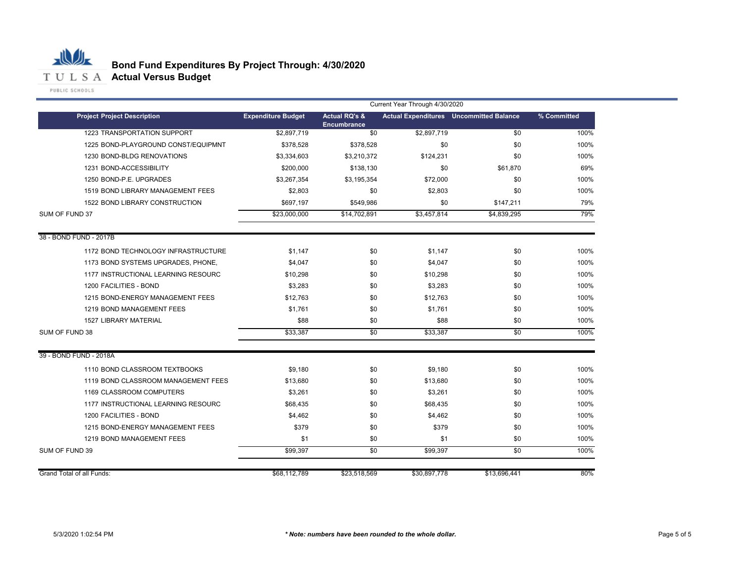# Bond Fund Expenditures By Project Through: 4/30/2020

## Actual Versus Budget

| Project Project Description | Expenditure Budget | Actual RQ's & Encumbrance | Actual Expenditures | Uncommitted Balance | % Committed |
|---|---|---|---|---|---|
| | Current Year Through 4/30/2020 | | | | |
| 1223 TRANSPORTATION SUPPORT | $2,897,719 | $0 | $2,897,719 | $0 | 100% |
| 1225 BOND-PLAYGROUND CONST/EQUIPMNT | $378,528 | $378,528 | $0 | $0 | 100% |
| 1230 BOND-BLDG RENOVATIONS | $3,334,603 | $3,210,372 | $124,231 | $0 | 100% |
| 1231 BOND-ACCESSIBILITY | $200,000 | $138,130 | $0 | $61,870 | 69% |
| 1250 BOND-P.E. UPGRADES | $3,267,354 | $3,195,354 | $72,000 | $0 | 100% |
| 1519 BOND LIBRARY MANAGEMENT FEES | $2,803 | $0 | $2,803 | $0 | 100% |
| 1522 BOND LIBRARY CONSTRUCTION | $697,197 | $549,986 | $0 | $147,211 | 79% |
| SUM OF FUND 37 | $23,000,000 | $14,702,891 | $3,457,814 | $4,839,295 | 79% |
| **38 - BOND FUND - 2017B** | | | | | |
| 1172 BOND TECHNOLOGY INFRASTRUCTURE | $1,147 | $0 | $1,147 | $0 | 100% |
| 1173 BOND SYSTEMS UPGRADES, PHONE, | $4,047 | $0 | $4,047 | $0 | 100% |
| 1177 INSTRUCTIONAL LEARNING RESOURC | $10,298 | $0 | $10,298 | $0 | 100% |
| 1200 FACILITIES - BOND | $3,283 | $0 | $3,283 | $0 | 100% |
| 1215 BOND-ENERGY MANAGEMENT FEES | $12,763 | $0 | $12,763 | $0 | 100% |
| 1219 BOND MANAGEMENT FEES | $1,761 | $0 | $1,761 | $0 | 100% |
| 1527 LIBRARY MATERIAL | $88 | $0 | $88 | $0 | 100% |
| SUM OF FUND 38 | $33,387 | $0 | $33,387 | $0 | 100% |
| **39 - BOND FUND - 2018A** | | | | | |
| 1110 BOND CLASSROOM TEXTBOOKS | $9,180 | $0 | $9,180 | $0 | 100% |
| 1119 BOND CLASSROOM MANAGEMENT FEES | $13,680 | $0 | $13,680 | $0 | 100% |
| 1169 CLASSROOM COMPUTERS | $3,261 | $0 | $3,261 | $0 | 100% |
| 1177 INSTRUCTIONAL LEARNING RESOURC | $68,435 | $0 | $68,435 | $0 | 100% |
| 1200 FACILITIES - BOND | $4,462 | $0 | $4,462 | $0 | 100% |
| 1215 BOND-ENERGY MANAGEMENT FEES | $379 | $0 | $379 | $0 | 100% |
| 1219 BOND MANAGEMENT FEES | $1 | $0 | $1 | $0 | 100% |
| SUM OF FUND 39 | $99,397 | $0 | $99,397 | $0 | 100% |
| Grand Total of all Funds: | $68,112,789 | $23,518,569 | $30,897,778 | $13,696,441 | 80% |

5/3/2020 1:02:54 PM

*** Note: numbers have been rounded to the whole dollar.***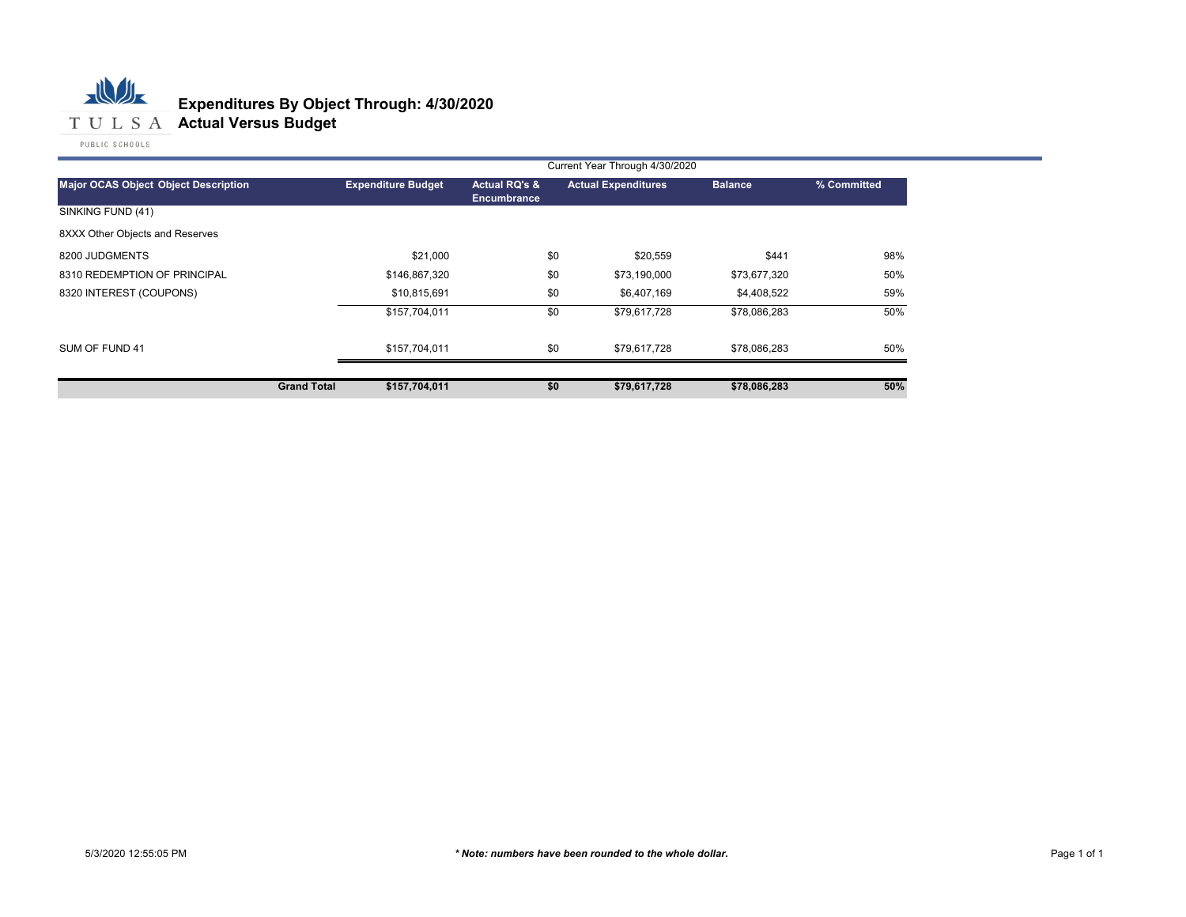# Expenditures By Object Through: 4/30/2020
## Actual Versus Budget

TULSA PUBLIC SCHOOLS

| | Current Year Through 4/30/2020 | | | | |
|---|---|---|---|---|---|
| **Major OCAS Object Object Description** | **Expenditure Budget** | **Actual RQ's & Encumbrance** | **Actual Expenditures** | **Balance** | **% Committed** |
| SINKING FUND (41) | | | | | |
| 8XXX Other Objects and Reserves | | | | | |
| 8200 JUDGMENTS | $21,000 | $0 | $20,559 | $441 | 98% |
| 8310 REDEMPTION OF PRINCIPAL | $146,867,320 | $0 | $73,190,000 | $73,677,320 | 50% |
| 8320 INTEREST (COUPONS) | $10,815,691 | $0 | $6,407,169 | $4,408,522 | 59% |
| | $157,704,011 | $0 | $79,617,728 | $78,086,283 | 50% |
| SUM OF FUND 41 | $157,704,011 | $0 | $79,617,728 | $78,086,283 | 50% |
| **Grand Total** | **$157,704,011** | **$0** | **$79,617,728** | **$78,086,283** | **50%** |

5/3/2020 12:55:05 PM

***Note: numbers have been rounded to the whole dollar.**